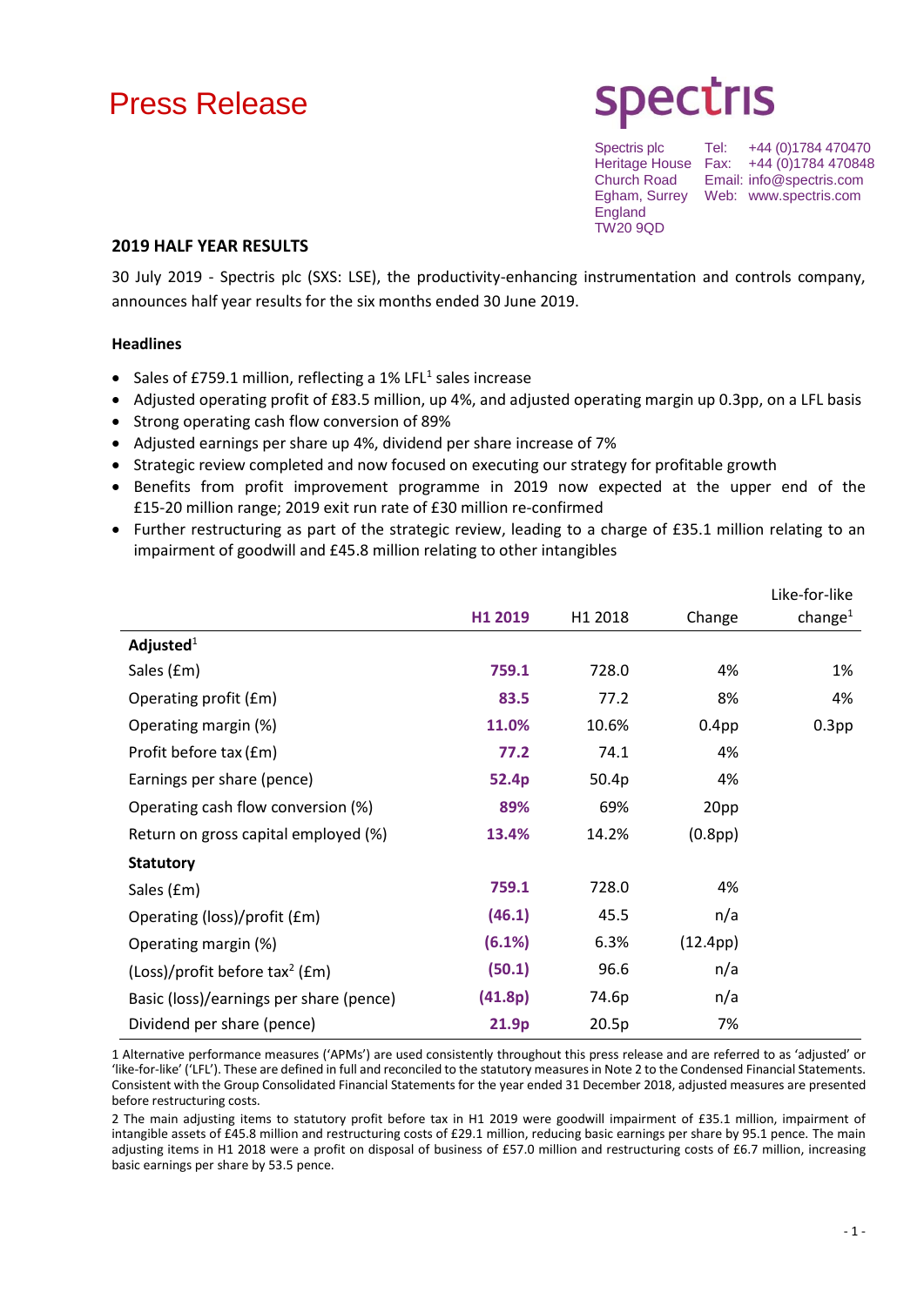# Press Release

**spectris**

Spectris plc
Heritage House
Church Road
Egham, Surrey
England
TW20 9QD

Tel: +44 (0)1784 470470
Fax: +44 (0)1784 470848
Email: info@spectris.com
Web: www.spectris.com

## 2019 HALF YEAR RESULTS

30 July 2019 - Spectris plc (SXS: LSE), the productivity-enhancing instrumentation and controls company, announces half year results for the six months ended 30 June 2019.

### Headlines

- Sales of £759.1 million, reflecting a 1% LFL[1] sales increase
- Adjusted operating profit of £83.5 million, up 4%, and adjusted operating margin up 0.3pp, on a LFL basis
- Strong operating cash flow conversion of 89%
- Adjusted earnings per share up 4%, dividend per share increase of 7%
- Strategic review completed and now focused on executing our strategy for profitable growth
- Benefits from profit improvement programme in 2019 now expected at the upper end of the £15-20 million range; 2019 exit run rate of £30 million re-confirmed
- Further restructuring as part of the strategic review, leading to a charge of £35.1 million relating to an impairment of goodwill and £45.8 million relating to other intangibles

| | H1 2019 | H1 2018 | Change | Like-for-like change[1] |
|---|---|---|---|---|
| **Adjusted**[1] | | | | |
| Sales (£m) | **759.1** | 728.0 | 4% | 1% |
| Operating profit (£m) | **83.5** | 77.2 | 8% | 4% |
| Operating margin (%) | **11.0%** | 10.6% | 0.4pp | 0.3pp |
| Profit before tax (£m) | **77.2** | 74.1 | 4% | |
| Earnings per share (pence) | **52.4p** | 50.4p | 4% | |
| Operating cash flow conversion (%) | **89%** | 69% | 20pp | |
| Return on gross capital employed (%) | **13.4%** | 14.2% | (0.8pp) | |
| **Statutory** | | | | |
| Sales (£m) | **759.1** | 728.0 | 4% | |
| Operating (loss)/profit (£m) | **(46.1)** | 45.5 | n/a | |
| Operating margin (%) | **(6.1%)** | 6.3% | (12.4pp) | |
| (Loss)/profit before tax[2] (£m) | **(50.1)** | 96.6 | n/a | |
| Basic (loss)/earnings per share (pence) | **(41.8p)** | 74.6p | n/a | |
| Dividend per share (pence) | **21.9p** | 20.5p | 7% | |

1 Alternative performance measures ('APMs') are used consistently throughout this press release and are referred to as 'adjusted' or 'like-for-like' ('LFL'). These are defined in full and reconciled to the statutory measures in Note 2 to the Condensed Financial Statements. Consistent with the Group Consolidated Financial Statements for the year ended 31 December 2018, adjusted measures are presented before restructuring costs.

2 The main adjusting items to statutory profit before tax in H1 2019 were goodwill impairment of £35.1 million, impairment of intangible assets of £45.8 million and restructuring costs of £29.1 million, reducing basic earnings per share by 95.1 pence. The main adjusting items in H1 2018 were a profit on disposal of business of £57.0 million and restructuring costs of £6.7 million, increasing basic earnings per share by 53.5 pence.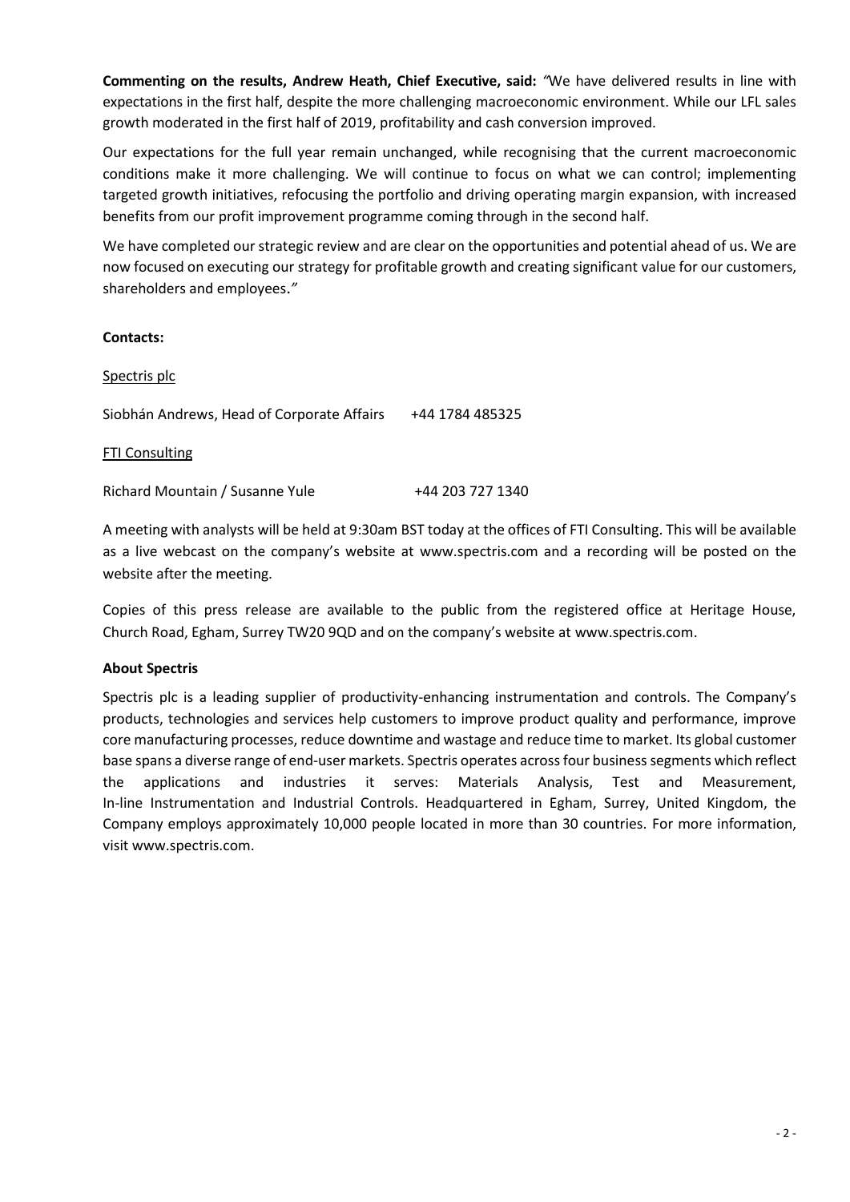**Commenting on the results, Andrew Heath, Chief Executive, said:** *"*We have delivered results in line with expectations in the first half, despite the more challenging macroeconomic environment. While our LFL sales growth moderated in the first half of 2019, profitability and cash conversion improved.

Our expectations for the full year remain unchanged, while recognising that the current macroeconomic conditions make it more challenging. We will continue to focus on what we can control; implementing targeted growth initiatives, refocusing the portfolio and driving operating margin expansion, with increased benefits from our profit improvement programme coming through in the second half.

We have completed our strategic review and are clear on the opportunities and potential ahead of us. We are now focused on executing our strategy for profitable growth and creating significant value for our customers, shareholders and employees.*"*

**Contacts:**

Spectris plc

Siobhán Andrews, Head of Corporate Affairs +44 1784 485325

FTI Consulting

Richard Mountain / Susanne Yule +44 203 727 1340

A meeting with analysts will be held at 9:30am BST today at the offices of FTI Consulting. This will be available as a live webcast on the company's website at www.spectris.com and a recording will be posted on the website after the meeting.

Copies of this press release are available to the public from the registered office at Heritage House, Church Road, Egham, Surrey TW20 9QD and on the company's website at www.spectris.com.

**About Spectris**

Spectris plc is a leading supplier of productivity-enhancing instrumentation and controls. The Company's products, technologies and services help customers to improve product quality and performance, improve core manufacturing processes, reduce downtime and wastage and reduce time to market. Its global customer base spans a diverse range of end-user markets. Spectris operates across four business segments which reflect the applications and industries it serves: Materials Analysis, Test and Measurement, In-line Instrumentation and Industrial Controls. Headquartered in Egham, Surrey, United Kingdom, the Company employs approximately 10,000 people located in more than 30 countries. For more information, visit www.spectris.com.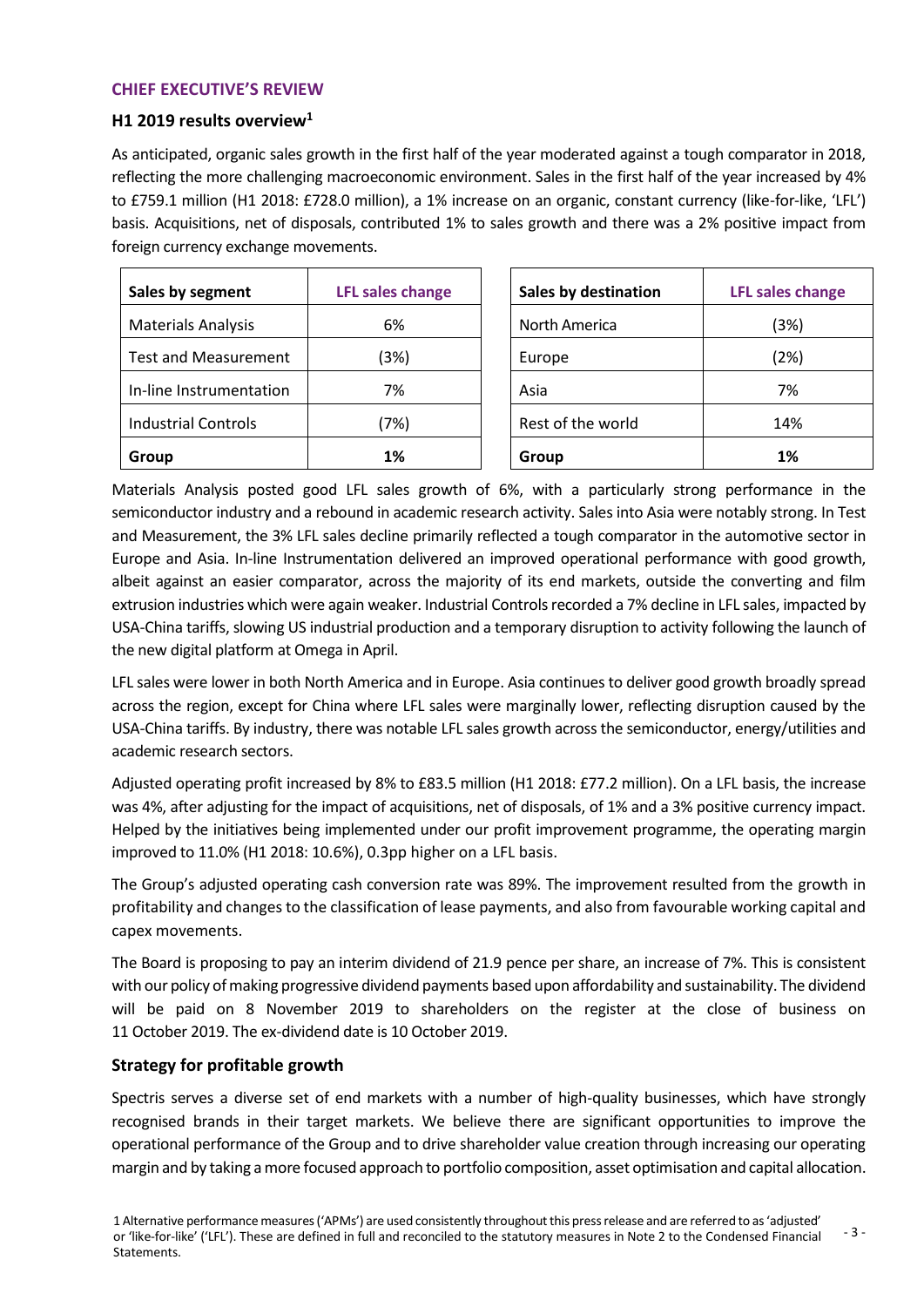## CHIEF EXECUTIVE'S REVIEW

### H1 2019 results overview[1]

As anticipated, organic sales growth in the first half of the year moderated against a tough comparator in 2018, reflecting the more challenging macroeconomic environment. Sales in the first half of the year increased by 4% to £759.1 million (H1 2018: £728.0 million), a 1% increase on an organic, constant currency (like-for-like, 'LFL') basis. Acquisitions, net of disposals, contributed 1% to sales growth and there was a 2% positive impact from foreign currency exchange movements.

| Sales by segment | LFL sales change |
|---|---|
| Materials Analysis | 6% |
| Test and Measurement | (3%) |
| In-line Instrumentation | 7% |
| Industrial Controls | (7%) |
| **Group** | **1%** |

| Sales by destination | LFL sales change |
|---|---|
| North America | (3%) |
| Europe | (2%) |
| Asia | 7% |
| Rest of the world | 14% |
| **Group** | **1%** |

Materials Analysis posted good LFL sales growth of 6%, with a particularly strong performance in the semiconductor industry and a rebound in academic research activity. Sales into Asia were notably strong. In Test and Measurement, the 3% LFL sales decline primarily reflected a tough comparator in the automotive sector in Europe and Asia. In-line Instrumentation delivered an improved operational performance with good growth, albeit against an easier comparator, across the majority of its end markets, outside the converting and film extrusion industries which were again weaker. Industrial Controls recorded a 7% decline in LFL sales, impacted by USA-China tariffs, slowing US industrial production and a temporary disruption to activity following the launch of the new digital platform at Omega in April.

LFL sales were lower in both North America and in Europe. Asia continues to deliver good growth broadly spread across the region, except for China where LFL sales were marginally lower, reflecting disruption caused by the USA-China tariffs. By industry, there was notable LFL sales growth across the semiconductor, energy/utilities and academic research sectors.

Adjusted operating profit increased by 8% to £83.5 million (H1 2018: £77.2 million). On a LFL basis, the increase was 4%, after adjusting for the impact of acquisitions, net of disposals, of 1% and a 3% positive currency impact. Helped by the initiatives being implemented under our profit improvement programme, the operating margin improved to 11.0% (H1 2018: 10.6%), 0.3pp higher on a LFL basis.

The Group's adjusted operating cash conversion rate was 89%. The improvement resulted from the growth in profitability and changes to the classification of lease payments, and also from favourable working capital and capex movements.

The Board is proposing to pay an interim dividend of 21.9 pence per share, an increase of 7%. This is consistent with our policy of making progressive dividend payments based upon affordability and sustainability. The dividend will be paid on 8 November 2019 to shareholders on the register at the close of business on 11 October 2019. The ex-dividend date is 10 October 2019.

### Strategy for profitable growth

Spectris serves a diverse set of end markets with a number of high-quality businesses, which have strongly recognised brands in their target markets. We believe there are significant opportunities to improve the operational performance of the Group and to drive shareholder value creation through increasing our operating margin and by taking a more focused approach to portfolio composition, asset optimisation and capital allocation.

1 Alternative performance measures ('APMs') are used consistently throughout this press release and are referred to as 'adjusted' or 'like-for-like' ('LFL'). These are defined in full and reconciled to the statutory measures in Note 2 to the Condensed Financial Statements.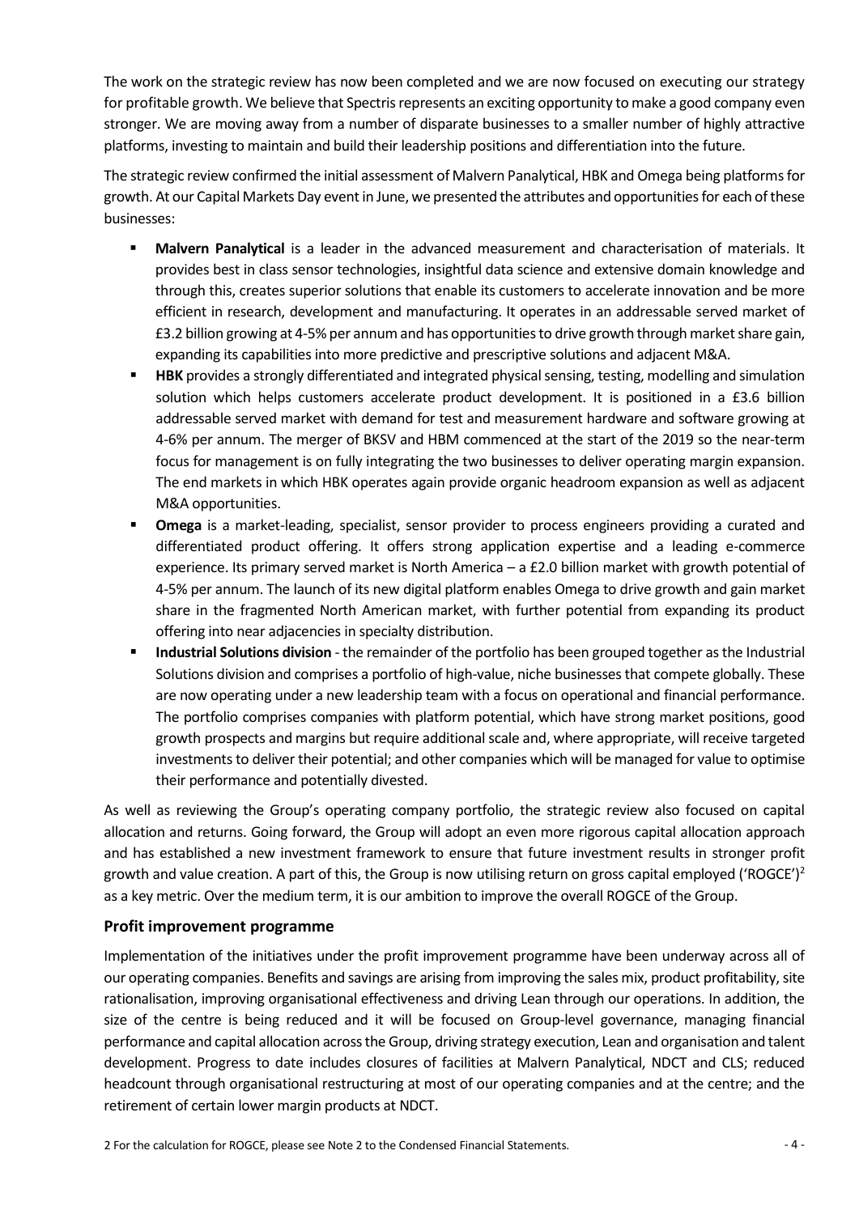The work on the strategic review has now been completed and we are now focused on executing our strategy for profitable growth. We believe that Spectris represents an exciting opportunity to make a good company even stronger. We are moving away from a number of disparate businesses to a smaller number of highly attractive platforms, investing to maintain and build their leadership positions and differentiation into the future.

The strategic review confirmed the initial assessment of Malvern Panalytical, HBK and Omega being platforms for growth. At our Capital Markets Day event in June, we presented the attributes and opportunities for each of these businesses:

- **Malvern Panalytical** is a leader in the advanced measurement and characterisation of materials. It provides best in class sensor technologies, insightful data science and extensive domain knowledge and through this, creates superior solutions that enable its customers to accelerate innovation and be more efficient in research, development and manufacturing. It operates in an addressable served market of £3.2 billion growing at 4-5% per annum and has opportunities to drive growth through market share gain, expanding its capabilities into more predictive and prescriptive solutions and adjacent M&A.
- **HBK** provides a strongly differentiated and integrated physical sensing, testing, modelling and simulation solution which helps customers accelerate product development. It is positioned in a £3.6 billion addressable served market with demand for test and measurement hardware and software growing at 4-6% per annum. The merger of BKSV and HBM commenced at the start of the 2019 so the near-term focus for management is on fully integrating the two businesses to deliver operating margin expansion. The end markets in which HBK operates again provide organic headroom expansion as well as adjacent M&A opportunities.
- **Omega** is a market-leading, specialist, sensor provider to process engineers providing a curated and differentiated product offering. It offers strong application expertise and a leading e-commerce experience. Its primary served market is North America – a £2.0 billion market with growth potential of 4-5% per annum. The launch of its new digital platform enables Omega to drive growth and gain market share in the fragmented North American market, with further potential from expanding its product offering into near adjacencies in specialty distribution.
- **Industrial Solutions division** - the remainder of the portfolio has been grouped together as the Industrial Solutions division and comprises a portfolio of high-value, niche businesses that compete globally. These are now operating under a new leadership team with a focus on operational and financial performance. The portfolio comprises companies with platform potential, which have strong market positions, good growth prospects and margins but require additional scale and, where appropriate, will receive targeted investments to deliver their potential; and other companies which will be managed for value to optimise their performance and potentially divested.

As well as reviewing the Group's operating company portfolio, the strategic review also focused on capital allocation and returns. Going forward, the Group will adopt an even more rigorous capital allocation approach and has established a new investment framework to ensure that future investment results in stronger profit growth and value creation. A part of this, the Group is now utilising return on gross capital employed ('ROGCE')[2] as a key metric. Over the medium term, it is our ambition to improve the overall ROGCE of the Group.

## Profit improvement programme

Implementation of the initiatives under the profit improvement programme have been underway across all of our operating companies. Benefits and savings are arising from improving the sales mix, product profitability, site rationalisation, improving organisational effectiveness and driving Lean through our operations. In addition, the size of the centre is being reduced and it will be focused on Group-level governance, managing financial performance and capital allocation across the Group, driving strategy execution, Lean and organisation and talent development. Progress to date includes closures of facilities at Malvern Panalytical, NDCT and CLS; reduced headcount through organisational restructuring at most of our operating companies and at the centre; and the retirement of certain lower margin products at NDCT.

2 For the calculation for ROGCE, please see Note 2 to the Condensed Financial Statements.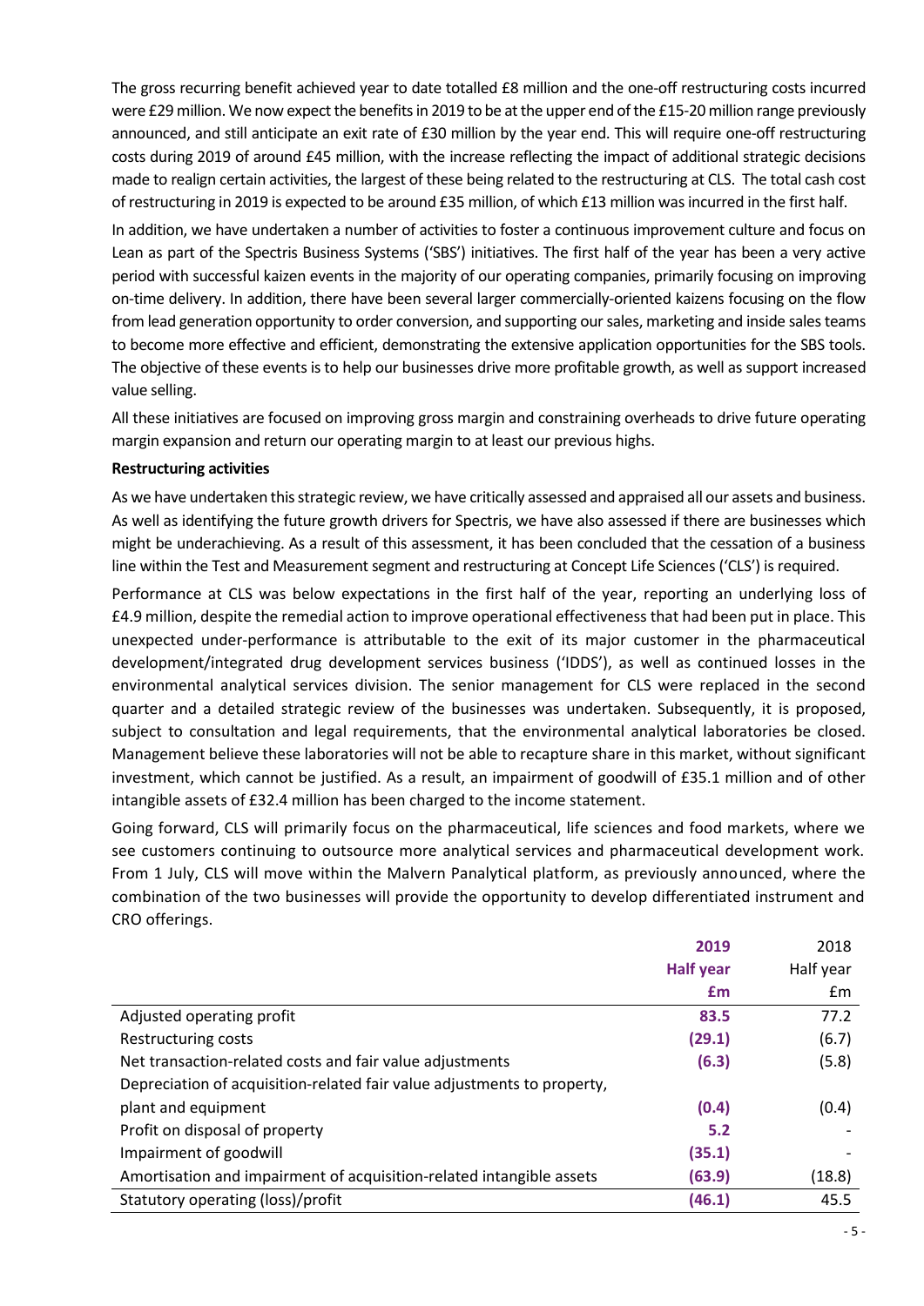The gross recurring benefit achieved year to date totalled £8 million and the one-off restructuring costs incurred were £29 million. We now expect the benefits in 2019 to be at the upper end of the £15-20 million range previously announced, and still anticipate an exit rate of £30 million by the year end. This will require one-off restructuring costs during 2019 of around £45 million, with the increase reflecting the impact of additional strategic decisions made to realign certain activities, the largest of these being related to the restructuring at CLS. The total cash cost of restructuring in 2019 is expected to be around £35 million, of which £13 million was incurred in the first half.

In addition, we have undertaken a number of activities to foster a continuous improvement culture and focus on Lean as part of the Spectris Business Systems ('SBS') initiatives. The first half of the year has been a very active period with successful kaizen events in the majority of our operating companies, primarily focusing on improving on-time delivery. In addition, there have been several larger commercially-oriented kaizens focusing on the flow from lead generation opportunity to order conversion, and supporting our sales, marketing and inside sales teams to become more effective and efficient, demonstrating the extensive application opportunities for the SBS tools. The objective of these events is to help our businesses drive more profitable growth, as well as support increased value selling.

All these initiatives are focused on improving gross margin and constraining overheads to drive future operating margin expansion and return our operating margin to at least our previous highs.

**Restructuring activities**

As we have undertaken this strategic review, we have critically assessed and appraised all our assets and business. As well as identifying the future growth drivers for Spectris, we have also assessed if there are businesses which might be underachieving. As a result of this assessment, it has been concluded that the cessation of a business line within the Test and Measurement segment and restructuring at Concept Life Sciences ('CLS') is required.

Performance at CLS was below expectations in the first half of the year, reporting an underlying loss of £4.9 million, despite the remedial action to improve operational effectiveness that had been put in place. This unexpected under-performance is attributable to the exit of its major customer in the pharmaceutical development/integrated drug development services business ('IDDS'), as well as continued losses in the environmental analytical services division. The senior management for CLS were replaced in the second quarter and a detailed strategic review of the businesses was undertaken. Subsequently, it is proposed, subject to consultation and legal requirements, that the environmental analytical laboratories be closed. Management believe these laboratories will not be able to recapture share in this market, without significant investment, which cannot be justified. As a result, an impairment of goodwill of £35.1 million and of other intangible assets of £32.4 million has been charged to the income statement.

Going forward, CLS will primarily focus on the pharmaceutical, life sciences and food markets, where we see customers continuing to outsource more analytical services and pharmaceutical development work. From 1 July, CLS will move within the Malvern Panalytical platform, as previously announced, where the combination of the two businesses will provide the opportunity to develop differentiated instrument and CRO offerings.

| | **2019 Half year £m** | 2018 Half year £m |
|---|---|---|
| Adjusted operating profit | **83.5** | 77.2 |
| Restructuring costs | **(29.1)** | (6.7) |
| Net transaction-related costs and fair value adjustments | **(6.3)** | (5.8) |
| Depreciation of acquisition-related fair value adjustments to property, plant and equipment | **(0.4)** | (0.4) |
| Profit on disposal of property | **5.2** | - |
| Impairment of goodwill | **(35.1)** | - |
| Amortisation and impairment of acquisition-related intangible assets | **(63.9)** | (18.8) |
| Statutory operating (loss)/profit | **(46.1)** | 45.5 |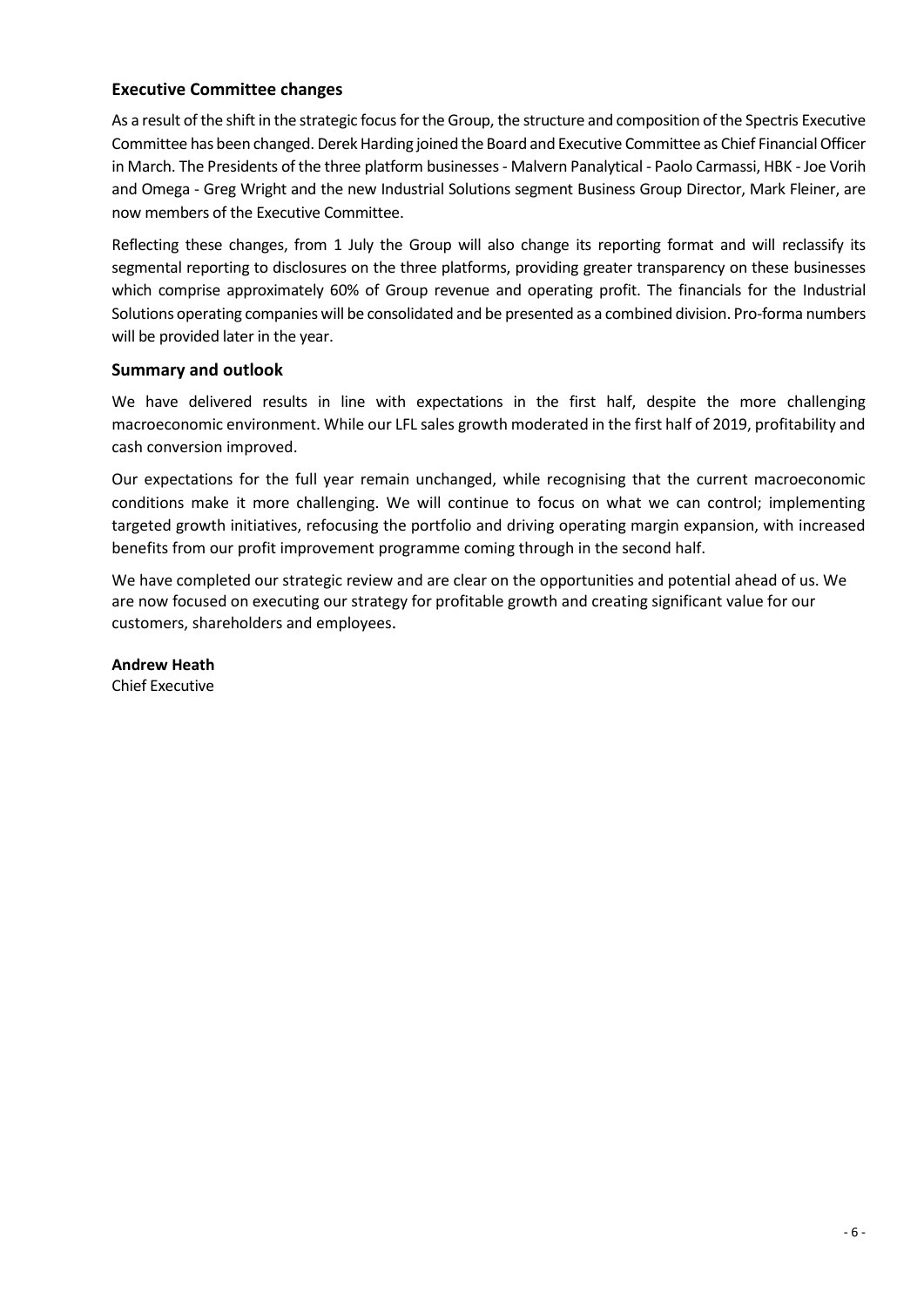## Executive Committee changes

As a result of the shift in the strategic focus for the Group, the structure and composition of the Spectris Executive Committee has been changed. Derek Harding joined the Board and Executive Committee as Chief Financial Officer in March. The Presidents of the three platform businesses - Malvern Panalytical - Paolo Carmassi, HBK - Joe Vorih and Omega - Greg Wright and the new Industrial Solutions segment Business Group Director, Mark Fleiner, are now members of the Executive Committee.

Reflecting these changes, from 1 July the Group will also change its reporting format and will reclassify its segmental reporting to disclosures on the three platforms, providing greater transparency on these businesses which comprise approximately 60% of Group revenue and operating profit. The financials for the Industrial Solutions operating companies will be consolidated and be presented as a combined division. Pro-forma numbers will be provided later in the year.

## Summary and outlook

We have delivered results in line with expectations in the first half, despite the more challenging macroeconomic environment. While our LFL sales growth moderated in the first half of 2019, profitability and cash conversion improved.

Our expectations for the full year remain unchanged, while recognising that the current macroeconomic conditions make it more challenging. We will continue to focus on what we can control; implementing targeted growth initiatives, refocusing the portfolio and driving operating margin expansion, with increased benefits from our profit improvement programme coming through in the second half.

We have completed our strategic review and are clear on the opportunities and potential ahead of us. We are now focused on executing our strategy for profitable growth and creating significant value for our customers, shareholders and employees.

**Andrew Heath**
Chief Executive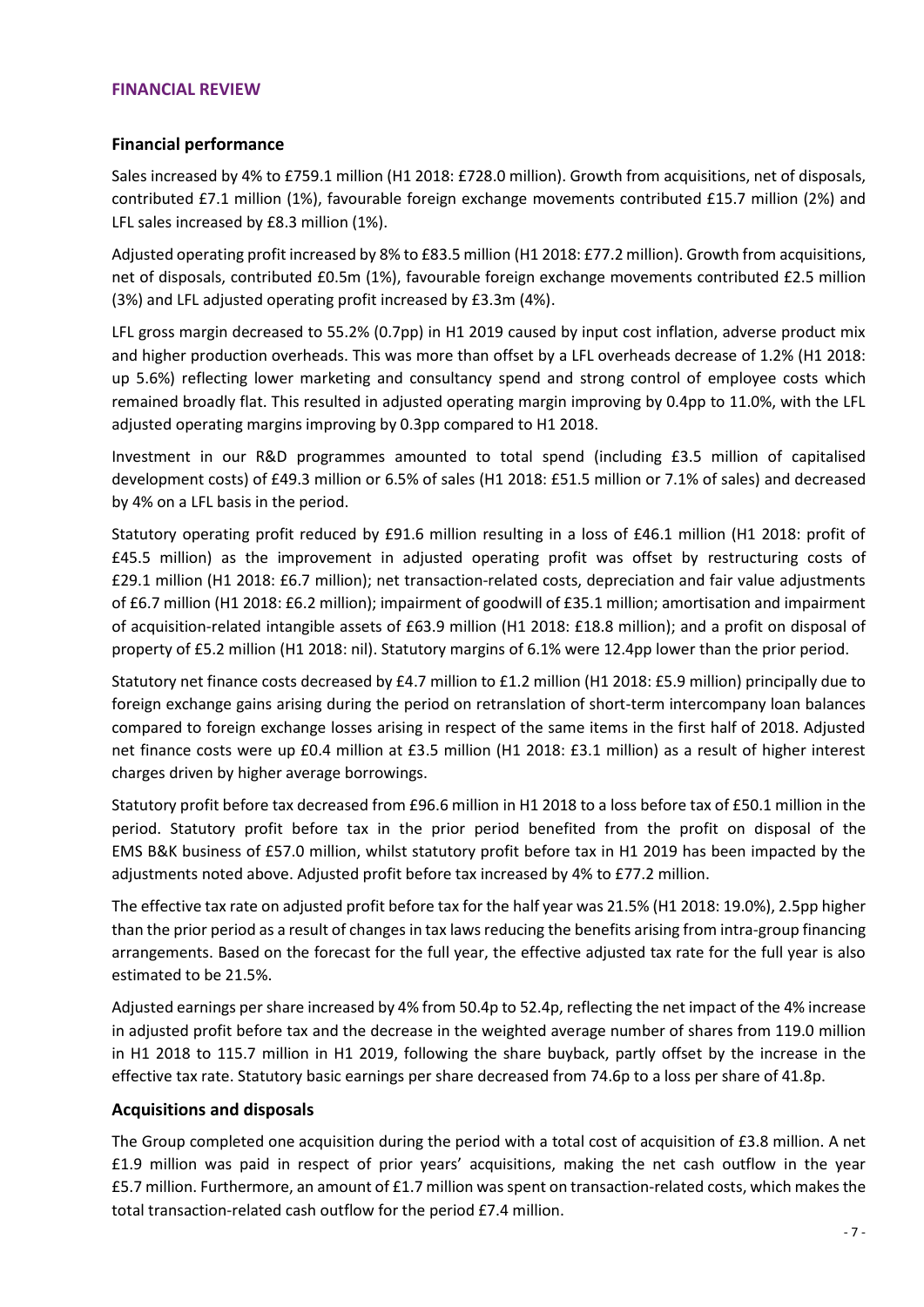## FINANCIAL REVIEW

### Financial performance

Sales increased by 4% to £759.1 million (H1 2018: £728.0 million). Growth from acquisitions, net of disposals, contributed £7.1 million (1%), favourable foreign exchange movements contributed £15.7 million (2%) and LFL sales increased by £8.3 million (1%).

Adjusted operating profit increased by 8% to £83.5 million (H1 2018: £77.2 million). Growth from acquisitions, net of disposals, contributed £0.5m (1%), favourable foreign exchange movements contributed £2.5 million (3%) and LFL adjusted operating profit increased by £3.3m (4%).

LFL gross margin decreased to 55.2% (0.7pp) in H1 2019 caused by input cost inflation, adverse product mix and higher production overheads. This was more than offset by a LFL overheads decrease of 1.2% (H1 2018: up 5.6%) reflecting lower marketing and consultancy spend and strong control of employee costs which remained broadly flat. This resulted in adjusted operating margin improving by 0.4pp to 11.0%, with the LFL adjusted operating margins improving by 0.3pp compared to H1 2018.

Investment in our R&D programmes amounted to total spend (including £3.5 million of capitalised development costs) of £49.3 million or 6.5% of sales (H1 2018: £51.5 million or 7.1% of sales) and decreased by 4% on a LFL basis in the period.

Statutory operating profit reduced by £91.6 million resulting in a loss of £46.1 million (H1 2018: profit of £45.5 million) as the improvement in adjusted operating profit was offset by restructuring costs of £29.1 million (H1 2018: £6.7 million); net transaction-related costs, depreciation and fair value adjustments of £6.7 million (H1 2018: £6.2 million); impairment of goodwill of £35.1 million; amortisation and impairment of acquisition-related intangible assets of £63.9 million (H1 2018: £18.8 million); and a profit on disposal of property of £5.2 million (H1 2018: nil). Statutory margins of 6.1% were 12.4pp lower than the prior period.

Statutory net finance costs decreased by £4.7 million to £1.2 million (H1 2018: £5.9 million) principally due to foreign exchange gains arising during the period on retranslation of short-term intercompany loan balances compared to foreign exchange losses arising in respect of the same items in the first half of 2018. Adjusted net finance costs were up £0.4 million at £3.5 million (H1 2018: £3.1 million) as a result of higher interest charges driven by higher average borrowings.

Statutory profit before tax decreased from £96.6 million in H1 2018 to a loss before tax of £50.1 million in the period. Statutory profit before tax in the prior period benefited from the profit on disposal of the EMS B&K business of £57.0 million, whilst statutory profit before tax in H1 2019 has been impacted by the adjustments noted above. Adjusted profit before tax increased by 4% to £77.2 million.

The effective tax rate on adjusted profit before tax for the half year was 21.5% (H1 2018: 19.0%), 2.5pp higher than the prior period as a result of changes in tax laws reducing the benefits arising from intra-group financing arrangements. Based on the forecast for the full year, the effective adjusted tax rate for the full year is also estimated to be 21.5%.

Adjusted earnings per share increased by 4% from 50.4p to 52.4p, reflecting the net impact of the 4% increase in adjusted profit before tax and the decrease in the weighted average number of shares from 119.0 million in H1 2018 to 115.7 million in H1 2019, following the share buyback, partly offset by the increase in the effective tax rate. Statutory basic earnings per share decreased from 74.6p to a loss per share of 41.8p.

### Acquisitions and disposals

The Group completed one acquisition during the period with a total cost of acquisition of £3.8 million. A net £1.9 million was paid in respect of prior years' acquisitions, making the net cash outflow in the year £5.7 million. Furthermore, an amount of £1.7 million was spent on transaction-related costs, which makes the total transaction-related cash outflow for the period £7.4 million.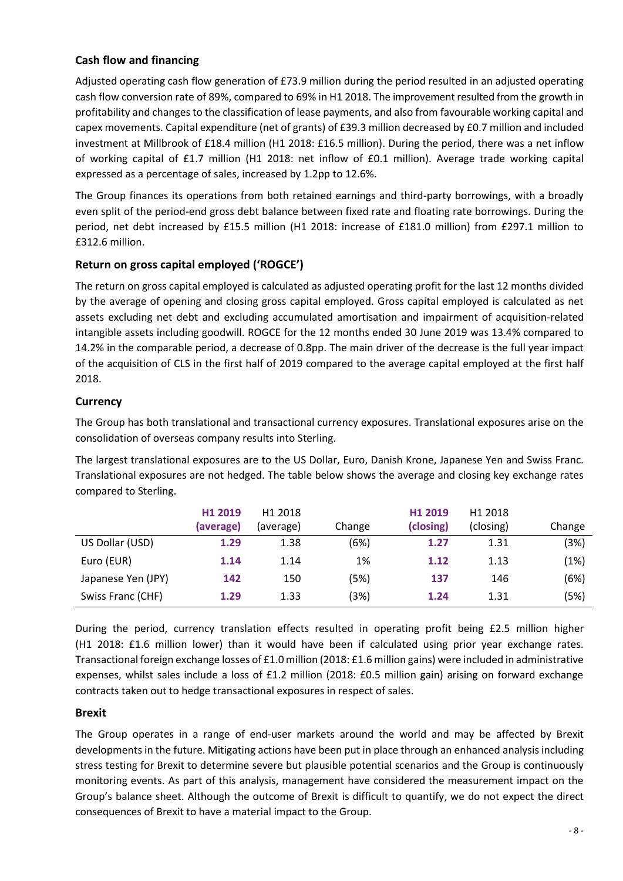### Cash flow and financing

Adjusted operating cash flow generation of £73.9 million during the period resulted in an adjusted operating cash flow conversion rate of 89%, compared to 69% in H1 2018. The improvement resulted from the growth in profitability and changes to the classification of lease payments, and also from favourable working capital and capex movements. Capital expenditure (net of grants) of £39.3 million decreased by £0.7 million and included investment at Millbrook of £18.4 million (H1 2018: £16.5 million). During the period, there was a net inflow of working capital of £1.7 million (H1 2018: net inflow of £0.1 million). Average trade working capital expressed as a percentage of sales, increased by 1.2pp to 12.6%.

The Group finances its operations from both retained earnings and third-party borrowings, with a broadly even split of the period-end gross debt balance between fixed rate and floating rate borrowings. During the period, net debt increased by £15.5 million (H1 2018: increase of £181.0 million) from £297.1 million to £312.6 million.

### Return on gross capital employed ('ROGCE')

The return on gross capital employed is calculated as adjusted operating profit for the last 12 months divided by the average of opening and closing gross capital employed. Gross capital employed is calculated as net assets excluding net debt and excluding accumulated amortisation and impairment of acquisition-related intangible assets including goodwill. ROGCE for the 12 months ended 30 June 2019 was 13.4% compared to 14.2% in the comparable period, a decrease of 0.8pp. The main driver of the decrease is the full year impact of the acquisition of CLS in the first half of 2019 compared to the average capital employed at the first half 2018.

### Currency

The Group has both translational and transactional currency exposures. Translational exposures arise on the consolidation of overseas company results into Sterling.

The largest translational exposures are to the US Dollar, Euro, Danish Krone, Japanese Yen and Swiss Franc. Translational exposures are not hedged. The table below shows the average and closing key exchange rates compared to Sterling.

| | **H1 2019 (average)** | H1 2018 (average) | Change | **H1 2019 (closing)** | H1 2018 (closing) | Change |
|---|---|---|---|---|---|---|
| US Dollar (USD) | **1.29** | 1.38 | (6%) | **1.27** | 1.31 | (3%) |
| Euro (EUR) | **1.14** | 1.14 | 1% | **1.12** | 1.13 | (1%) |
| Japanese Yen (JPY) | **142** | 150 | (5%) | **137** | 146 | (6%) |
| Swiss Franc (CHF) | **1.29** | 1.33 | (3%) | **1.24** | 1.31 | (5%) |

During the period, currency translation effects resulted in operating profit being £2.5 million higher (H1 2018: £1.6 million lower) than it would have been if calculated using prior year exchange rates. Transactional foreign exchange losses of £1.0 million (2018: £1.6 million gains) were included in administrative expenses, whilst sales include a loss of £1.2 million (2018: £0.5 million gain) arising on forward exchange contracts taken out to hedge transactional exposures in respect of sales.

### Brexit

The Group operates in a range of end-user markets around the world and may be affected by Brexit developments in the future. Mitigating actions have been put in place through an enhanced analysis including stress testing for Brexit to determine severe but plausible potential scenarios and the Group is continuously monitoring events. As part of this analysis, management have considered the measurement impact on the Group's balance sheet. Although the outcome of Brexit is difficult to quantify, we do not expect the direct consequences of Brexit to have a material impact to the Group.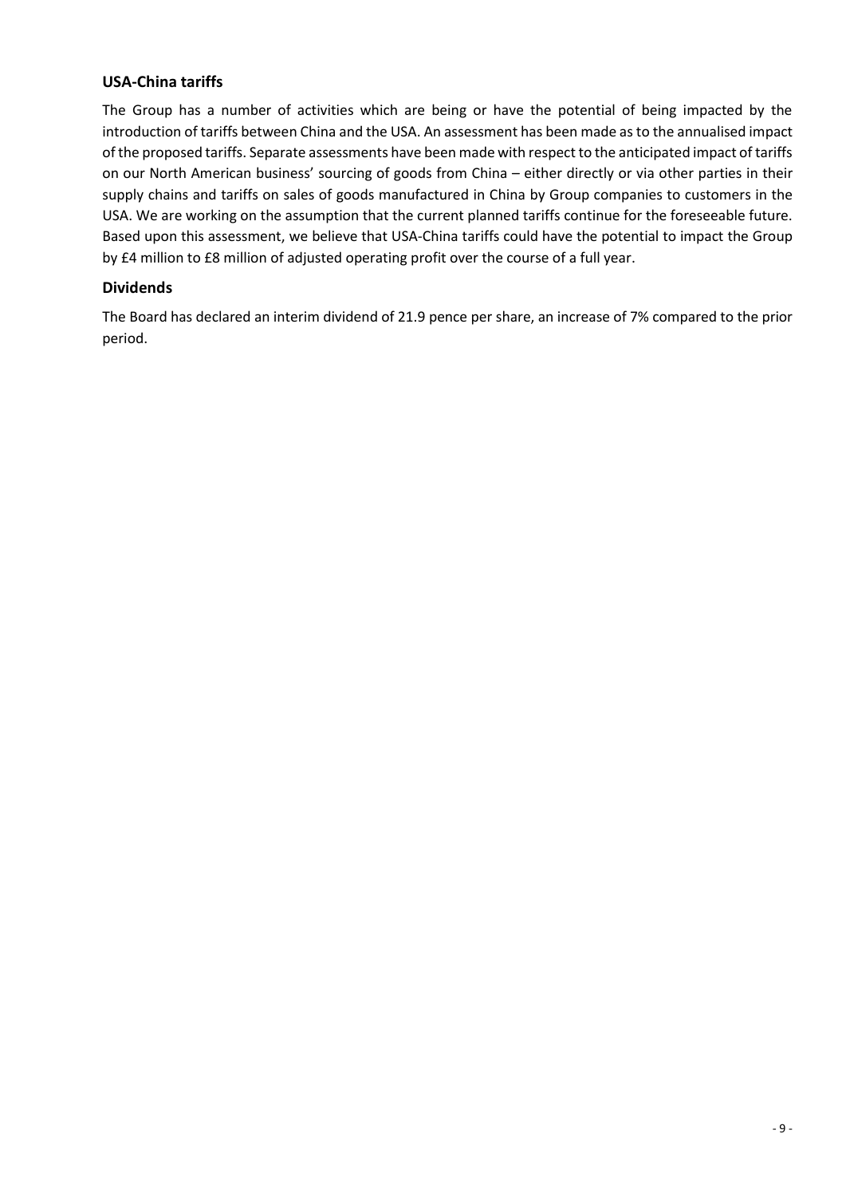## USA-China tariffs

The Group has a number of activities which are being or have the potential of being impacted by the introduction of tariffs between China and the USA. An assessment has been made as to the annualised impact of the proposed tariffs. Separate assessments have been made with respect to the anticipated impact of tariffs on our North American business' sourcing of goods from China – either directly or via other parties in their supply chains and tariffs on sales of goods manufactured in China by Group companies to customers in the USA. We are working on the assumption that the current planned tariffs continue for the foreseeable future. Based upon this assessment, we believe that USA-China tariffs could have the potential to impact the Group by £4 million to £8 million of adjusted operating profit over the course of a full year.

## Dividends

The Board has declared an interim dividend of 21.9 pence per share, an increase of 7% compared to the prior period.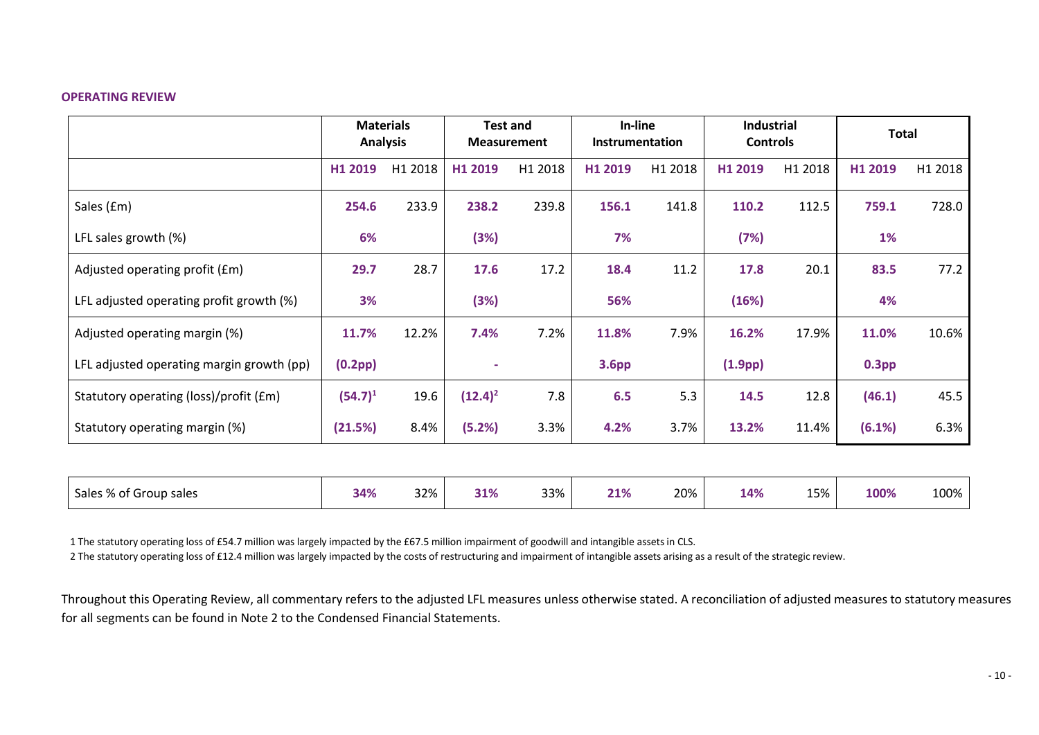**OPERATING REVIEW**

| | Materials Analysis | | Test and Measurement | | In-line Instrumentation | | Industrial Controls | | Total | |
|---|---|---|---|---|---|---|---|---|---|---|
| | **H1 2019** | H1 2018 | **H1 2019** | H1 2018 | **H1 2019** | H1 2018 | **H1 2019** | H1 2018 | **H1 2019** | H1 2018 |
| Sales (£m) | **254.6** | 233.9 | **238.2** | 239.8 | **156.1** | 141.8 | **110.2** | 112.5 | **759.1** | 728.0 |
| LFL sales growth (%) | **6%** | | **(3%)** | | **7%** | | **(7%)** | | **1%** | |
| Adjusted operating profit (£m) | **29.7** | 28.7 | **17.6** | 17.2 | **18.4** | 11.2 | **17.8** | 20.1 | **83.5** | 77.2 |
| LFL adjusted operating profit growth (%) | **3%** | | **(3%)** | | **56%** | | **(16%)** | | **4%** | |
| Adjusted operating margin (%) | **11.7%** | 12.2% | **7.4%** | 7.2% | **11.8%** | 7.9% | **16.2%** | 17.9% | **11.0%** | 10.6% |
| LFL adjusted operating margin growth (pp) | **(0.2pp)** | | **-** | | **3.6pp** | | **(1.9pp)** | | **0.3pp** | |
| Statutory operating (loss)/profit (£m) | **(54.7)[1]** | 19.6 | **(12.4)[2]** | 7.8 | **6.5** | 5.3 | **14.5** | 12.8 | **(46.1)** | 45.5 |
| Statutory operating margin (%) | **(21.5%)** | 8.4% | **(5.2%)** | 3.3% | **4.2%** | 3.7% | **13.2%** | 11.4% | **(6.1%)** | 6.3% |
| Sales % of Group sales | **34%** | 32% | **31%** | 33% | **21%** | 20% | **14%** | 15% | **100%** | 100% |

1 The statutory operating loss of £54.7 million was largely impacted by the £67.5 million impairment of goodwill and intangible assets in CLS.

2 The statutory operating loss of £12.4 million was largely impacted by the costs of restructuring and impairment of intangible assets arising as a result of the strategic review.

Throughout this Operating Review, all commentary refers to the adjusted LFL measures unless otherwise stated. A reconciliation of adjusted measures to statutory measures for all segments can be found in Note 2 to the Condensed Financial Statements.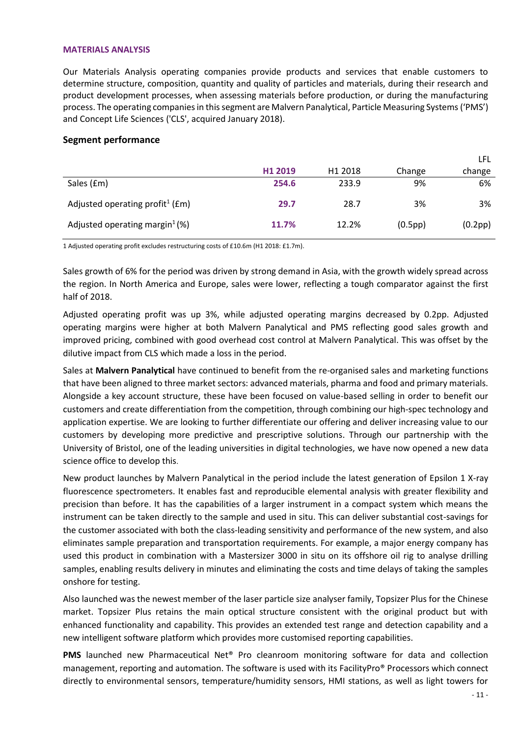#### MATERIALS ANALYSIS

Our Materials Analysis operating companies provide products and services that enable customers to determine structure, composition, quantity and quality of particles and materials, during their research and product development processes, when assessing materials before production, or during the manufacturing process. The operating companies in this segment are Malvern Panalytical, Particle Measuring Systems ('PMS') and Concept Life Sciences ('CLS', acquired January 2018).

### Segment performance

| | **H1 2019** | H1 2018 | Change | LFL change |
|---|---|---|---|---|
| Sales (£m) | **254.6** | 233.9 | 9% | 6% |
| Adjusted operating profit[1] (£m) | **29.7** | 28.7 | 3% | 3% |
| Adjusted operating margin[1] (%) | **11.7%** | 12.2% | (0.5pp) | (0.2pp) |

1 Adjusted operating profit excludes restructuring costs of £10.6m (H1 2018: £1.7m).

Sales growth of 6% for the period was driven by strong demand in Asia, with the growth widely spread across the region. In North America and Europe, sales were lower, reflecting a tough comparator against the first half of 2018.

Adjusted operating profit was up 3%, while adjusted operating margins decreased by 0.2pp. Adjusted operating margins were higher at both Malvern Panalytical and PMS reflecting good sales growth and improved pricing, combined with good overhead cost control at Malvern Panalytical. This was offset by the dilutive impact from CLS which made a loss in the period.

Sales at **Malvern Panalytical** have continued to benefit from the re-organised sales and marketing functions that have been aligned to three market sectors: advanced materials, pharma and food and primary materials. Alongside a key account structure, these have been focused on value-based selling in order to benefit our customers and create differentiation from the competition, through combining our high-spec technology and application expertise. We are looking to further differentiate our offering and deliver increasing value to our customers by developing more predictive and prescriptive solutions. Through our partnership with the University of Bristol, one of the leading universities in digital technologies, we have now opened a new data science office to develop this.

New product launches by Malvern Panalytical in the period include the latest generation of Epsilon 1 X-ray fluorescence spectrometers. It enables fast and reproducible elemental analysis with greater flexibility and precision than before. It has the capabilities of a larger instrument in a compact system which means the instrument can be taken directly to the sample and used in situ. This can deliver substantial cost-savings for the customer associated with both the class-leading sensitivity and performance of the new system, and also eliminates sample preparation and transportation requirements. For example, a major energy company has used this product in combination with a Mastersizer 3000 in situ on its offshore oil rig to analyse drilling samples, enabling results delivery in minutes and eliminating the costs and time delays of taking the samples onshore for testing.

Also launched was the newest member of the laser particle size analyser family, Topsizer Plus for the Chinese market. Topsizer Plus retains the main optical structure consistent with the original product but with enhanced functionality and capability. This provides an extended test range and detection capability and a new intelligent software platform which provides more customised reporting capabilities.

**PMS** launched new Pharmaceutical Net® Pro cleanroom monitoring software for data and collection management, reporting and automation. The software is used with its FacilityPro® Processors which connect directly to environmental sensors, temperature/humidity sensors, HMI stations, as well as light towers for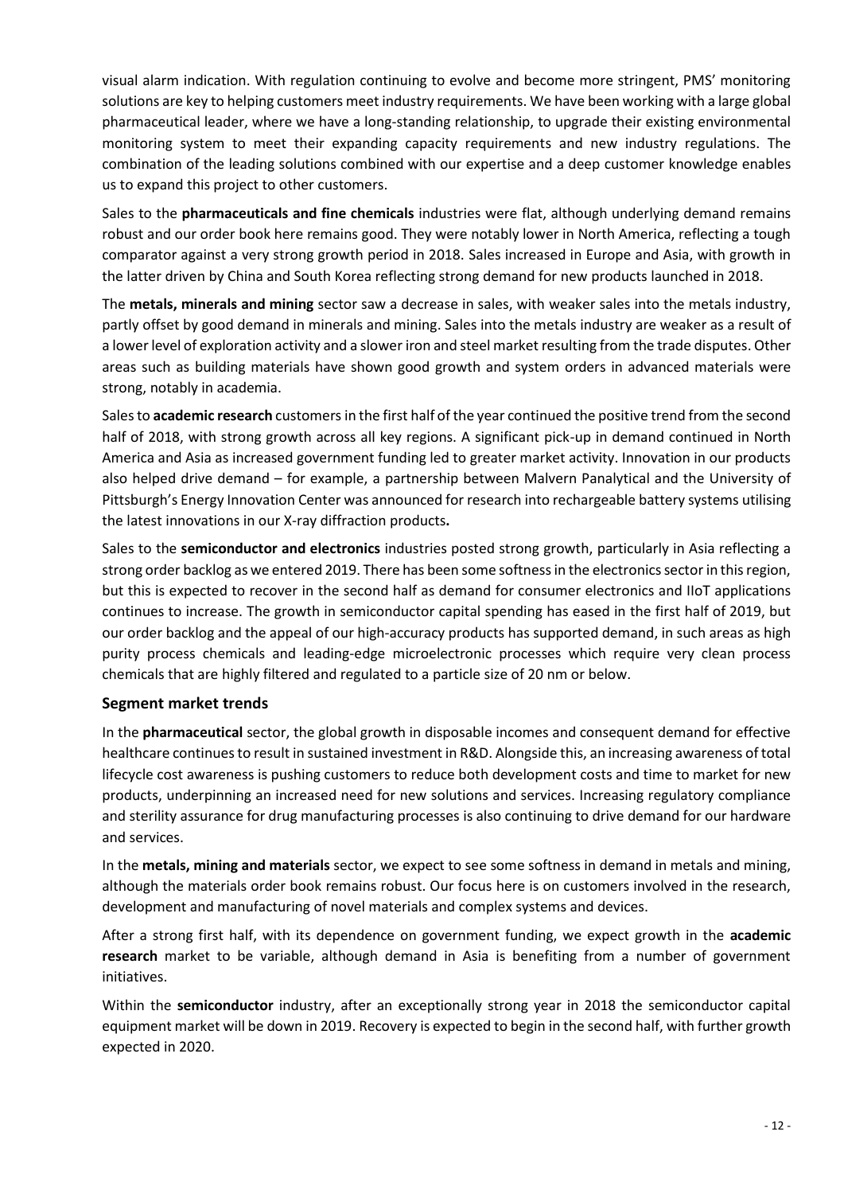visual alarm indication. With regulation continuing to evolve and become more stringent, PMS' monitoring solutions are key to helping customers meet industry requirements. We have been working with a large global pharmaceutical leader, where we have a long-standing relationship, to upgrade their existing environmental monitoring system to meet their expanding capacity requirements and new industry regulations. The combination of the leading solutions combined with our expertise and a deep customer knowledge enables us to expand this project to other customers.

Sales to the **pharmaceuticals and fine chemicals** industries were flat, although underlying demand remains robust and our order book here remains good. They were notably lower in North America, reflecting a tough comparator against a very strong growth period in 2018. Sales increased in Europe and Asia, with growth in the latter driven by China and South Korea reflecting strong demand for new products launched in 2018.

The **metals, minerals and mining** sector saw a decrease in sales, with weaker sales into the metals industry, partly offset by good demand in minerals and mining. Sales into the metals industry are weaker as a result of a lower level of exploration activity and a slower iron and steel market resulting from the trade disputes. Other areas such as building materials have shown good growth and system orders in advanced materials were strong, notably in academia.

Sales to **academic research** customers in the first half of the year continued the positive trend from the second half of 2018, with strong growth across all key regions. A significant pick-up in demand continued in North America and Asia as increased government funding led to greater market activity. Innovation in our products also helped drive demand – for example, a partnership between Malvern Panalytical and the University of Pittsburgh's Energy Innovation Center was announced for research into rechargeable battery systems utilising the latest innovations in our X-ray diffraction products**.**

Sales to the **semiconductor and electronics** industries posted strong growth, particularly in Asia reflecting a strong order backlog as we entered 2019. There has been some softness in the electronics sector in this region, but this is expected to recover in the second half as demand for consumer electronics and IIoT applications continues to increase. The growth in semiconductor capital spending has eased in the first half of 2019, but our order backlog and the appeal of our high-accuracy products has supported demand, in such areas as high purity process chemicals and leading-edge microelectronic processes which require very clean process chemicals that are highly filtered and regulated to a particle size of 20 nm or below.

## Segment market trends

In the **pharmaceutical** sector, the global growth in disposable incomes and consequent demand for effective healthcare continues to result in sustained investment in R&D. Alongside this, an increasing awareness of total lifecycle cost awareness is pushing customers to reduce both development costs and time to market for new products, underpinning an increased need for new solutions and services. Increasing regulatory compliance and sterility assurance for drug manufacturing processes is also continuing to drive demand for our hardware and services.

In the **metals, mining and materials** sector, we expect to see some softness in demand in metals and mining, although the materials order book remains robust. Our focus here is on customers involved in the research, development and manufacturing of novel materials and complex systems and devices.

After a strong first half, with its dependence on government funding, we expect growth in the **academic research** market to be variable, although demand in Asia is benefiting from a number of government initiatives.

Within the **semiconductor** industry, after an exceptionally strong year in 2018 the semiconductor capital equipment market will be down in 2019. Recovery is expected to begin in the second half, with further growth expected in 2020.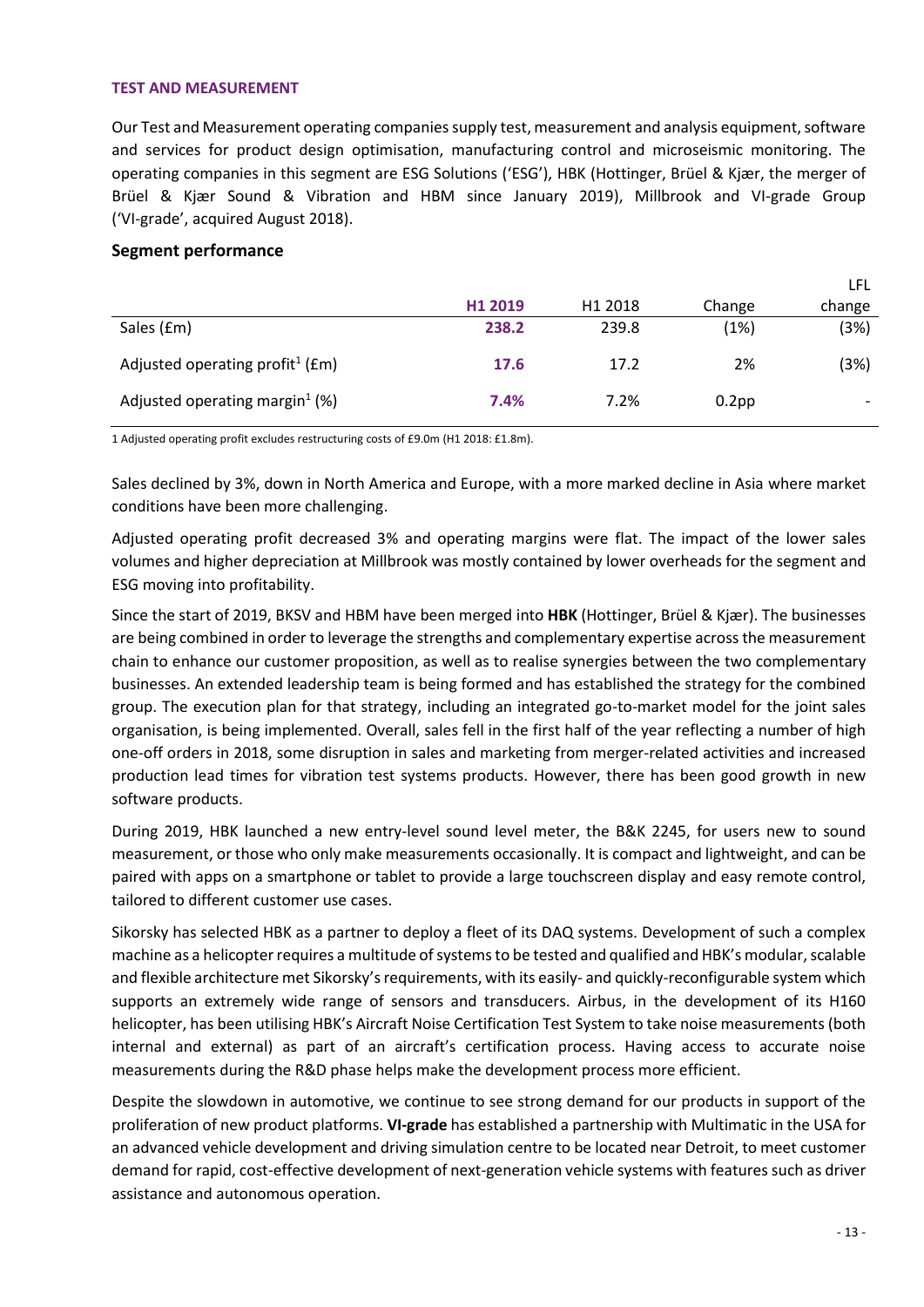### TEST AND MEASUREMENT

Our Test and Measurement operating companies supply test, measurement and analysis equipment, software and services for product design optimisation, manufacturing control and microseismic monitoring. The operating companies in this segment are ESG Solutions ('ESG'), HBK (Hottinger, Brüel & Kjær, the merger of Brüel & Kjær Sound & Vibration and HBM since January 2019), Millbrook and VI-grade Group ('VI-grade', acquired August 2018).

## Segment performance

| | **H1 2019** | H1 2018 | Change | LFL change |
|---|---|---|---|---|
| Sales (£m) | **238.2** | 239.8 | (1%) | (3%) |
| Adjusted operating profit[1] (£m) | **17.6** | 17.2 | 2% | (3%) |
| Adjusted operating margin[1] (%) | **7.4%** | 7.2% | 0.2pp | - |

1 Adjusted operating profit excludes restructuring costs of £9.0m (H1 2018: £1.8m).

Sales declined by 3%, down in North America and Europe, with a more marked decline in Asia where market conditions have been more challenging.

Adjusted operating profit decreased 3% and operating margins were flat. The impact of the lower sales volumes and higher depreciation at Millbrook was mostly contained by lower overheads for the segment and ESG moving into profitability.

Since the start of 2019, BKSV and HBM have been merged into **HBK** (Hottinger, Brüel & Kjær). The businesses are being combined in order to leverage the strengths and complementary expertise across the measurement chain to enhance our customer proposition, as well as to realise synergies between the two complementary businesses. An extended leadership team is being formed and has established the strategy for the combined group. The execution plan for that strategy, including an integrated go-to-market model for the joint sales organisation, is being implemented. Overall, sales fell in the first half of the year reflecting a number of high one-off orders in 2018, some disruption in sales and marketing from merger-related activities and increased production lead times for vibration test systems products. However, there has been good growth in new software products.

During 2019, HBK launched a new entry-level sound level meter, the B&K 2245, for users new to sound measurement, or those who only make measurements occasionally. It is compact and lightweight, and can be paired with apps on a smartphone or tablet to provide a large touchscreen display and easy remote control, tailored to different customer use cases.

Sikorsky has selected HBK as a partner to deploy a fleet of its DAQ systems. Development of such a complex machine as a helicopter requires a multitude of systems to be tested and qualified and HBK's modular, scalable and flexible architecture met Sikorsky's requirements, with its easily- and quickly-reconfigurable system which supports an extremely wide range of sensors and transducers. Airbus, in the development of its H160 helicopter, has been utilising HBK's Aircraft Noise Certification Test System to take noise measurements (both internal and external) as part of an aircraft's certification process. Having access to accurate noise measurements during the R&D phase helps make the development process more efficient.

Despite the slowdown in automotive, we continue to see strong demand for our products in support of the proliferation of new product platforms. **VI-grade** has established a partnership with Multimatic in the USA for an advanced vehicle development and driving simulation centre to be located near Detroit, to meet customer demand for rapid, cost-effective development of next-generation vehicle systems with features such as driver assistance and autonomous operation.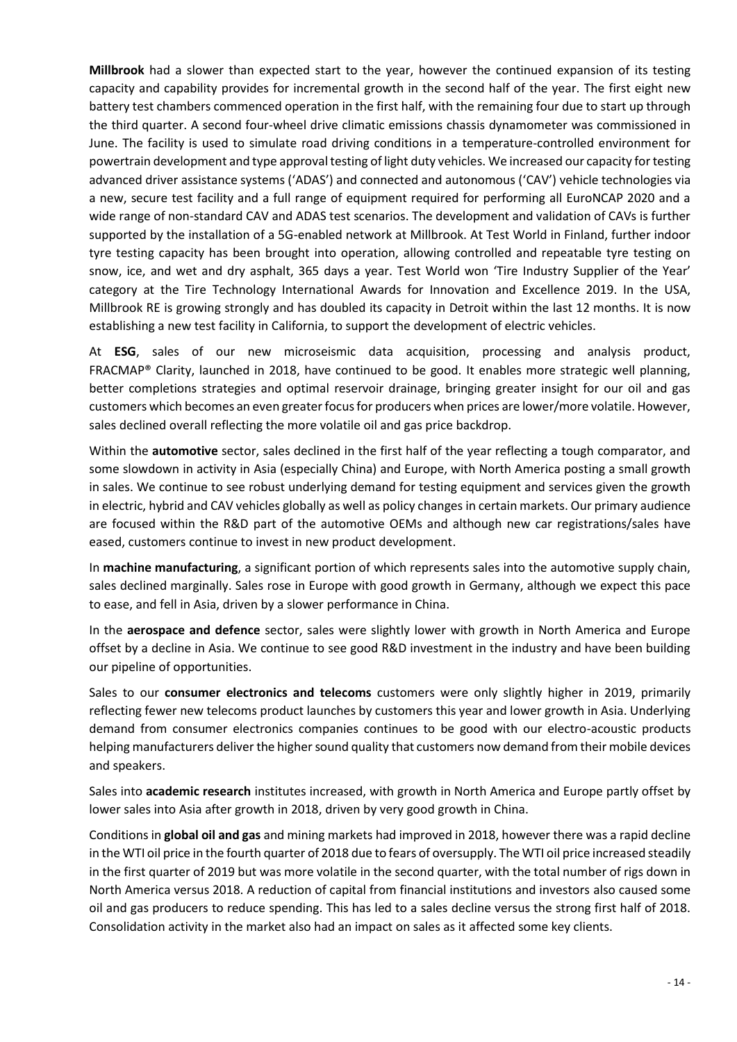**Millbrook** had a slower than expected start to the year, however the continued expansion of its testing capacity and capability provides for incremental growth in the second half of the year. The first eight new battery test chambers commenced operation in the first half, with the remaining four due to start up through the third quarter. A second four-wheel drive climatic emissions chassis dynamometer was commissioned in June. The facility is used to simulate road driving conditions in a temperature-controlled environment for powertrain development and type approval testing of light duty vehicles. We increased our capacity for testing advanced driver assistance systems ('ADAS') and connected and autonomous ('CAV') vehicle technologies via a new, secure test facility and a full range of equipment required for performing all EuroNCAP 2020 and a wide range of non-standard CAV and ADAS test scenarios. The development and validation of CAVs is further supported by the installation of a 5G-enabled network at Millbrook. At Test World in Finland, further indoor tyre testing capacity has been brought into operation, allowing controlled and repeatable tyre testing on snow, ice, and wet and dry asphalt, 365 days a year. Test World won 'Tire Industry Supplier of the Year' category at the Tire Technology International Awards for Innovation and Excellence 2019. In the USA, Millbrook RE is growing strongly and has doubled its capacity in Detroit within the last 12 months. It is now establishing a new test facility in California, to support the development of electric vehicles.

At **ESG**, sales of our new microseismic data acquisition, processing and analysis product, FRACMAP® Clarity, launched in 2018, have continued to be good. It enables more strategic well planning, better completions strategies and optimal reservoir drainage, bringing greater insight for our oil and gas customers which becomes an even greater focus for producers when prices are lower/more volatile. However, sales declined overall reflecting the more volatile oil and gas price backdrop.

Within the **automotive** sector, sales declined in the first half of the year reflecting a tough comparator, and some slowdown in activity in Asia (especially China) and Europe, with North America posting a small growth in sales. We continue to see robust underlying demand for testing equipment and services given the growth in electric, hybrid and CAV vehicles globally as well as policy changes in certain markets. Our primary audience are focused within the R&D part of the automotive OEMs and although new car registrations/sales have eased, customers continue to invest in new product development.

In **machine manufacturing**, a significant portion of which represents sales into the automotive supply chain, sales declined marginally. Sales rose in Europe with good growth in Germany, although we expect this pace to ease, and fell in Asia, driven by a slower performance in China.

In the **aerospace and defence** sector, sales were slightly lower with growth in North America and Europe offset by a decline in Asia. We continue to see good R&D investment in the industry and have been building our pipeline of opportunities.

Sales to our **consumer electronics and telecoms** customers were only slightly higher in 2019, primarily reflecting fewer new telecoms product launches by customers this year and lower growth in Asia. Underlying demand from consumer electronics companies continues to be good with our electro-acoustic products helping manufacturers deliver the higher sound quality that customers now demand from their mobile devices and speakers.

Sales into **academic research** institutes increased, with growth in North America and Europe partly offset by lower sales into Asia after growth in 2018, driven by very good growth in China.

Conditions in **global oil and gas** and mining markets had improved in 2018, however there was a rapid decline in the WTI oil price in the fourth quarter of 2018 due to fears of oversupply. The WTI oil price increased steadily in the first quarter of 2019 but was more volatile in the second quarter, with the total number of rigs down in North America versus 2018. A reduction of capital from financial institutions and investors also caused some oil and gas producers to reduce spending. This has led to a sales decline versus the strong first half of 2018. Consolidation activity in the market also had an impact on sales as it affected some key clients.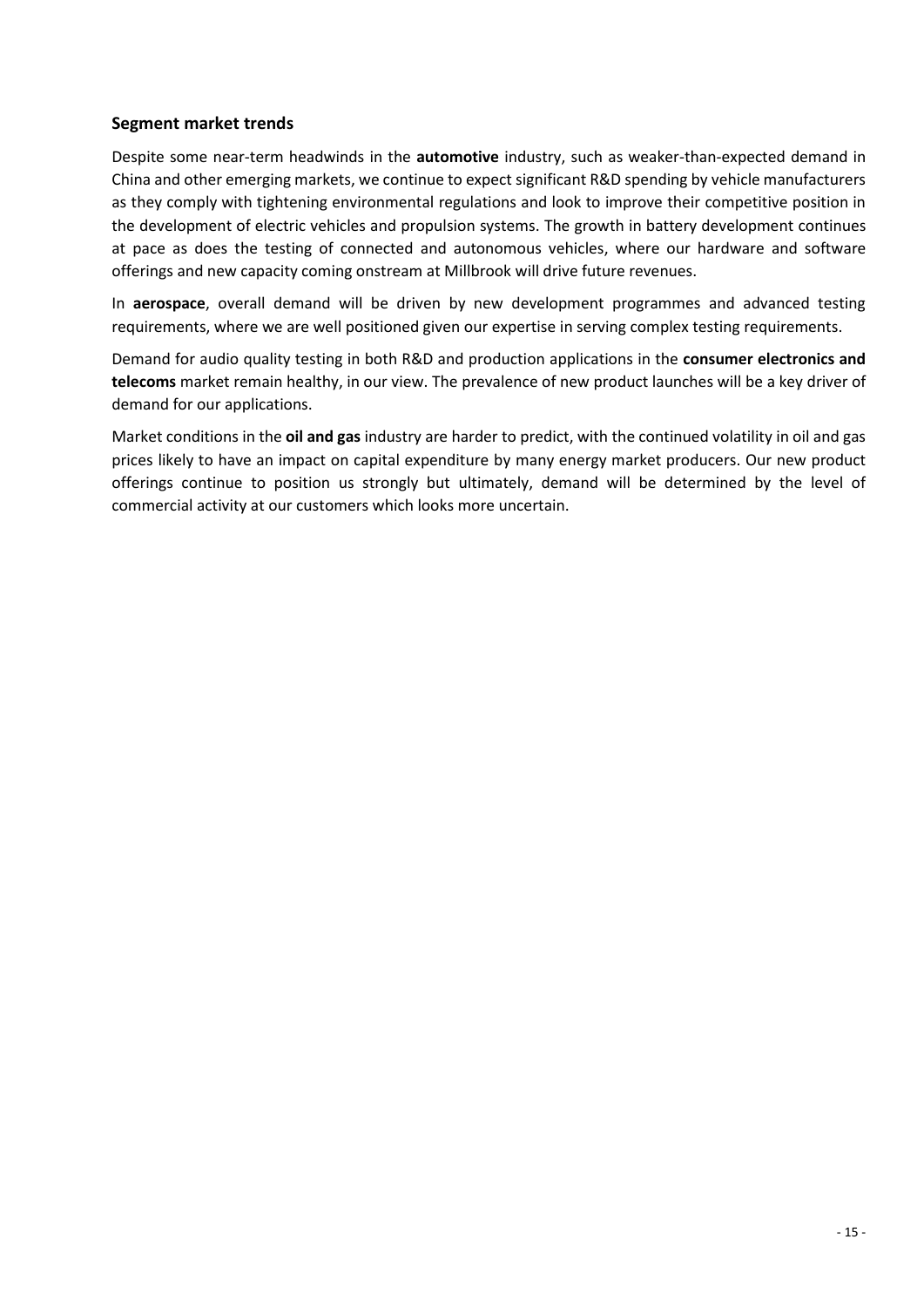## Segment market trends

Despite some near-term headwinds in the **automotive** industry, such as weaker-than-expected demand in China and other emerging markets, we continue to expect significant R&D spending by vehicle manufacturers as they comply with tightening environmental regulations and look to improve their competitive position in the development of electric vehicles and propulsion systems. The growth in battery development continues at pace as does the testing of connected and autonomous vehicles, where our hardware and software offerings and new capacity coming onstream at Millbrook will drive future revenues.

In **aerospace**, overall demand will be driven by new development programmes and advanced testing requirements, where we are well positioned given our expertise in serving complex testing requirements.

Demand for audio quality testing in both R&D and production applications in the **consumer electronics and telecoms** market remain healthy, in our view. The prevalence of new product launches will be a key driver of demand for our applications.

Market conditions in the **oil and gas** industry are harder to predict, with the continued volatility in oil and gas prices likely to have an impact on capital expenditure by many energy market producers. Our new product offerings continue to position us strongly but ultimately, demand will be determined by the level of commercial activity at our customers which looks more uncertain.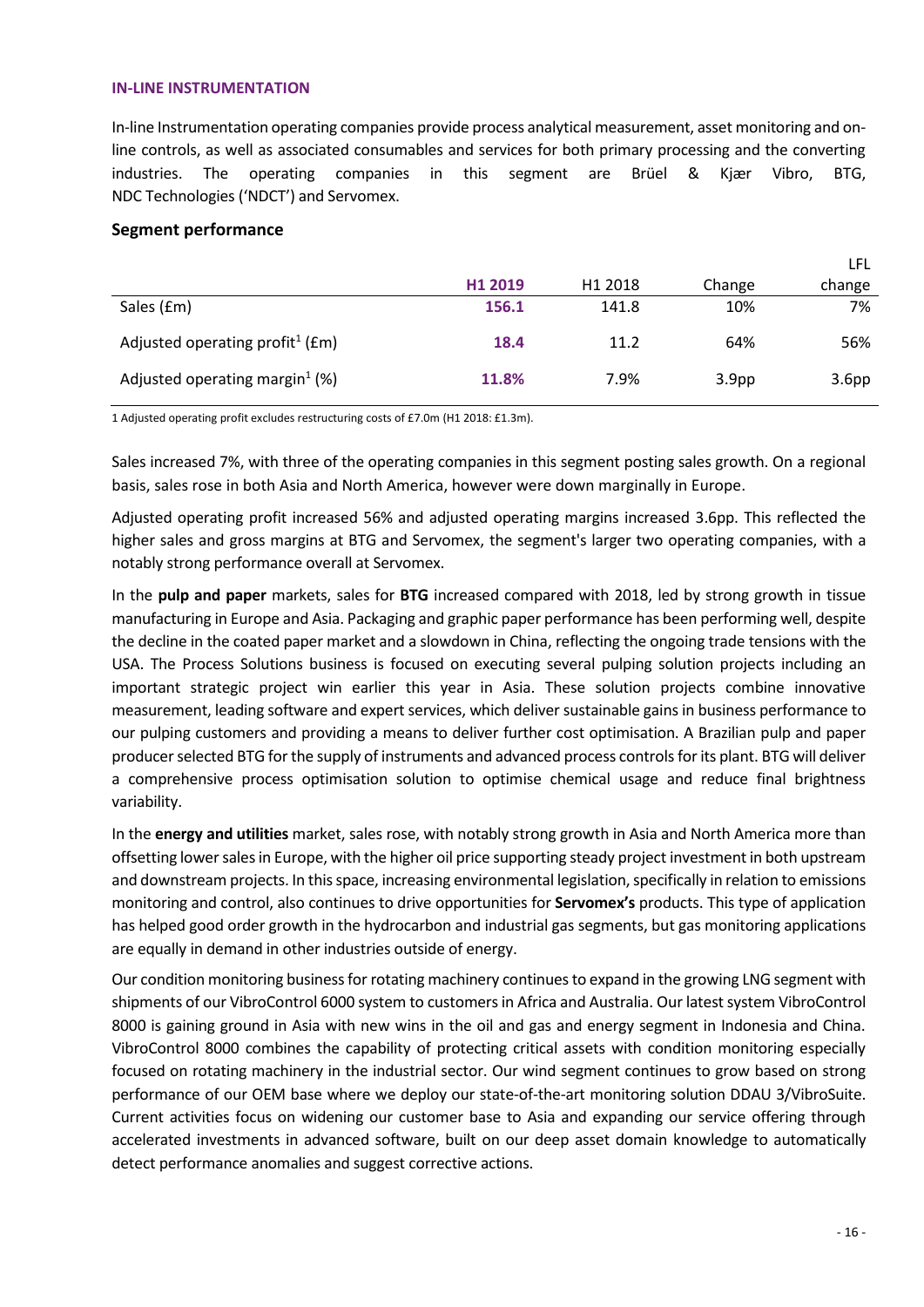## IN-LINE INSTRUMENTATION

In-line Instrumentation operating companies provide process analytical measurement, asset monitoring and on-line controls, as well as associated consumables and services for both primary processing and the converting industries. The operating companies in this segment are Brüel & Kjær Vibro, BTG, NDC Technologies ('NDCT') and Servomex.

### Segment performance

| | **H1 2019** | H1 2018 | Change | LFL change |
|---|---|---|---|---|
| Sales (£m) | **156.1** | 141.8 | 10% | 7% |
| Adjusted operating profit[1] (£m) | **18.4** | 11.2 | 64% | 56% |
| Adjusted operating margin[1] (%) | **11.8%** | 7.9% | 3.9pp | 3.6pp |

1 Adjusted operating profit excludes restructuring costs of £7.0m (H1 2018: £1.3m).

Sales increased 7%, with three of the operating companies in this segment posting sales growth. On a regional basis, sales rose in both Asia and North America, however were down marginally in Europe.

Adjusted operating profit increased 56% and adjusted operating margins increased 3.6pp. This reflected the higher sales and gross margins at BTG and Servomex, the segment's larger two operating companies, with a notably strong performance overall at Servomex.

In the **pulp and paper** markets, sales for **BTG** increased compared with 2018, led by strong growth in tissue manufacturing in Europe and Asia. Packaging and graphic paper performance has been performing well, despite the decline in the coated paper market and a slowdown in China, reflecting the ongoing trade tensions with the USA. The Process Solutions business is focused on executing several pulping solution projects including an important strategic project win earlier this year in Asia. These solution projects combine innovative measurement, leading software and expert services, which deliver sustainable gains in business performance to our pulping customers and providing a means to deliver further cost optimisation. A Brazilian pulp and paper producer selected BTG for the supply of instruments and advanced process controls for its plant. BTG will deliver a comprehensive process optimisation solution to optimise chemical usage and reduce final brightness variability.

In the **energy and utilities** market, sales rose, with notably strong growth in Asia and North America more than offsetting lower sales in Europe, with the higher oil price supporting steady project investment in both upstream and downstream projects. In this space, increasing environmental legislation, specifically in relation to emissions monitoring and control, also continues to drive opportunities for **Servomex's** products. This type of application has helped good order growth in the hydrocarbon and industrial gas segments, but gas monitoring applications are equally in demand in other industries outside of energy.

Our condition monitoring business for rotating machinery continues to expand in the growing LNG segment with shipments of our VibroControl 6000 system to customers in Africa and Australia. Our latest system VibroControl 8000 is gaining ground in Asia with new wins in the oil and gas and energy segment in Indonesia and China. VibroControl 8000 combines the capability of protecting critical assets with condition monitoring especially focused on rotating machinery in the industrial sector. Our wind segment continues to grow based on strong performance of our OEM base where we deploy our state-of-the-art monitoring solution DDAU 3/VibroSuite. Current activities focus on widening our customer base to Asia and expanding our service offering through accelerated investments in advanced software, built on our deep asset domain knowledge to automatically detect performance anomalies and suggest corrective actions.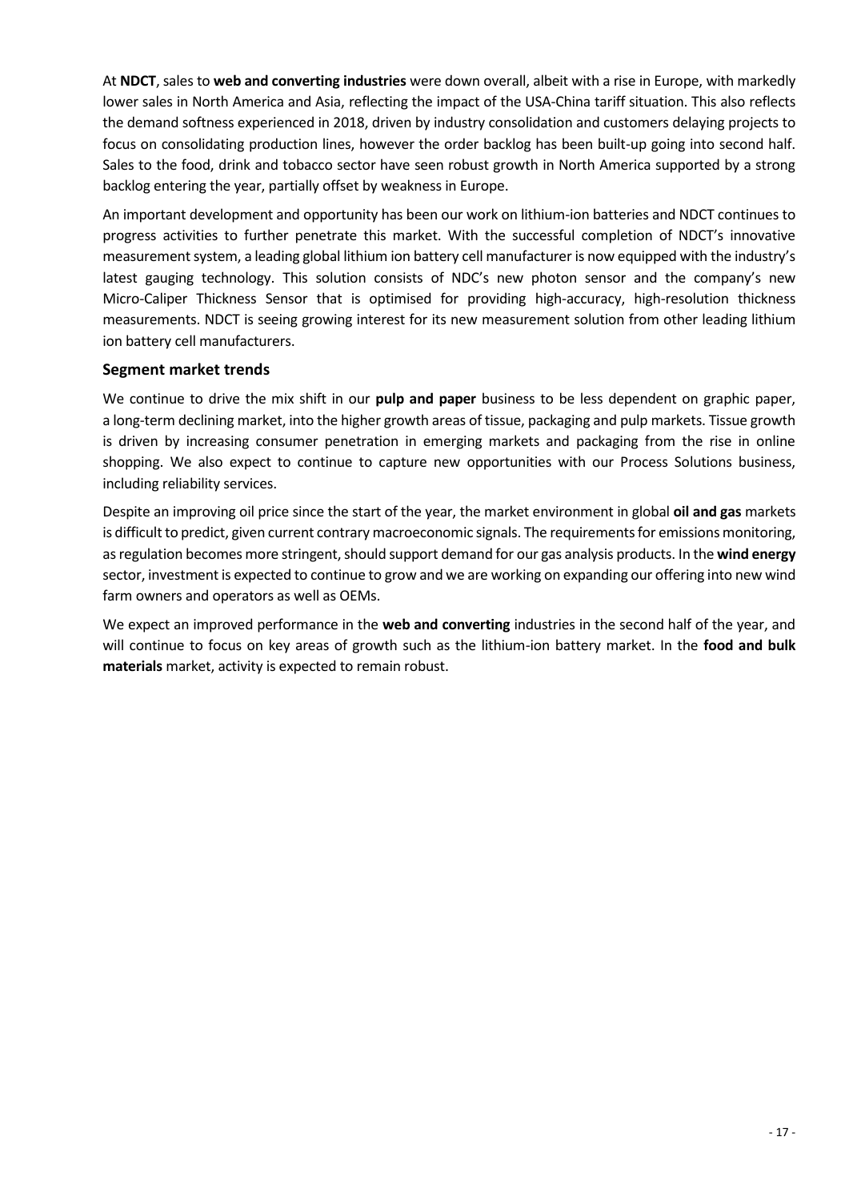At **NDCT**, sales to **web and converting industries** were down overall, albeit with a rise in Europe, with markedly lower sales in North America and Asia, reflecting the impact of the USA-China tariff situation. This also reflects the demand softness experienced in 2018, driven by industry consolidation and customers delaying projects to focus on consolidating production lines, however the order backlog has been built-up going into second half. Sales to the food, drink and tobacco sector have seen robust growth in North America supported by a strong backlog entering the year, partially offset by weakness in Europe.

An important development and opportunity has been our work on lithium-ion batteries and NDCT continues to progress activities to further penetrate this market. With the successful completion of NDCT's innovative measurement system, a leading global lithium ion battery cell manufacturer is now equipped with the industry's latest gauging technology. This solution consists of NDC's new photon sensor and the company's new Micro-Caliper Thickness Sensor that is optimised for providing high-accuracy, high-resolution thickness measurements. NDCT is seeing growing interest for its new measurement solution from other leading lithium ion battery cell manufacturers.

## Segment market trends

We continue to drive the mix shift in our **pulp and paper** business to be less dependent on graphic paper, a long-term declining market, into the higher growth areas of tissue, packaging and pulp markets. Tissue growth is driven by increasing consumer penetration in emerging markets and packaging from the rise in online shopping. We also expect to continue to capture new opportunities with our Process Solutions business, including reliability services.

Despite an improving oil price since the start of the year, the market environment in global **oil and gas** markets is difficult to predict, given current contrary macroeconomic signals. The requirements for emissions monitoring, as regulation becomes more stringent, should support demand for our gas analysis products. In the **wind energy** sector, investment is expected to continue to grow and we are working on expanding our offering into new wind farm owners and operators as well as OEMs.

We expect an improved performance in the **web and converting** industries in the second half of the year, and will continue to focus on key areas of growth such as the lithium-ion battery market. In the **food and bulk materials** market, activity is expected to remain robust.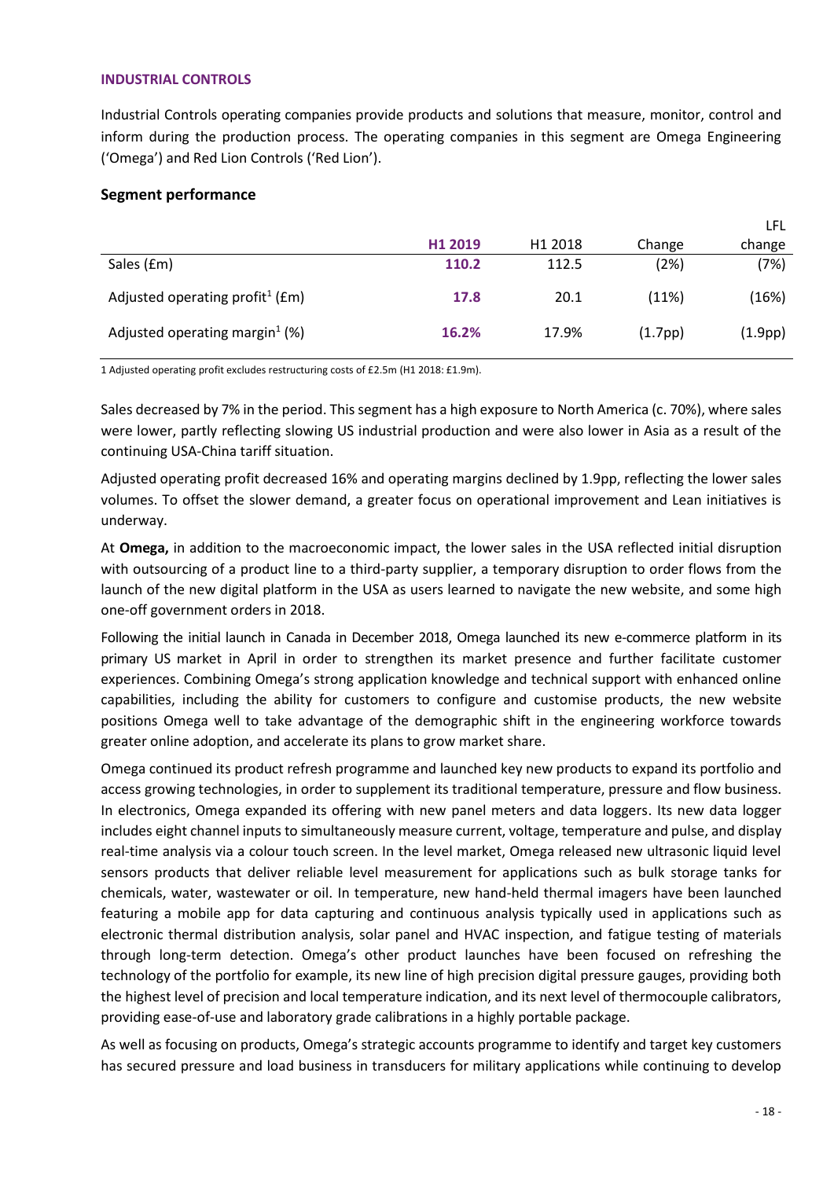## INDUSTRIAL CONTROLS

Industrial Controls operating companies provide products and solutions that measure, monitor, control and inform during the production process. The operating companies in this segment are Omega Engineering ('Omega') and Red Lion Controls ('Red Lion').

### Segment performance

| | **H1 2019** | H1 2018 | Change | LFL change |
|---|---|---|---|---|
| Sales (£m) | **110.2** | 112.5 | (2%) | (7%) |
| Adjusted operating profit[1] (£m) | **17.8** | 20.1 | (11%) | (16%) |
| Adjusted operating margin[1] (%) | **16.2%** | 17.9% | (1.7pp) | (1.9pp) |

1 Adjusted operating profit excludes restructuring costs of £2.5m (H1 2018: £1.9m).

Sales decreased by 7% in the period. This segment has a high exposure to North America (c. 70%), where sales were lower, partly reflecting slowing US industrial production and were also lower in Asia as a result of the continuing USA-China tariff situation.

Adjusted operating profit decreased 16% and operating margins declined by 1.9pp, reflecting the lower sales volumes. To offset the slower demand, a greater focus on operational improvement and Lean initiatives is underway.

At **Omega,** in addition to the macroeconomic impact, the lower sales in the USA reflected initial disruption with outsourcing of a product line to a third-party supplier, a temporary disruption to order flows from the launch of the new digital platform in the USA as users learned to navigate the new website, and some high one-off government orders in 2018.

Following the initial launch in Canada in December 2018, Omega launched its new e-commerce platform in its primary US market in April in order to strengthen its market presence and further facilitate customer experiences. Combining Omega's strong application knowledge and technical support with enhanced online capabilities, including the ability for customers to configure and customise products, the new website positions Omega well to take advantage of the demographic shift in the engineering workforce towards greater online adoption, and accelerate its plans to grow market share.

Omega continued its product refresh programme and launched key new products to expand its portfolio and access growing technologies, in order to supplement its traditional temperature, pressure and flow business. In electronics, Omega expanded its offering with new panel meters and data loggers. Its new data logger includes eight channel inputs to simultaneously measure current, voltage, temperature and pulse, and display real-time analysis via a colour touch screen. In the level market, Omega released new ultrasonic liquid level sensors products that deliver reliable level measurement for applications such as bulk storage tanks for chemicals, water, wastewater or oil. In temperature, new hand-held thermal imagers have been launched featuring a mobile app for data capturing and continuous analysis typically used in applications such as electronic thermal distribution analysis, solar panel and HVAC inspection, and fatigue testing of materials through long-term detection. Omega's other product launches have been focused on refreshing the technology of the portfolio for example, its new line of high precision digital pressure gauges, providing both the highest level of precision and local temperature indication, and its next level of thermocouple calibrators, providing ease-of-use and laboratory grade calibrations in a highly portable package.

As well as focusing on products, Omega's strategic accounts programme to identify and target key customers has secured pressure and load business in transducers for military applications while continuing to develop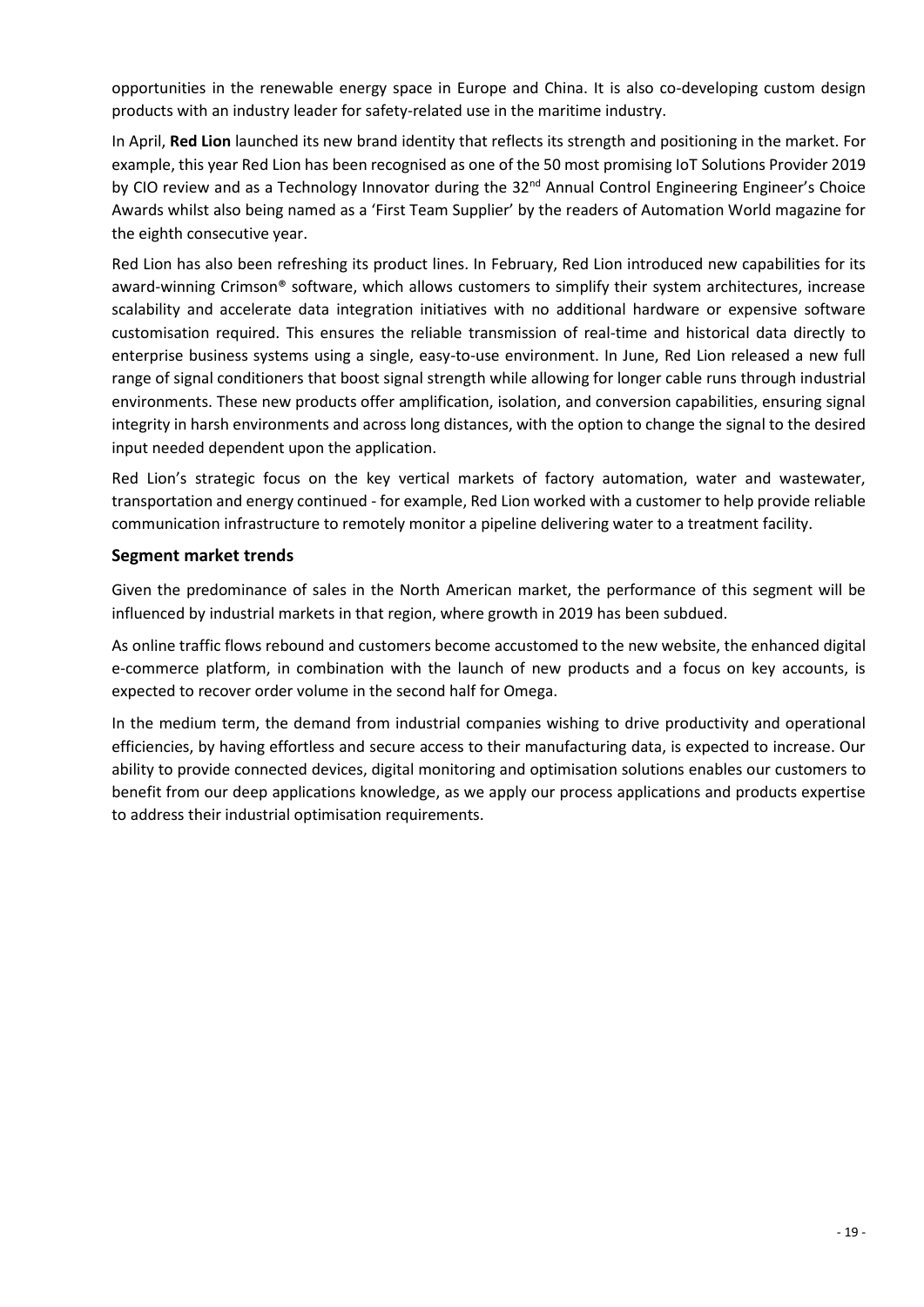opportunities in the renewable energy space in Europe and China. It is also co-developing custom design products with an industry leader for safety-related use in the maritime industry.

In April, **Red Lion** launched its new brand identity that reflects its strength and positioning in the market. For example, this year Red Lion has been recognised as one of the 50 most promising IoT Solutions Provider 2019 by CIO review and as a Technology Innovator during the 32nd Annual Control Engineering Engineer's Choice Awards whilst also being named as a 'First Team Supplier' by the readers of Automation World magazine for the eighth consecutive year.

Red Lion has also been refreshing its product lines. In February, Red Lion introduced new capabilities for its award-winning Crimson® software, which allows customers to simplify their system architectures, increase scalability and accelerate data integration initiatives with no additional hardware or expensive software customisation required. This ensures the reliable transmission of real-time and historical data directly to enterprise business systems using a single, easy-to-use environment. In June, Red Lion released a new full range of signal conditioners that boost signal strength while allowing for longer cable runs through industrial environments. These new products offer amplification, isolation, and conversion capabilities, ensuring signal integrity in harsh environments and across long distances, with the option to change the signal to the desired input needed dependent upon the application.

Red Lion's strategic focus on the key vertical markets of factory automation, water and wastewater, transportation and energy continued - for example, Red Lion worked with a customer to help provide reliable communication infrastructure to remotely monitor a pipeline delivering water to a treatment facility.

## Segment market trends

Given the predominance of sales in the North American market, the performance of this segment will be influenced by industrial markets in that region, where growth in 2019 has been subdued.

As online traffic flows rebound and customers become accustomed to the new website, the enhanced digital e-commerce platform, in combination with the launch of new products and a focus on key accounts, is expected to recover order volume in the second half for Omega.

In the medium term, the demand from industrial companies wishing to drive productivity and operational efficiencies, by having effortless and secure access to their manufacturing data, is expected to increase. Our ability to provide connected devices, digital monitoring and optimisation solutions enables our customers to benefit from our deep applications knowledge, as we apply our process applications and products expertise to address their industrial optimisation requirements.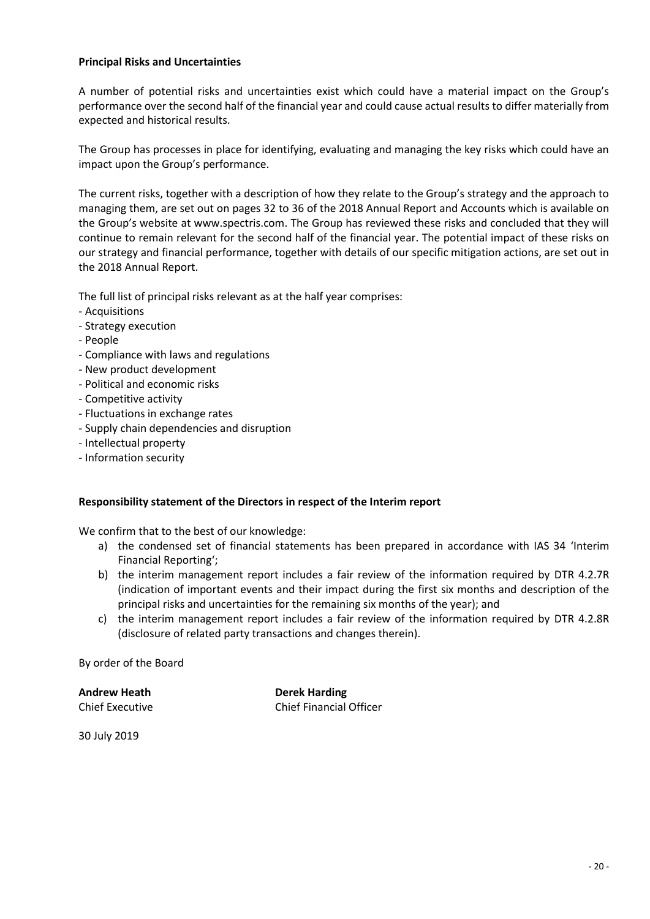**Principal Risks and Uncertainties**

A number of potential risks and uncertainties exist which could have a material impact on the Group's performance over the second half of the financial year and could cause actual results to differ materially from expected and historical results.

The Group has processes in place for identifying, evaluating and managing the key risks which could have an impact upon the Group's performance.

The current risks, together with a description of how they relate to the Group's strategy and the approach to managing them, are set out on pages 32 to 36 of the 2018 Annual Report and Accounts which is available on the Group's website at www.spectris.com. The Group has reviewed these risks and concluded that they will continue to remain relevant for the second half of the financial year. The potential impact of these risks on our strategy and financial performance, together with details of our specific mitigation actions, are set out in the 2018 Annual Report.

The full list of principal risks relevant as at the half year comprises:

- Acquisitions
- Strategy execution
- People
- Compliance with laws and regulations
- New product development
- Political and economic risks
- Competitive activity
- Fluctuations in exchange rates
- Supply chain dependencies and disruption
- Intellectual property
- Information security

**Responsibility statement of the Directors in respect of the Interim report**

We confirm that to the best of our knowledge:

a) the condensed set of financial statements has been prepared in accordance with IAS 34 'Interim Financial Reporting';
b) the interim management report includes a fair review of the information required by DTR 4.2.7R (indication of important events and their impact during the first six months and description of the principal risks and uncertainties for the remaining six months of the year); and
c) the interim management report includes a fair review of the information required by DTR 4.2.8R (disclosure of related party transactions and changes therein).

By order of the Board

**Andrew Heath**
Chief Executive

**Derek Harding**
Chief Financial Officer

30 July 2019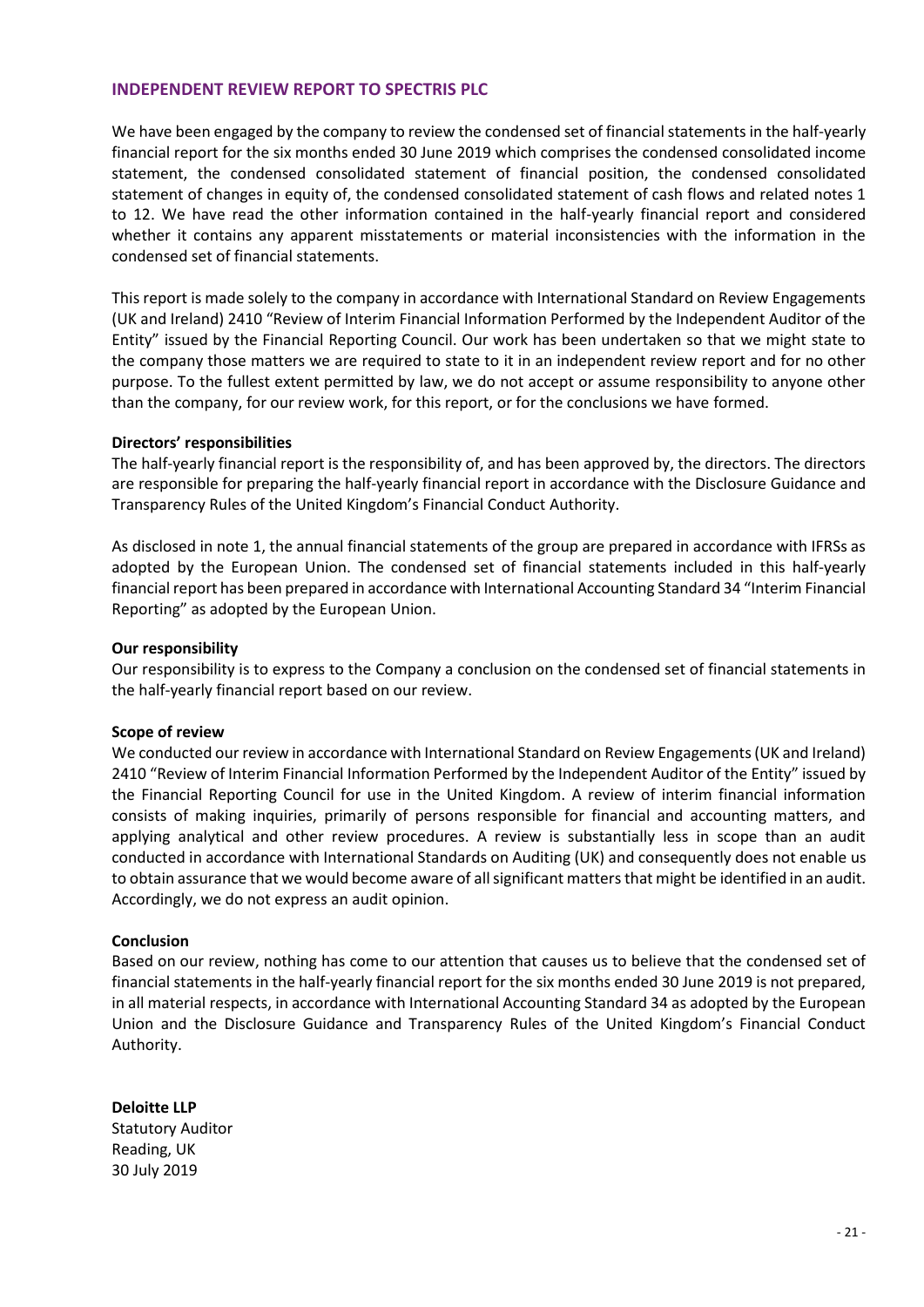## INDEPENDENT REVIEW REPORT TO SPECTRIS PLC

We have been engaged by the company to review the condensed set of financial statements in the half-yearly financial report for the six months ended 30 June 2019 which comprises the condensed consolidated income statement, the condensed consolidated statement of financial position, the condensed consolidated statement of changes in equity of, the condensed consolidated statement of cash flows and related notes 1 to 12. We have read the other information contained in the half-yearly financial report and considered whether it contains any apparent misstatements or material inconsistencies with the information in the condensed set of financial statements.

This report is made solely to the company in accordance with International Standard on Review Engagements (UK and Ireland) 2410 "Review of Interim Financial Information Performed by the Independent Auditor of the Entity" issued by the Financial Reporting Council. Our work has been undertaken so that we might state to the company those matters we are required to state to it in an independent review report and for no other purpose. To the fullest extent permitted by law, we do not accept or assume responsibility to anyone other than the company, for our review work, for this report, or for the conclusions we have formed.

**Directors' responsibilities**

The half-yearly financial report is the responsibility of, and has been approved by, the directors. The directors are responsible for preparing the half-yearly financial report in accordance with the Disclosure Guidance and Transparency Rules of the United Kingdom's Financial Conduct Authority.

As disclosed in note 1, the annual financial statements of the group are prepared in accordance with IFRSs as adopted by the European Union. The condensed set of financial statements included in this half-yearly financial report has been prepared in accordance with International Accounting Standard 34 "Interim Financial Reporting" as adopted by the European Union.

**Our responsibility**

Our responsibility is to express to the Company a conclusion on the condensed set of financial statements in the half-yearly financial report based on our review.

**Scope of review**

We conducted our review in accordance with International Standard on Review Engagements (UK and Ireland) 2410 "Review of Interim Financial Information Performed by the Independent Auditor of the Entity" issued by the Financial Reporting Council for use in the United Kingdom. A review of interim financial information consists of making inquiries, primarily of persons responsible for financial and accounting matters, and applying analytical and other review procedures. A review is substantially less in scope than an audit conducted in accordance with International Standards on Auditing (UK) and consequently does not enable us to obtain assurance that we would become aware of all significant matters that might be identified in an audit. Accordingly, we do not express an audit opinion.

**Conclusion**

Based on our review, nothing has come to our attention that causes us to believe that the condensed set of financial statements in the half-yearly financial report for the six months ended 30 June 2019 is not prepared, in all material respects, in accordance with International Accounting Standard 34 as adopted by the European Union and the Disclosure Guidance and Transparency Rules of the United Kingdom's Financial Conduct Authority.

**Deloitte LLP**
Statutory Auditor
Reading, UK
30 July 2019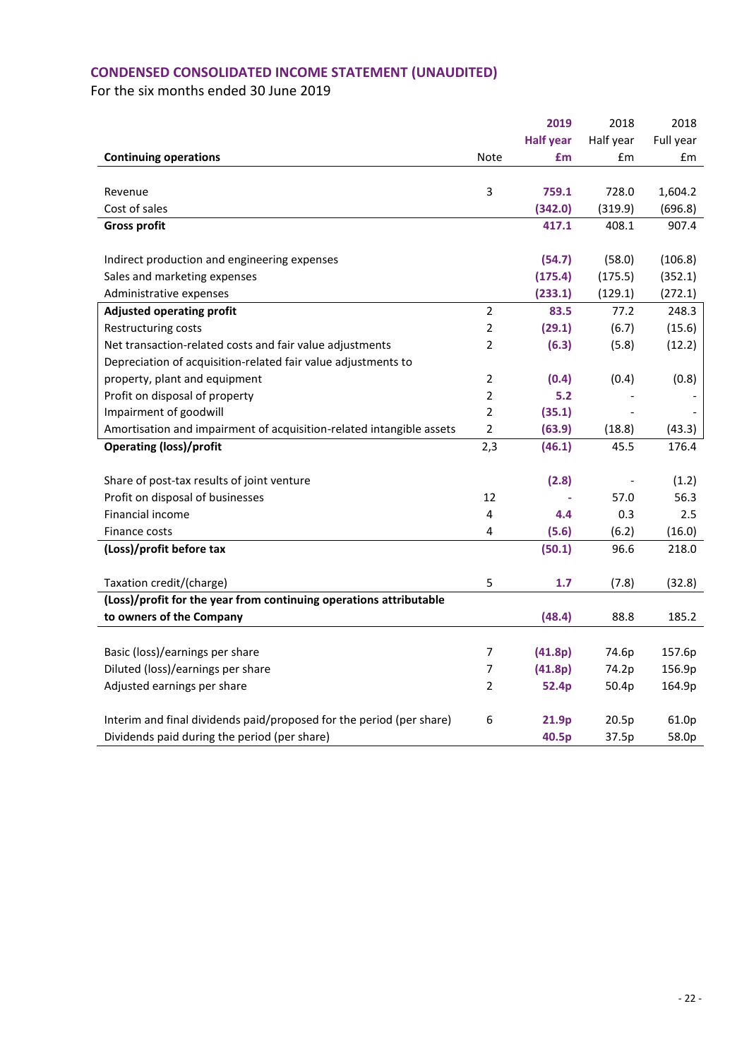## CONDENSED CONSOLIDATED INCOME STATEMENT (UNAUDITED)

For the six months ended 30 June 2019

| Continuing operations | Note | **2019 Half year £m** | 2018 Half year £m | 2018 Full year £m |
|---|---|---|---|---|
| Revenue | 3 | **759.1** | 728.0 | 1,604.2 |
| Cost of sales | | **(342.0)** | (319.9) | (696.8) |
| **Gross profit** | | **417.1** | 408.1 | 907.4 |
| Indirect production and engineering expenses | | **(54.7)** | (58.0) | (106.8) |
| Sales and marketing expenses | | **(175.4)** | (175.5) | (352.1) |
| Administrative expenses | | **(233.1)** | (129.1) | (272.1) |
| **Adjusted operating profit** | 2 | **83.5** | 77.2 | 248.3 |
| Restructuring costs | 2 | **(29.1)** | (6.7) | (15.6) |
| Net transaction-related costs and fair value adjustments | 2 | **(6.3)** | (5.8) | (12.2) |
| Depreciation of acquisition-related fair value adjustments to property, plant and equipment | 2 | **(0.4)** | (0.4) | (0.8) |
| Profit on disposal of property | 2 | **5.2** | - | - |
| Impairment of goodwill | 2 | **(35.1)** | - | - |
| Amortisation and impairment of acquisition-related intangible assets | 2 | **(63.9)** | (18.8) | (43.3) |
| **Operating (loss)/profit** | 2,3 | **(46.1)** | 45.5 | 176.4 |
| Share of post-tax results of joint venture | | **(2.8)** | - | (1.2) |
| Profit on disposal of businesses | 12 | **-** | 57.0 | 56.3 |
| Financial income | 4 | **4.4** | 0.3 | 2.5 |
| Finance costs | 4 | **(5.6)** | (6.2) | (16.0) |
| **(Loss)/profit before tax** | | **(50.1)** | 96.6 | 218.0 |
| Taxation credit/(charge) | 5 | **1.7** | (7.8) | (32.8) |
| **(Loss)/profit for the year from continuing operations attributable to owners of the Company** | | **(48.4)** | 88.8 | 185.2 |
| Basic (loss)/earnings per share | 7 | **(41.8p)** | 74.6p | 157.6p |
| Diluted (loss)/earnings per share | 7 | **(41.8p)** | 74.2p | 156.9p |
| Adjusted earnings per share | 2 | **52.4p** | 50.4p | 164.9p |
| Interim and final dividends paid/proposed for the period (per share) | 6 | **21.9p** | 20.5p | 61.0p |
| Dividends paid during the period (per share) | | **40.5p** | 37.5p | 58.0p |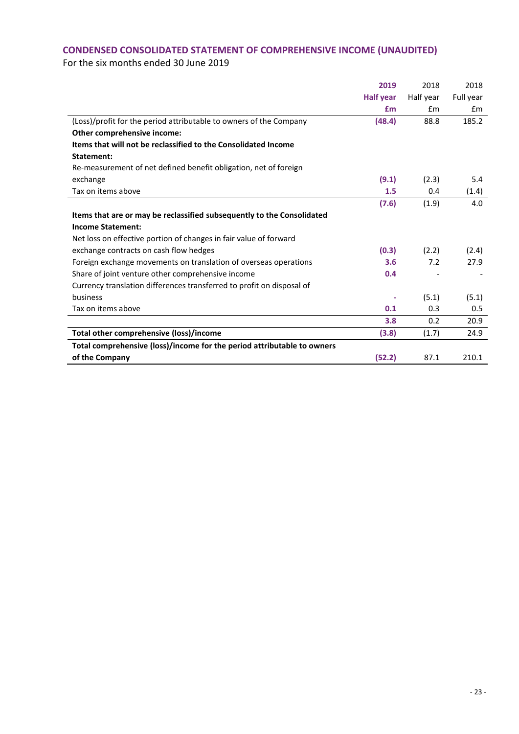## CONDENSED CONSOLIDATED STATEMENT OF COMPREHENSIVE INCOME (UNAUDITED)

For the six months ended 30 June 2019

| | 2019 Half year £m | 2018 Half year £m | 2018 Full year £m |
|---|---|---|---|
| (Loss)/profit for the period attributable to owners of the Company | **(48.4)** | 88.8 | 185.2 |
| **Other comprehensive income:** | | | |
| **Items that will not be reclassified to the Consolidated Income Statement:** | | | |
| Re-measurement of net defined benefit obligation, net of foreign exchange | **(9.1)** | (2.3) | 5.4 |
| Tax on items above | **1.5** | 0.4 | (1.4) |
| | **(7.6)** | (1.9) | 4.0 |
| **Items that are or may be reclassified subsequently to the Consolidated Income Statement:** | | | |
| Net loss on effective portion of changes in fair value of forward exchange contracts on cash flow hedges | **(0.3)** | (2.2) | (2.4) |
| Foreign exchange movements on translation of overseas operations | **3.6** | 7.2 | 27.9 |
| Share of joint venture other comprehensive income | **0.4** | - | - |
| Currency translation differences transferred to profit on disposal of business | **-** | (5.1) | (5.1) |
| Tax on items above | **0.1** | 0.3 | 0.5 |
| | **3.8** | 0.2 | 20.9 |
| **Total other comprehensive (loss)/income** | **(3.8)** | (1.7) | 24.9 |
| **Total comprehensive (loss)/income for the period attributable to owners of the Company** | **(52.2)** | 87.1 | 210.1 |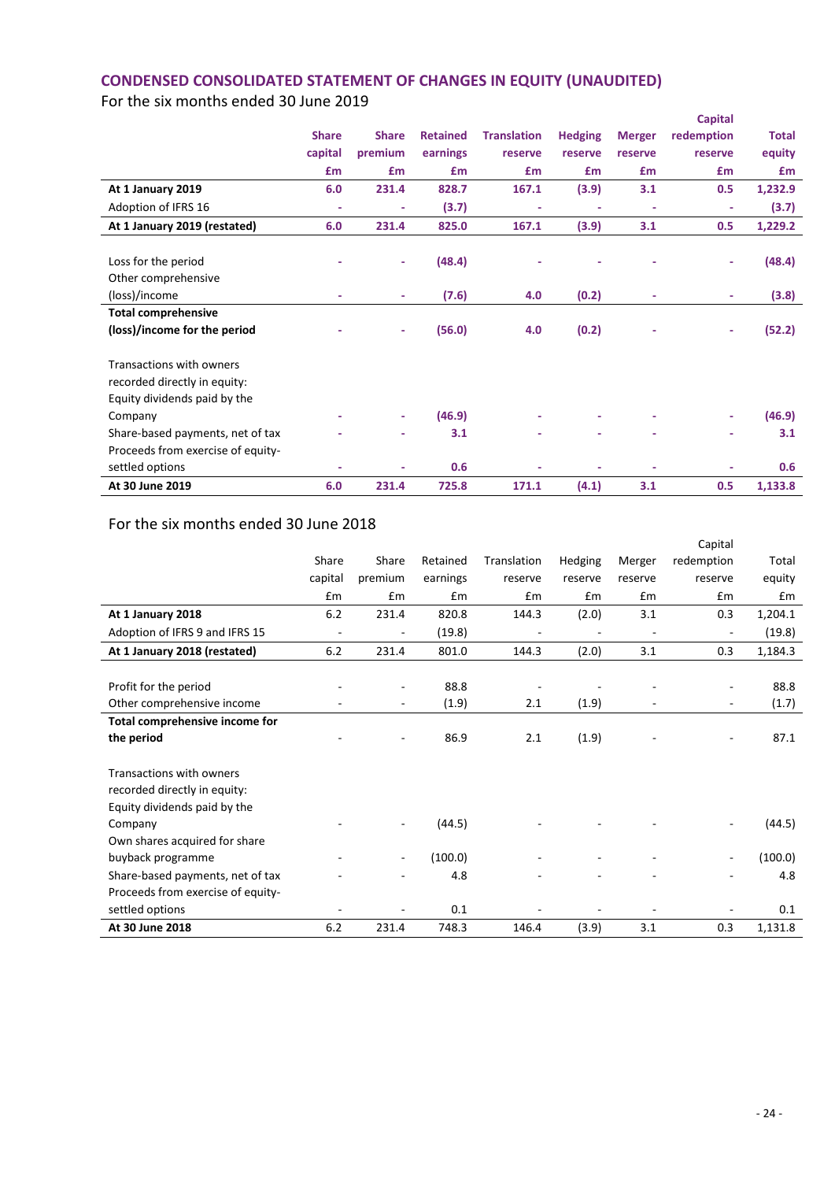## CONDENSED CONSOLIDATED STATEMENT OF CHANGES IN EQUITY (UNAUDITED)

For the six months ended 30 June 2019

| | Share capital £m | Share premium £m | Retained earnings £m | Translation reserve £m | Hedging reserve £m | Merger reserve £m | Capital redemption reserve £m | Total equity £m |
|---|---|---|---|---|---|---|---|---|
| **At 1 January 2019** | **6.0** | **231.4** | **828.7** | **167.1** | **(3.9)** | **3.1** | **0.5** | **1,232.9** |
| Adoption of IFRS 16 | - | - | (3.7) | - | - | - | - | (3.7) |
| **At 1 January 2019 (restated)** | **6.0** | **231.4** | **825.0** | **167.1** | **(3.9)** | **3.1** | **0.5** | **1,229.2** |
| | | | | | | | | |
| Loss for the period | - | - | (48.4) | - | - | - | - | (48.4) |
| Other comprehensive (loss)/income | - | - | (7.6) | 4.0 | (0.2) | - | - | (3.8) |
| **Total comprehensive (loss)/income for the period** | - | - | (56.0) | 4.0 | (0.2) | - | - | (52.2) |
| | | | | | | | | |
| Transactions with owners recorded directly in equity: | | | | | | | | |
| Equity dividends paid by the Company | - | - | (46.9) | - | - | - | - | (46.9) |
| Share-based payments, net of tax | - | - | 3.1 | - | - | - | - | 3.1 |
| Proceeds from exercise of equity-settled options | - | - | 0.6 | - | - | - | - | 0.6 |
| **At 30 June 2019** | **6.0** | **231.4** | **725.8** | **171.1** | **(4.1)** | **3.1** | **0.5** | **1,133.8** |

For the six months ended 30 June 2018

| | Share capital £m | Share premium £m | Retained earnings £m | Translation reserve £m | Hedging reserve £m | Merger reserve £m | Capital redemption reserve £m | Total equity £m |
|---|---|---|---|---|---|---|---|---|
| **At 1 January 2018** | 6.2 | 231.4 | 820.8 | 144.3 | (2.0) | 3.1 | 0.3 | 1,204.1 |
| Adoption of IFRS 9 and IFRS 15 | - | - | (19.8) | - | - | - | - | (19.8) |
| **At 1 January 2018 (restated)** | 6.2 | 231.4 | 801.0 | 144.3 | (2.0) | 3.1 | 0.3 | 1,184.3 |
| | | | | | | | | |
| Profit for the period | - | - | 88.8 | - | - | - | - | 88.8 |
| Other comprehensive income | - | - | (1.9) | 2.1 | (1.9) | - | - | (1.7) |
| **Total comprehensive income for the period** | - | - | 86.9 | 2.1 | (1.9) | - | - | 87.1 |
| | | | | | | | | |
| Transactions with owners recorded directly in equity: | | | | | | | | |
| Equity dividends paid by the Company | - | - | (44.5) | - | - | - | - | (44.5) |
| Own shares acquired for share buyback programme | - | - | (100.0) | - | - | - | - | (100.0) |
| Share-based payments, net of tax | - | - | 4.8 | - | - | - | - | 4.8 |
| Proceeds from exercise of equity-settled options | - | - | 0.1 | - | - | - | - | 0.1 |
| **At 30 June 2018** | 6.2 | 231.4 | 748.3 | 146.4 | (3.9) | 3.1 | 0.3 | 1,131.8 |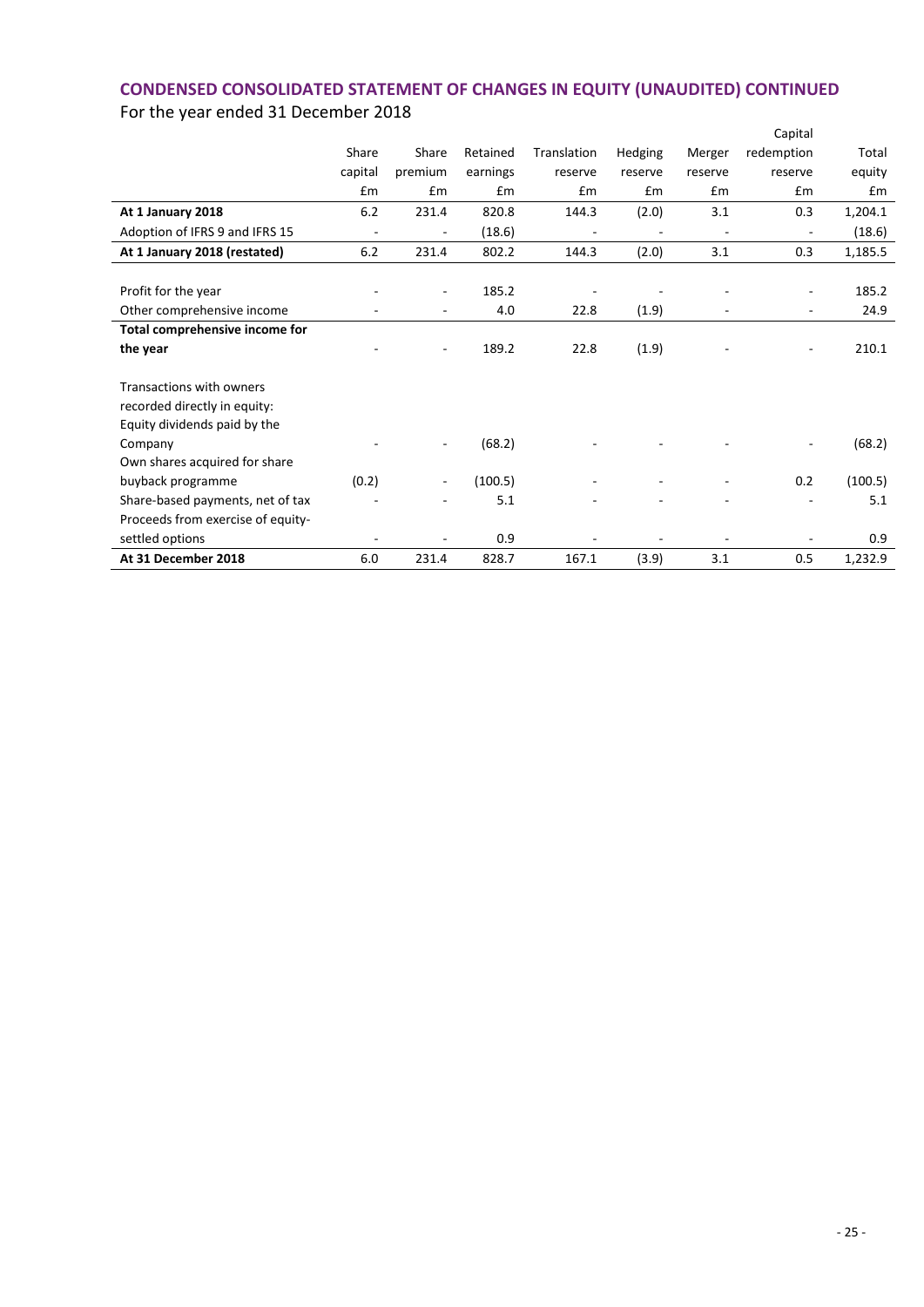## CONDENSED CONSOLIDATED STATEMENT OF CHANGES IN EQUITY (UNAUDITED) CONTINUED

For the year ended 31 December 2018

| | Share capital | Share premium | Retained earnings | Translation reserve | Hedging reserve | Merger reserve | Capital redemption reserve | Total equity |
|---|---|---|---|---|---|---|---|---|
| | £m | £m | £m | £m | £m | £m | £m | £m |
| **At 1 January 2018** | 6.2 | 231.4 | 820.8 | 144.3 | (2.0) | 3.1 | 0.3 | 1,204.1 |
| Adoption of IFRS 9 and IFRS 15 | - | - | (18.6) | - | - | - | - | (18.6) |
| **At 1 January 2018 (restated)** | 6.2 | 231.4 | 802.2 | 144.3 | (2.0) | 3.1 | 0.3 | 1,185.5 |
| | | | | | | | | |
| Profit for the year | - | - | 185.2 | - | - | - | - | 185.2 |
| Other comprehensive income | - | - | 4.0 | 22.8 | (1.9) | - | - | 24.9 |
| **Total comprehensive income for the year** | - | - | 189.2 | 22.8 | (1.9) | - | - | 210.1 |
| | | | | | | | | |
| Transactions with owners recorded directly in equity: | | | | | | | | |
| Equity dividends paid by the Company | - | - | (68.2) | - | - | - | - | (68.2) |
| Own shares acquired for share buyback programme | (0.2) | - | (100.5) | - | - | - | 0.2 | (100.5) |
| Share-based payments, net of tax | - | - | 5.1 | - | - | - | - | 5.1 |
| Proceeds from exercise of equity-settled options | - | - | 0.9 | - | - | - | - | 0.9 |
| **At 31 December 2018** | 6.0 | 231.4 | 828.7 | 167.1 | (3.9) | 3.1 | 0.5 | 1,232.9 |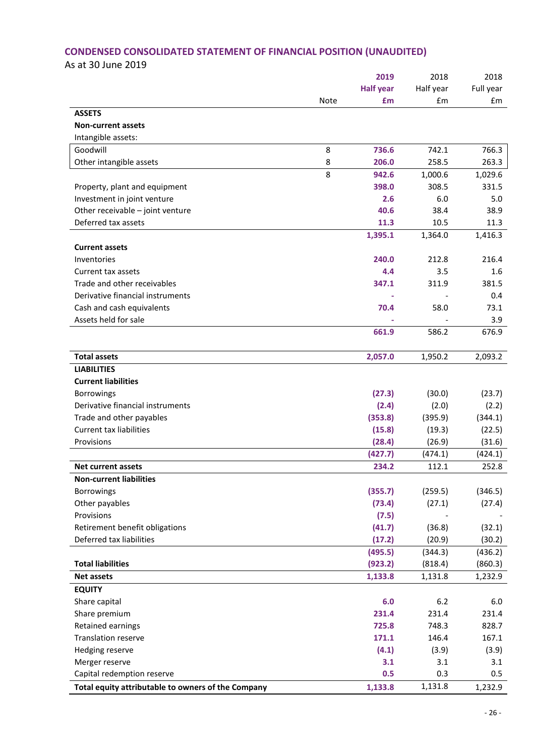## CONDENSED CONSOLIDATED STATEMENT OF FINANCIAL POSITION (UNAUDITED)

As at 30 June 2019

| | Note | 2019 Half year £m | 2018 Half year £m | 2018 Full year £m |
|---|---|---|---|---|
| **ASSETS** | | | | |
| **Non-current assets** | | | | |
| Intangible assets: | | | | |
| Goodwill | 8 | **736.6** | 742.1 | 766.3 |
| Other intangible assets | 8 | **206.0** | 258.5 | 263.3 |
| | 8 | **942.6** | 1,000.6 | 1,029.6 |
| Property, plant and equipment | | **398.0** | 308.5 | 331.5 |
| Investment in joint venture | | **2.6** | 6.0 | 5.0 |
| Other receivable – joint venture | | **40.6** | 38.4 | 38.9 |
| Deferred tax assets | | **11.3** | 10.5 | 11.3 |
| | | **1,395.1** | 1,364.0 | 1,416.3 |
| **Current assets** | | | | |
| Inventories | | **240.0** | 212.8 | 216.4 |
| Current tax assets | | **4.4** | 3.5 | 1.6 |
| Trade and other receivables | | **347.1** | 311.9 | 381.5 |
| Derivative financial instruments | | **-** | - | 0.4 |
| Cash and cash equivalents | | **70.4** | 58.0 | 73.1 |
| Assets held for sale | | **-** | - | 3.9 |
| | | **661.9** | 586.2 | 676.9 |
| **Total assets** | | **2,057.0** | 1,950.2 | 2,093.2 |
| **LIABILITIES** | | | | |
| **Current liabilities** | | | | |
| Borrowings | | **(27.3)** | (30.0) | (23.7) |
| Derivative financial instruments | | **(2.4)** | (2.0) | (2.2) |
| Trade and other payables | | **(353.8)** | (395.9) | (344.1) |
| Current tax liabilities | | **(15.8)** | (19.3) | (22.5) |
| Provisions | | **(28.4)** | (26.9) | (31.6) |
| | | **(427.7)** | (474.1) | (424.1) |
| **Net current assets** | | **234.2** | 112.1 | 252.8 |
| **Non-current liabilities** | | | | |
| Borrowings | | **(355.7)** | (259.5) | (346.5) |
| Other payables | | **(73.4)** | (27.1) | (27.4) |
| Provisions | | **(7.5)** | - | - |
| Retirement benefit obligations | | **(41.7)** | (36.8) | (32.1) |
| Deferred tax liabilities | | **(17.2)** | (20.9) | (30.2) |
| | | **(495.5)** | (344.3) | (436.2) |
| **Total liabilities** | | **(923.2)** | (818.4) | (860.3) |
| **Net assets** | | **1,133.8** | 1,131.8 | 1,232.9 |
| **EQUITY** | | | | |
| Share capital | | **6.0** | 6.2 | 6.0 |
| Share premium | | **231.4** | 231.4 | 231.4 |
| Retained earnings | | **725.8** | 748.3 | 828.7 |
| Translation reserve | | **171.1** | 146.4 | 167.1 |
| Hedging reserve | | **(4.1)** | (3.9) | (3.9) |
| Merger reserve | | **3.1** | 3.1 | 3.1 |
| Capital redemption reserve | | **0.5** | 0.3 | 0.5 |
| **Total equity attributable to owners of the Company** | | **1,133.8** | 1,131.8 | 1,232.9 |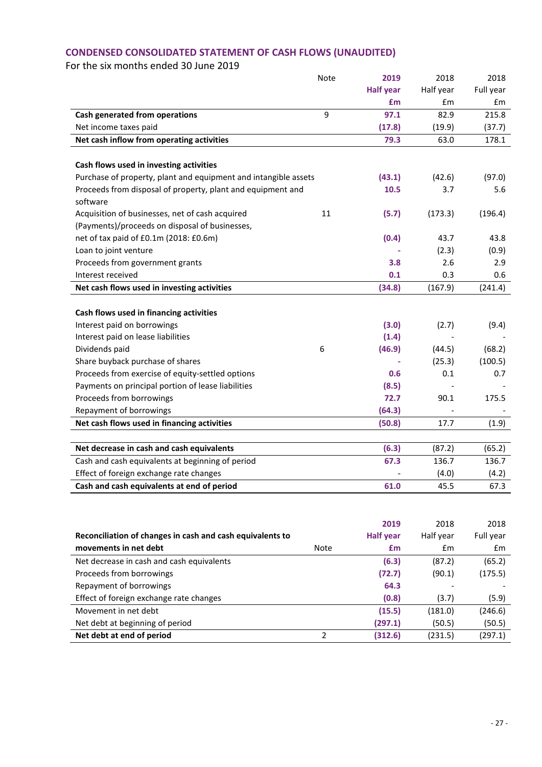## CONDENSED CONSOLIDATED STATEMENT OF CASH FLOWS (UNAUDITED)

For the six months ended 30 June 2019

| | Note | 2019 Half year £m | 2018 Half year £m | 2018 Full year £m |
|---|---|---|---|---|
| **Cash generated from operations** | 9 | **97.1** | 82.9 | 215.8 |
| Net income taxes paid | | **(17.8)** | (19.9) | (37.7) |
| **Net cash inflow from operating activities** | | **79.3** | 63.0 | 178.1 |
| | | | | |
| **Cash flows used in investing activities** | | | | |
| Purchase of property, plant and equipment and intangible assets | | **(43.1)** | (42.6) | (97.0) |
| Proceeds from disposal of property, plant and equipment and software | | **10.5** | 3.7 | 5.6 |
| Acquisition of businesses, net of cash acquired | 11 | **(5.7)** | (173.3) | (196.4) |
| (Payments)/proceeds on disposal of businesses, net of tax paid of £0.1m (2018: £0.6m) | | **(0.4)** | 43.7 | 43.8 |
| Loan to joint venture | | **-** | (2.3) | (0.9) |
| Proceeds from government grants | | **3.8** | 2.6 | 2.9 |
| Interest received | | **0.1** | 0.3 | 0.6 |
| **Net cash flows used in investing activities** | | **(34.8)** | (167.9) | (241.4) |
| | | | | |
| **Cash flows used in financing activities** | | | | |
| Interest paid on borrowings | | **(3.0)** | (2.7) | (9.4) |
| Interest paid on lease liabilities | | **(1.4)** | - | - |
| Dividends paid | 6 | **(46.9)** | (44.5) | (68.2) |
| Share buyback purchase of shares | | **-** | (25.3) | (100.5) |
| Proceeds from exercise of equity-settled options | | **0.6** | 0.1 | 0.7 |
| Payments on principal portion of lease liabilities | | **(8.5)** | - | - |
| Proceeds from borrowings | | **72.7** | 90.1 | 175.5 |
| Repayment of borrowings | | **(64.3)** | - | - |
| **Net cash flows used in financing activities** | | **(50.8)** | 17.7 | (1.9) |
| | | | | |
| **Net decrease in cash and cash equivalents** | | **(6.3)** | (87.2) | (65.2) |
| Cash and cash equivalents at beginning of period | | **67.3** | 136.7 | 136.7 |
| Effect of foreign exchange rate changes | | **-** | (4.0) | (4.2) |
| **Cash and cash equivalents at end of period** | | **61.0** | 45.5 | 67.3 |

| **Reconciliation of changes in cash and cash equivalents to movements in net debt** | Note | 2019 Half year £m | 2018 Half year £m | 2018 Full year £m |
|---|---|---|---|---|
| Net decrease in cash and cash equivalents | | **(6.3)** | (87.2) | (65.2) |
| Proceeds from borrowings | | **(72.7)** | (90.1) | (175.5) |
| Repayment of borrowings | | **64.3** | - | - |
| Effect of foreign exchange rate changes | | **(0.8)** | (3.7) | (5.9) |
| Movement in net debt | | **(15.5)** | (181.0) | (246.6) |
| Net debt at beginning of period | | **(297.1)** | (50.5) | (50.5) |
| **Net debt at end of period** | 2 | **(312.6)** | (231.5) | (297.1) |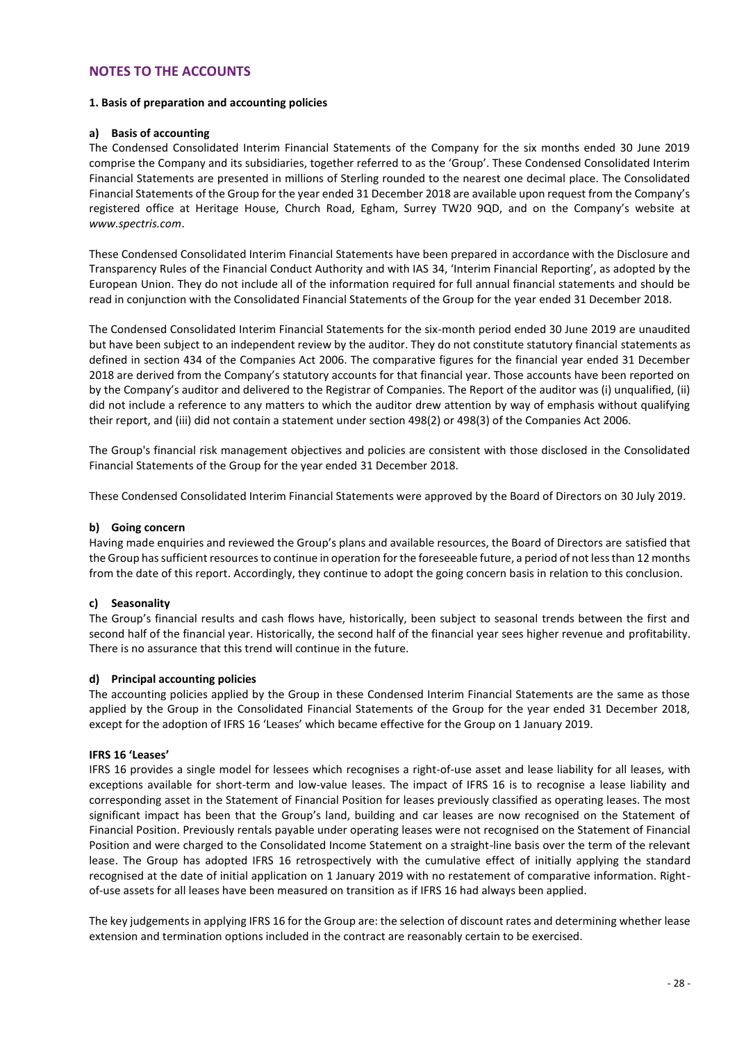# NOTES TO THE ACCOUNTS

### 1. Basis of preparation and accounting policies

#### a) Basis of accounting

The Condensed Consolidated Interim Financial Statements of the Company for the six months ended 30 June 2019 comprise the Company and its subsidiaries, together referred to as the 'Group'. These Condensed Consolidated Interim Financial Statements are presented in millions of Sterling rounded to the nearest one decimal place. The Consolidated Financial Statements of the Group for the year ended 31 December 2018 are available upon request from the Company's registered office at Heritage House, Church Road, Egham, Surrey TW20 9QD, and on the Company's website at *www.spectris.com*.

These Condensed Consolidated Interim Financial Statements have been prepared in accordance with the Disclosure and Transparency Rules of the Financial Conduct Authority and with IAS 34, 'Interim Financial Reporting', as adopted by the European Union. They do not include all of the information required for full annual financial statements and should be read in conjunction with the Consolidated Financial Statements of the Group for the year ended 31 December 2018.

The Condensed Consolidated Interim Financial Statements for the six-month period ended 30 June 2019 are unaudited but have been subject to an independent review by the auditor. They do not constitute statutory financial statements as defined in section 434 of the Companies Act 2006. The comparative figures for the financial year ended 31 December 2018 are derived from the Company's statutory accounts for that financial year. Those accounts have been reported on by the Company's auditor and delivered to the Registrar of Companies. The Report of the auditor was (i) unqualified, (ii) did not include a reference to any matters to which the auditor drew attention by way of emphasis without qualifying their report, and (iii) did not contain a statement under section 498(2) or 498(3) of the Companies Act 2006.

The Group's financial risk management objectives and policies are consistent with those disclosed in the Consolidated Financial Statements of the Group for the year ended 31 December 2018.

These Condensed Consolidated Interim Financial Statements were approved by the Board of Directors on 30 July 2019.

#### b) Going concern

Having made enquiries and reviewed the Group's plans and available resources, the Board of Directors are satisfied that the Group has sufficient resources to continue in operation for the foreseeable future, a period of not less than 12 months from the date of this report. Accordingly, they continue to adopt the going concern basis in relation to this conclusion.

#### c) Seasonality

The Group's financial results and cash flows have, historically, been subject to seasonal trends between the first and second half of the financial year. Historically, the second half of the financial year sees higher revenue and profitability. There is no assurance that this trend will continue in the future.

#### d) Principal accounting policies

The accounting policies applied by the Group in these Condensed Interim Financial Statements are the same as those applied by the Group in the Consolidated Financial Statements of the Group for the year ended 31 December 2018, except for the adoption of IFRS 16 'Leases' which became effective for the Group on 1 January 2019.

**IFRS 16 'Leases'**

IFRS 16 provides a single model for lessees which recognises a right-of-use asset and lease liability for all leases, with exceptions available for short-term and low-value leases. The impact of IFRS 16 is to recognise a lease liability and corresponding asset in the Statement of Financial Position for leases previously classified as operating leases. The most significant impact has been that the Group's land, building and car leases are now recognised on the Statement of Financial Position. Previously rentals payable under operating leases were not recognised on the Statement of Financial Position and were charged to the Consolidated Income Statement on a straight-line basis over the term of the relevant lease. The Group has adopted IFRS 16 retrospectively with the cumulative effect of initially applying the standard recognised at the date of initial application on 1 January 2019 with no restatement of comparative information. Right-of-use assets for all leases have been measured on transition as if IFRS 16 had always been applied.

The key judgements in applying IFRS 16 for the Group are: the selection of discount rates and determining whether lease extension and termination options included in the contract are reasonably certain to be exercised.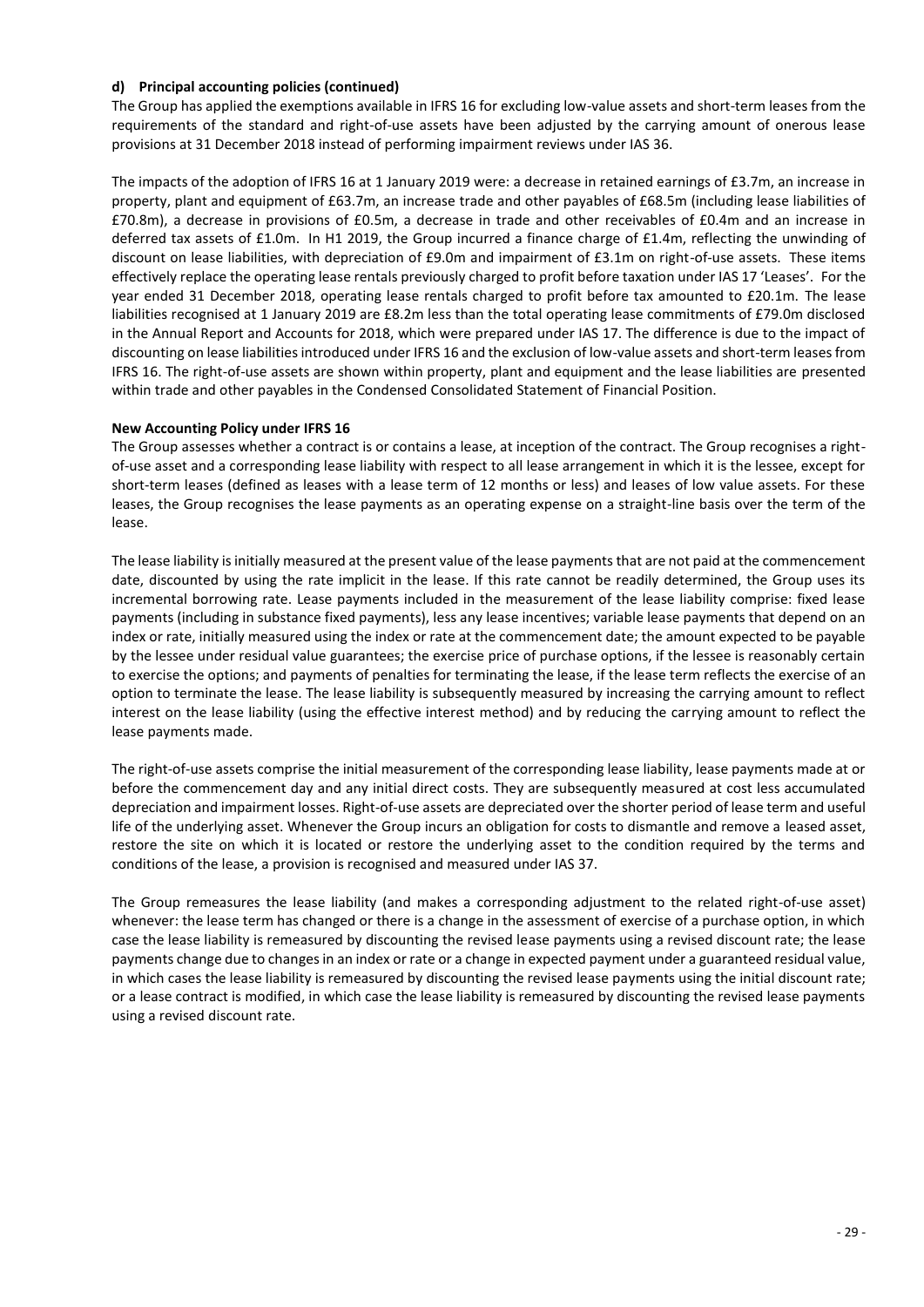#### d) Principal accounting policies (continued)

The Group has applied the exemptions available in IFRS 16 for excluding low-value assets and short-term leases from the requirements of the standard and right-of-use assets have been adjusted by the carrying amount of onerous lease provisions at 31 December 2018 instead of performing impairment reviews under IAS 36.

The impacts of the adoption of IFRS 16 at 1 January 2019 were: a decrease in retained earnings of £3.7m, an increase in property, plant and equipment of £63.7m, an increase trade and other payables of £68.5m (including lease liabilities of £70.8m), a decrease in provisions of £0.5m, a decrease in trade and other receivables of £0.4m and an increase in deferred tax assets of £1.0m. In H1 2019, the Group incurred a finance charge of £1.4m, reflecting the unwinding of discount on lease liabilities, with depreciation of £9.0m and impairment of £3.1m on right-of-use assets. These items effectively replace the operating lease rentals previously charged to profit before taxation under IAS 17 'Leases'. For the year ended 31 December 2018, operating lease rentals charged to profit before tax amounted to £20.1m. The lease liabilities recognised at 1 January 2019 are £8.2m less than the total operating lease commitments of £79.0m disclosed in the Annual Report and Accounts for 2018, which were prepared under IAS 17. The difference is due to the impact of discounting on lease liabilities introduced under IFRS 16 and the exclusion of low-value assets and short-term leases from IFRS 16. The right-of-use assets are shown within property, plant and equipment and the lease liabilities are presented within trade and other payables in the Condensed Consolidated Statement of Financial Position.

**New Accounting Policy under IFRS 16**

The Group assesses whether a contract is or contains a lease, at inception of the contract. The Group recognises a right-of-use asset and a corresponding lease liability with respect to all lease arrangement in which it is the lessee, except for short-term leases (defined as leases with a lease term of 12 months or less) and leases of low value assets. For these leases, the Group recognises the lease payments as an operating expense on a straight-line basis over the term of the lease.

The lease liability is initially measured at the present value of the lease payments that are not paid at the commencement date, discounted by using the rate implicit in the lease. If this rate cannot be readily determined, the Group uses its incremental borrowing rate. Lease payments included in the measurement of the lease liability comprise: fixed lease payments (including in substance fixed payments), less any lease incentives; variable lease payments that depend on an index or rate, initially measured using the index or rate at the commencement date; the amount expected to be payable by the lessee under residual value guarantees; the exercise price of purchase options, if the lessee is reasonably certain to exercise the options; and payments of penalties for terminating the lease, if the lease term reflects the exercise of an option to terminate the lease. The lease liability is subsequently measured by increasing the carrying amount to reflect interest on the lease liability (using the effective interest method) and by reducing the carrying amount to reflect the lease payments made.

The right-of-use assets comprise the initial measurement of the corresponding lease liability, lease payments made at or before the commencement day and any initial direct costs. They are subsequently measured at cost less accumulated depreciation and impairment losses. Right-of-use assets are depreciated over the shorter period of lease term and useful life of the underlying asset. Whenever the Group incurs an obligation for costs to dismantle and remove a leased asset, restore the site on which it is located or restore the underlying asset to the condition required by the terms and conditions of the lease, a provision is recognised and measured under IAS 37.

The Group remeasures the lease liability (and makes a corresponding adjustment to the related right-of-use asset) whenever: the lease term has changed or there is a change in the assessment of exercise of a purchase option, in which case the lease liability is remeasured by discounting the revised lease payments using a revised discount rate; the lease payments change due to changes in an index or rate or a change in expected payment under a guaranteed residual value, in which cases the lease liability is remeasured by discounting the revised lease payments using the initial discount rate; or a lease contract is modified, in which case the lease liability is remeasured by discounting the revised lease payments using a revised discount rate.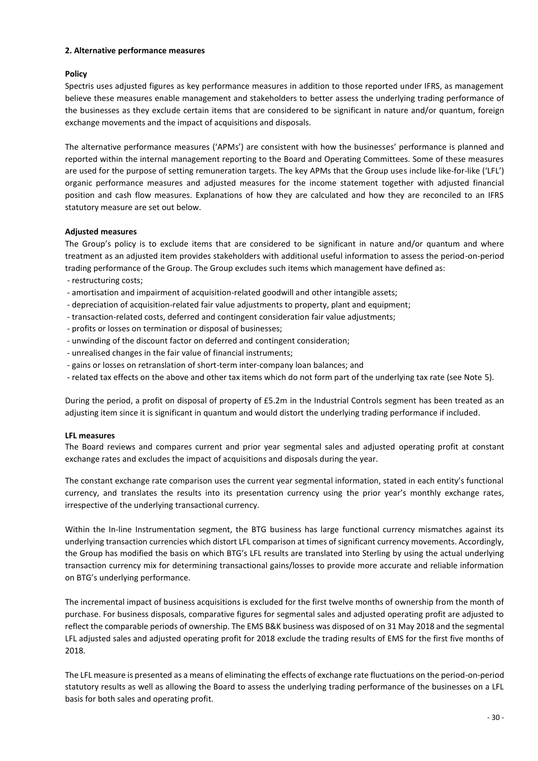## 2. Alternative performance measures

### Policy

Spectris uses adjusted figures as key performance measures in addition to those reported under IFRS, as management believe these measures enable management and stakeholders to better assess the underlying trading performance of the businesses as they exclude certain items that are considered to be significant in nature and/or quantum, foreign exchange movements and the impact of acquisitions and disposals.

The alternative performance measures ('APMs') are consistent with how the businesses' performance is planned and reported within the internal management reporting to the Board and Operating Committees. Some of these measures are used for the purpose of setting remuneration targets. The key APMs that the Group uses include like-for-like ('LFL') organic performance measures and adjusted measures for the income statement together with adjusted financial position and cash flow measures. Explanations of how they are calculated and how they are reconciled to an IFRS statutory measure are set out below.

### Adjusted measures

The Group's policy is to exclude items that are considered to be significant in nature and/or quantum and where treatment as an adjusted item provides stakeholders with additional useful information to assess the period-on-period trading performance of the Group. The Group excludes such items which management have defined as:

- restructuring costs;
- amortisation and impairment of acquisition-related goodwill and other intangible assets;
- depreciation of acquisition-related fair value adjustments to property, plant and equipment;
- transaction-related costs, deferred and contingent consideration fair value adjustments;
- profits or losses on termination or disposal of businesses;
- unwinding of the discount factor on deferred and contingent consideration;
- unrealised changes in the fair value of financial instruments;
- gains or losses on retranslation of short-term inter-company loan balances; and
- related tax effects on the above and other tax items which do not form part of the underlying tax rate (see Note 5).

During the period, a profit on disposal of property of £5.2m in the Industrial Controls segment has been treated as an adjusting item since it is significant in quantum and would distort the underlying trading performance if included.

### LFL measures

The Board reviews and compares current and prior year segmental sales and adjusted operating profit at constant exchange rates and excludes the impact of acquisitions and disposals during the year.

The constant exchange rate comparison uses the current year segmental information, stated in each entity's functional currency, and translates the results into its presentation currency using the prior year's monthly exchange rates, irrespective of the underlying transactional currency.

Within the In-line Instrumentation segment, the BTG business has large functional currency mismatches against its underlying transaction currencies which distort LFL comparison at times of significant currency movements. Accordingly, the Group has modified the basis on which BTG's LFL results are translated into Sterling by using the actual underlying transaction currency mix for determining transactional gains/losses to provide more accurate and reliable information on BTG's underlying performance.

The incremental impact of business acquisitions is excluded for the first twelve months of ownership from the month of purchase. For business disposals, comparative figures for segmental sales and adjusted operating profit are adjusted to reflect the comparable periods of ownership. The EMS B&K business was disposed of on 31 May 2018 and the segmental LFL adjusted sales and adjusted operating profit for 2018 exclude the trading results of EMS for the first five months of 2018.

The LFL measure is presented as a means of eliminating the effects of exchange rate fluctuations on the period-on-period statutory results as well as allowing the Board to assess the underlying trading performance of the businesses on a LFL basis for both sales and operating profit.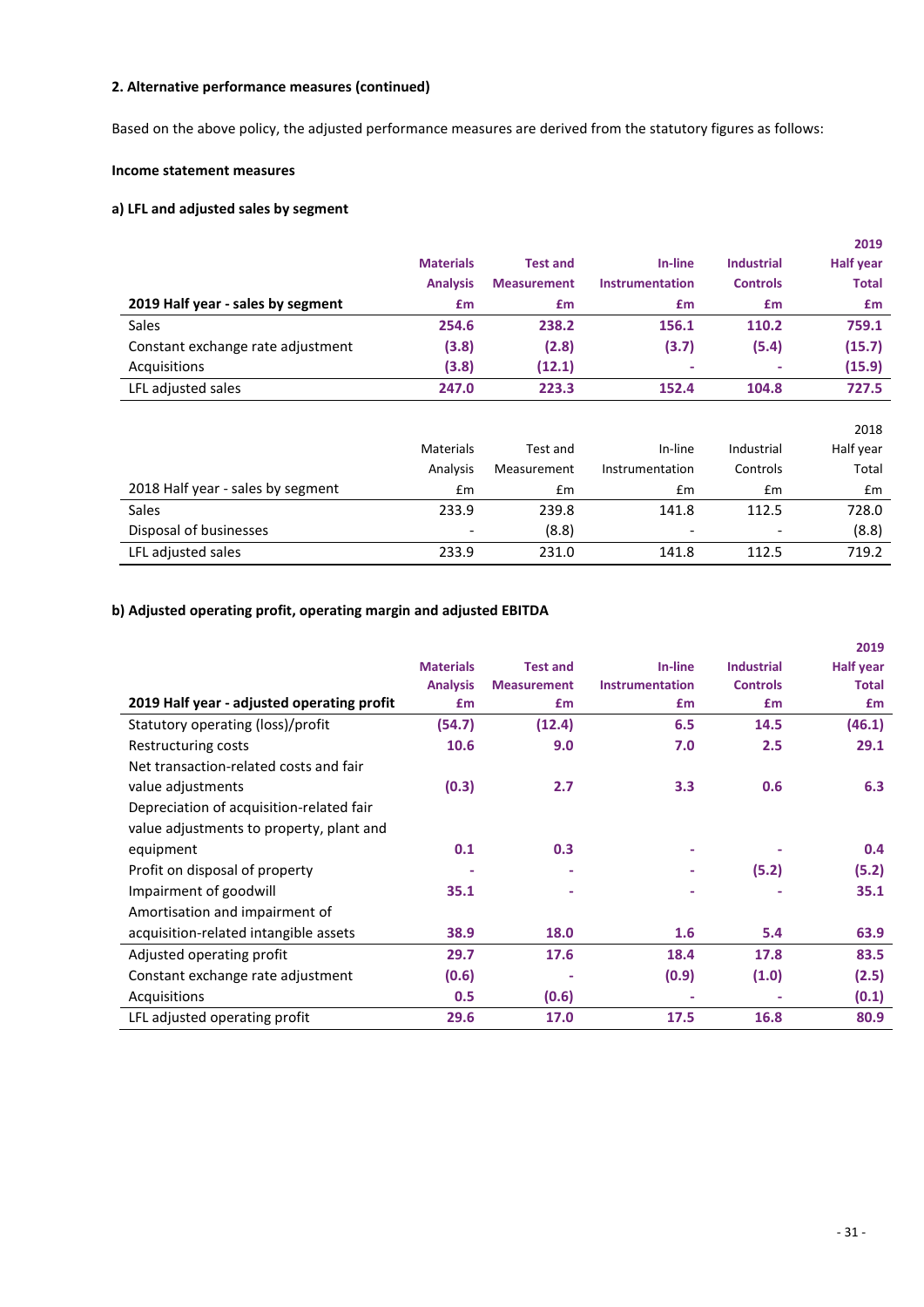**2. Alternative performance measures (continued)**

Based on the above policy, the adjusted performance measures are derived from the statutory figures as follows:

**Income statement measures**

**a) LFL and adjusted sales by segment**

| **2019 Half year - sales by segment** | **Materials Analysis £m** | **Test and Measurement £m** | **In-line Instrumentation £m** | **Industrial Controls £m** | **2019 Half year Total £m** |
|---|---|---|---|---|---|
| Sales | **254.6** | **238.2** | **156.1** | **110.2** | **759.1** |
| Constant exchange rate adjustment | **(3.8)** | **(2.8)** | **(3.7)** | **(5.4)** | **(15.7)** |
| Acquisitions | **(3.8)** | **(12.1)** | **-** | **-** | **(15.9)** |
| LFL adjusted sales | **247.0** | **223.3** | **152.4** | **104.8** | **727.5** |

| 2018 Half year - sales by segment | Materials Analysis £m | Test and Measurement £m | In-line Instrumentation £m | Industrial Controls £m | 2018 Half year Total £m |
|---|---|---|---|---|---|
| Sales | 233.9 | 239.8 | 141.8 | 112.5 | 728.0 |
| Disposal of businesses | - | (8.8) | - | - | (8.8) |
| LFL adjusted sales | 233.9 | 231.0 | 141.8 | 112.5 | 719.2 |

**b) Adjusted operating profit, operating margin and adjusted EBITDA**

| **2019 Half year - adjusted operating profit** | **Materials Analysis £m** | **Test and Measurement £m** | **In-line Instrumentation £m** | **Industrial Controls £m** | **2019 Half year Total £m** |
|---|---|---|---|---|---|
| Statutory operating (loss)/profit | **(54.7)** | **(12.4)** | **6.5** | **14.5** | **(46.1)** |
| Restructuring costs | **10.6** | **9.0** | **7.0** | **2.5** | **29.1** |
| Net transaction-related costs and fair value adjustments | **(0.3)** | **2.7** | **3.3** | **0.6** | **6.3** |
| Depreciation of acquisition-related fair value adjustments to property, plant and equipment | **0.1** | **0.3** | **-** | **-** | **0.4** |
| Profit on disposal of property | **-** | **-** | **-** | **(5.2)** | **(5.2)** |
| Impairment of goodwill | **35.1** | **-** | **-** | **-** | **35.1** |
| Amortisation and impairment of acquisition-related intangible assets | **38.9** | **18.0** | **1.6** | **5.4** | **63.9** |
| Adjusted operating profit | **29.7** | **17.6** | **18.4** | **17.8** | **83.5** |
| Constant exchange rate adjustment | **(0.6)** | **-** | **(0.9)** | **(1.0)** | **(2.5)** |
| Acquisitions | **0.5** | **(0.6)** | **-** | **-** | **(0.1)** |
| LFL adjusted operating profit | **29.6** | **17.0** | **17.5** | **16.8** | **80.9** |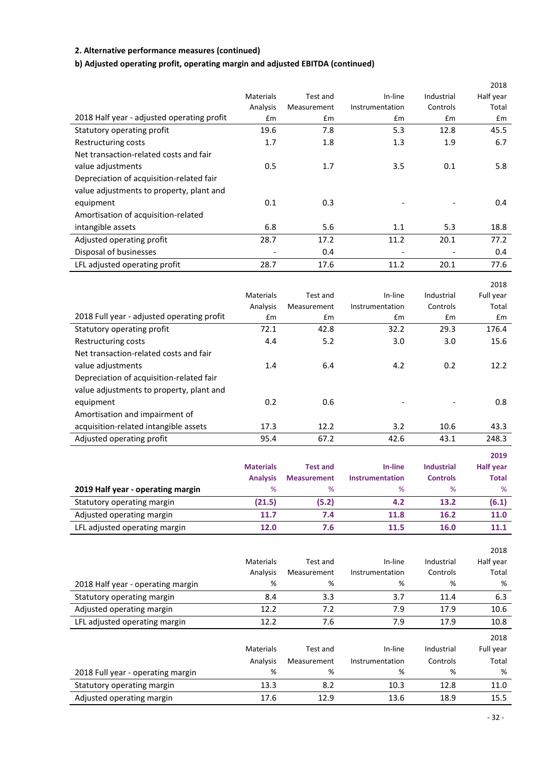**2. Alternative performance measures (continued)**

**b) Adjusted operating profit, operating margin and adjusted EBITDA (continued)**

| 2018 Half year - adjusted operating profit | Materials Analysis £m | Test and Measurement £m | In-line Instrumentation £m | Industrial Controls £m | 2018 Half year Total £m |
|---|---|---|---|---|---|
| Statutory operating profit | 19.6 | 7.8 | 5.3 | 12.8 | 45.5 |
| Restructuring costs | 1.7 | 1.8 | 1.3 | 1.9 | 6.7 |
| Net transaction-related costs and fair value adjustments | 0.5 | 1.7 | 3.5 | 0.1 | 5.8 |
| Depreciation of acquisition-related fair value adjustments to property, plant and equipment | 0.1 | 0.3 | - | - | 0.4 |
| Amortisation of acquisition-related intangible assets | 6.8 | 5.6 | 1.1 | 5.3 | 18.8 |
| Adjusted operating profit | 28.7 | 17.2 | 11.2 | 20.1 | 77.2 |
| Disposal of businesses | - | 0.4 | - | - | 0.4 |
| LFL adjusted operating profit | 28.7 | 17.6 | 11.2 | 20.1 | 77.6 |

| 2018 Full year - adjusted operating profit | Materials Analysis £m | Test and Measurement £m | In-line Instrumentation £m | Industrial Controls £m | 2018 Full year Total £m |
|---|---|---|---|---|---|
| Statutory operating profit | 72.1 | 42.8 | 32.2 | 29.3 | 176.4 |
| Restructuring costs | 4.4 | 5.2 | 3.0 | 3.0 | 15.6 |
| Net transaction-related costs and fair value adjustments | 1.4 | 6.4 | 4.2 | 0.2 | 12.2 |
| Depreciation of acquisition-related fair value adjustments to property, plant and equipment | 0.2 | 0.6 | - | - | 0.8 |
| Amortisation and impairment of acquisition-related intangible assets | 17.3 | 12.2 | 3.2 | 10.6 | 43.3 |
| Adjusted operating profit | 95.4 | 67.2 | 42.6 | 43.1 | 248.3 |

| **2019 Half year - operating margin** | **Materials Analysis %** | **Test and Measurement %** | **In-line Instrumentation %** | **Industrial Controls %** | **2019 Half year Total %** |
|---|---|---|---|---|---|
| Statutory operating margin | **(21.5)** | **(5.2)** | **4.2** | **13.2** | **(6.1)** |
| Adjusted operating margin | **11.7** | **7.4** | **11.8** | **16.2** | **11.0** |
| LFL adjusted operating margin | **12.0** | **7.6** | **11.5** | **16.0** | **11.1** |

| 2018 Half year - operating margin | Materials Analysis % | Test and Measurement % | In-line Instrumentation % | Industrial Controls % | 2018 Half year Total % |
|---|---|---|---|---|---|
| Statutory operating margin | 8.4 | 3.3 | 3.7 | 11.4 | 6.3 |
| Adjusted operating margin | 12.2 | 7.2 | 7.9 | 17.9 | 10.6 |
| LFL adjusted operating margin | 12.2 | 7.6 | 7.9 | 17.9 | 10.8 |

| 2018 Full year - operating margin | Materials Analysis % | Test and Measurement % | In-line Instrumentation % | Industrial Controls % | 2018 Full year Total % |
|---|---|---|---|---|---|
| Statutory operating margin | 13.3 | 8.2 | 10.3 | 12.8 | 11.0 |
| Adjusted operating margin | 17.6 | 12.9 | 13.6 | 18.9 | 15.5 |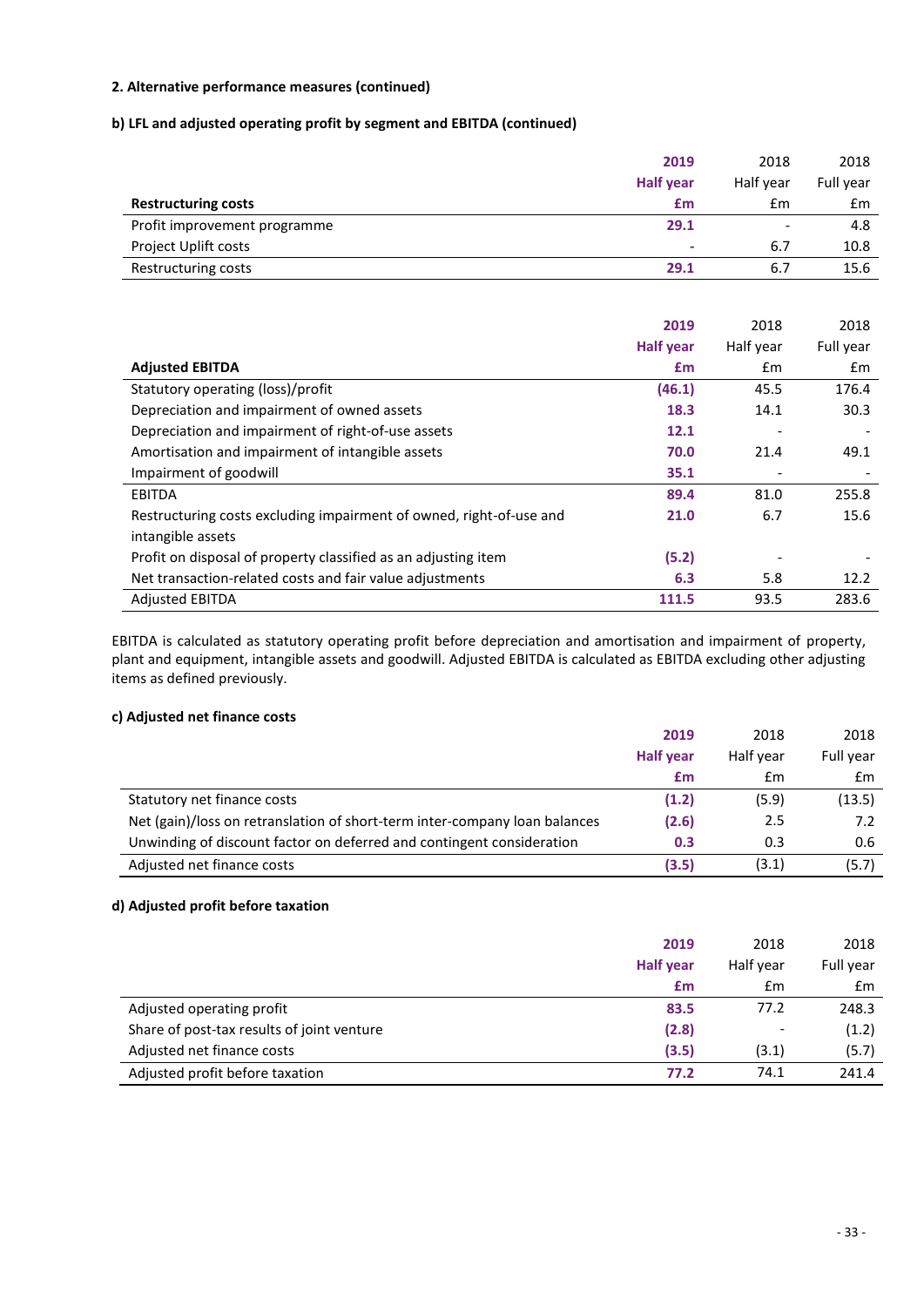## 2. Alternative performance measures (continued)

### b) LFL and adjusted operating profit by segment and EBITDA (continued)

| **Restructuring costs** | **2019 Half year £m** | 2018 Half year £m | 2018 Full year £m |
|---|---|---|---|
| Profit improvement programme | **29.1** | - | 4.8 |
| Project Uplift costs | **-** | 6.7 | 10.8 |
| Restructuring costs | **29.1** | 6.7 | 15.6 |

| **Adjusted EBITDA** | **2019 Half year £m** | 2018 Half year £m | 2018 Full year £m |
|---|---|---|---|
| Statutory operating (loss)/profit | **(46.1)** | 45.5 | 176.4 |
| Depreciation and impairment of owned assets | **18.3** | 14.1 | 30.3 |
| Depreciation and impairment of right-of-use assets | **12.1** | - | - |
| Amortisation and impairment of intangible assets | **70.0** | 21.4 | 49.1 |
| Impairment of goodwill | **35.1** | - | - |
| EBITDA | **89.4** | 81.0 | 255.8 |
| Restructuring costs excluding impairment of owned, right-of-use and intangible assets | **21.0** | 6.7 | 15.6 |
| Profit on disposal of property classified as an adjusting item | **(5.2)** | - | - |
| Net transaction-related costs and fair value adjustments | **6.3** | 5.8 | 12.2 |
| Adjusted EBITDA | **111.5** | 93.5 | 283.6 |

EBITDA is calculated as statutory operating profit before depreciation and amortisation and impairment of property, plant and equipment, intangible assets and goodwill. Adjusted EBITDA is calculated as EBITDA excluding other adjusting items as defined previously.

### c) Adjusted net finance costs

| | **2019 Half year £m** | 2018 Half year £m | 2018 Full year £m |
|---|---|---|---|
| Statutory net finance costs | **(1.2)** | (5.9) | (13.5) |
| Net (gain)/loss on retranslation of short-term inter-company loan balances | **(2.6)** | 2.5 | 7.2 |
| Unwinding of discount factor on deferred and contingent consideration | **0.3** | 0.3 | 0.6 |
| Adjusted net finance costs | **(3.5)** | (3.1) | (5.7) |

### d) Adjusted profit before taxation

| | **2019 Half year £m** | 2018 Half year £m | 2018 Full year £m |
|---|---|---|---|
| Adjusted operating profit | **83.5** | 77.2 | 248.3 |
| Share of post-tax results of joint venture | **(2.8)** | - | (1.2) |
| Adjusted net finance costs | **(3.5)** | (3.1) | (5.7) |
| Adjusted profit before taxation | **77.2** | 74.1 | 241.4 |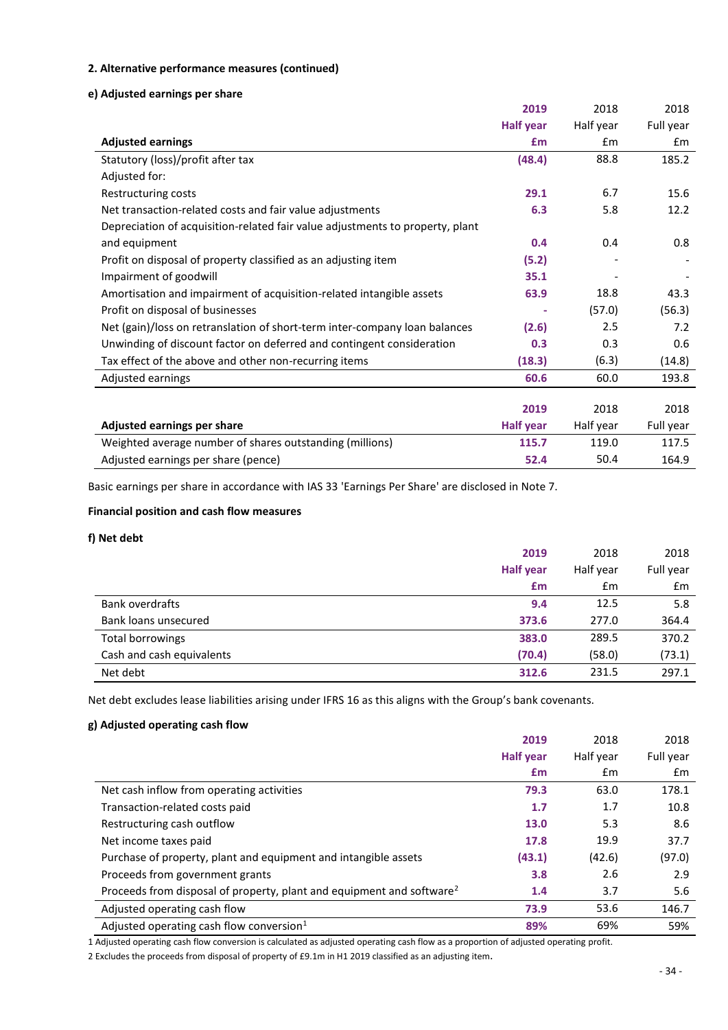**2. Alternative performance measures (continued)**

**e) Adjusted earnings per share**

| Adjusted earnings | 2019 Half year £m | 2018 Half year £m | 2018 Full year £m |
|---|---|---|---|
| Statutory (loss)/profit after tax | **(48.4)** | 88.8 | 185.2 |
| Adjusted for: | | | |
| Restructuring costs | **29.1** | 6.7 | 15.6 |
| Net transaction-related costs and fair value adjustments | **6.3** | 5.8 | 12.2 |
| Depreciation of acquisition-related fair value adjustments to property, plant and equipment | **0.4** | 0.4 | 0.8 |
| Profit on disposal of property classified as an adjusting item | **(5.2)** | - | - |
| Impairment of goodwill | **35.1** | - | - |
| Amortisation and impairment of acquisition-related intangible assets | **63.9** | 18.8 | 43.3 |
| Profit on disposal of businesses | **-** | (57.0) | (56.3) |
| Net (gain)/loss on retranslation of short-term inter-company loan balances | **(2.6)** | 2.5 | 7.2 |
| Unwinding of discount factor on deferred and contingent consideration | **0.3** | 0.3 | 0.6 |
| Tax effect of the above and other non-recurring items | **(18.3)** | (6.3) | (14.8) |
| Adjusted earnings | **60.6** | 60.0 | 193.8 |

| Adjusted earnings per share | 2019 Half year | 2018 Half year | 2018 Full year |
|---|---|---|---|
| Weighted average number of shares outstanding (millions) | **115.7** | 119.0 | 117.5 |
| Adjusted earnings per share (pence) | **52.4** | 50.4 | 164.9 |

Basic earnings per share in accordance with IAS 33 'Earnings Per Share' are disclosed in Note 7.

**Financial position and cash flow measures**

**f) Net debt**

| | 2019 Half year £m | 2018 Half year £m | 2018 Full year £m |
|---|---|---|---|
| Bank overdrafts | **9.4** | 12.5 | 5.8 |
| Bank loans unsecured | **373.6** | 277.0 | 364.4 |
| Total borrowings | **383.0** | 289.5 | 370.2 |
| Cash and cash equivalents | **(70.4)** | (58.0) | (73.1) |
| Net debt | **312.6** | 231.5 | 297.1 |

Net debt excludes lease liabilities arising under IFRS 16 as this aligns with the Group's bank covenants.

**g) Adjusted operating cash flow**

| | 2019 Half year £m | 2018 Half year £m | 2018 Full year £m |
|---|---|---|---|
| Net cash inflow from operating activities | **79.3** | 63.0 | 178.1 |
| Transaction-related costs paid | **1.7** | 1.7 | 10.8 |
| Restructuring cash outflow | **13.0** | 5.3 | 8.6 |
| Net income taxes paid | **17.8** | 19.9 | 37.7 |
| Purchase of property, plant and equipment and intangible assets | **(43.1)** | (42.6) | (97.0) |
| Proceeds from government grants | **3.8** | 2.6 | 2.9 |
| Proceeds from disposal of property, plant and equipment and software[2] | **1.4** | 3.7 | 5.6 |
| Adjusted operating cash flow | **73.9** | 53.6 | 146.7 |
| Adjusted operating cash flow conversion[1] | **89%** | 69% | 59% |

1 Adjusted operating cash flow conversion is calculated as adjusted operating cash flow as a proportion of adjusted operating profit.

2 Excludes the proceeds from disposal of property of £9.1m in H1 2019 classified as an adjusting item.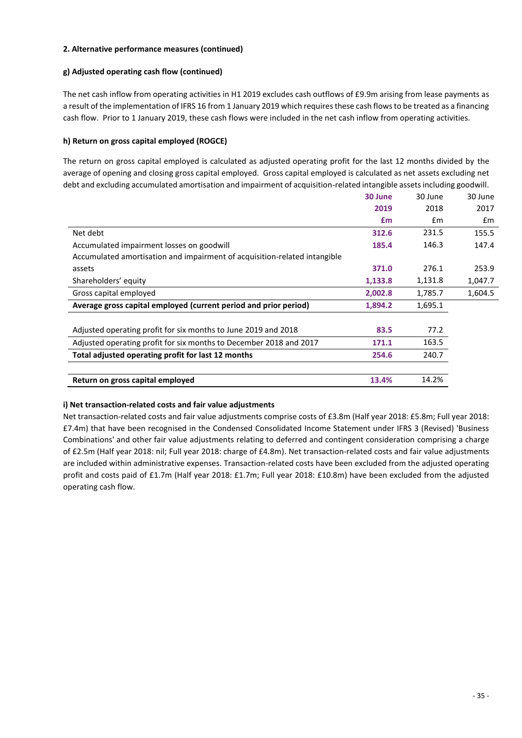**2. Alternative performance measures (continued)**

**g) Adjusted operating cash flow (continued)**

The net cash inflow from operating activities in H1 2019 excludes cash outflows of £9.9m arising from lease payments as a result of the implementation of IFRS 16 from 1 January 2019 which requires these cash flows to be treated as a financing cash flow. Prior to 1 January 2019, these cash flows were included in the net cash inflow from operating activities.

**h) Return on gross capital employed (ROGCE)**

The return on gross capital employed is calculated as adjusted operating profit for the last 12 months divided by the average of opening and closing gross capital employed. Gross capital employed is calculated as net assets excluding net debt and excluding accumulated amortisation and impairment of acquisition-related intangible assets including goodwill.

| | **30 June 2019 £m** | 30 June 2018 £m | 30 June 2017 £m |
|---|---|---|---|
| Net debt | **312.6** | 231.5 | 155.5 |
| Accumulated impairment losses on goodwill | **185.4** | 146.3 | 147.4 |
| Accumulated amortisation and impairment of acquisition-related intangible assets | **371.0** | 276.1 | 253.9 |
| Shareholders' equity | **1,133.8** | 1,131.8 | 1,047.7 |
| Gross capital employed | **2,002.8** | 1,785.7 | 1,604.5 |
| **Average gross capital employed (current period and prior period)** | **1,894.2** | 1,695.1 | |
| | | | |
| Adjusted operating profit for six months to June 2019 and 2018 | **83.5** | 77.2 | |
| Adjusted operating profit for six months to December 2018 and 2017 | **171.1** | 163.5 | |
| **Total adjusted operating profit for last 12 months** | **254.6** | 240.7 | |
| | | | |
| **Return on gross capital employed** | **13.4%** | 14.2% | |

**i) Net transaction-related costs and fair value adjustments**

Net transaction-related costs and fair value adjustments comprise costs of £3.8m (Half year 2018: £5.8m; Full year 2018: £7.4m) that have been recognised in the Condensed Consolidated Income Statement under IFRS 3 (Revised) 'Business Combinations' and other fair value adjustments relating to deferred and contingent consideration comprising a charge of £2.5m (Half year 2018: nil; Full year 2018: charge of £4.8m). Net transaction-related costs and fair value adjustments are included within administrative expenses. Transaction-related costs have been excluded from the adjusted operating profit and costs paid of £1.7m (Half year 2018: £1.7m; Full year 2018: £10.8m) have been excluded from the adjusted operating cash flow.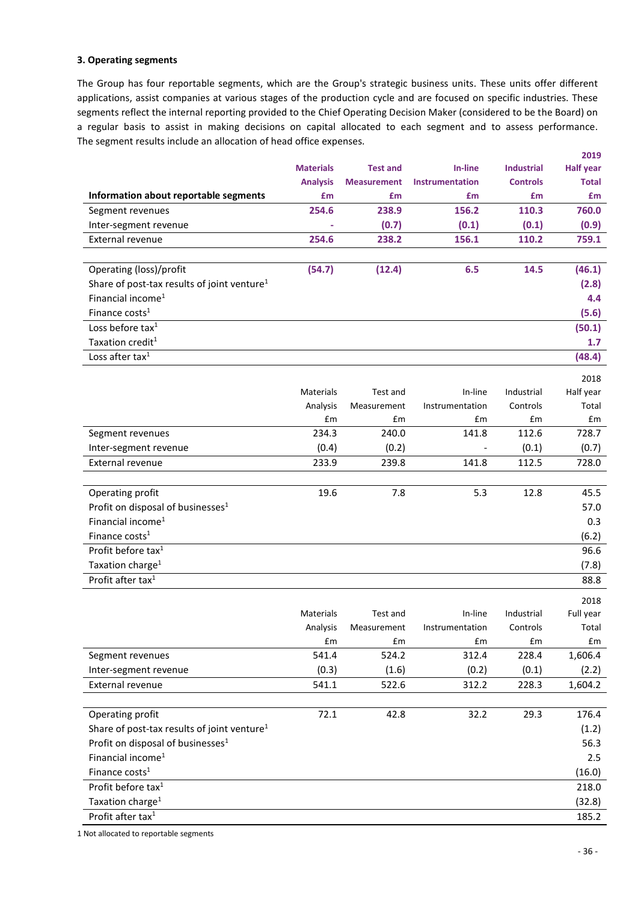### 3. Operating segments

The Group has four reportable segments, which are the Group's strategic business units. These units offer different applications, assist companies at various stages of the production cycle and are focused on specific industries. These segments reflect the internal reporting provided to the Chief Operating Decision Maker (considered to be the Board) on a regular basis to assist in making decisions on capital allocated to each segment and to assess performance. The segment results include an allocation of head office expenses.

| **Information about reportable segments** | **Materials Analysis £m** | **Test and Measurement £m** | **In-line Instrumentation £m** | **Industrial Controls £m** | **2019 Half year Total £m** |
|---|---|---|---|---|---|
| Segment revenues | **254.6** | **238.9** | **156.2** | **110.3** | **760.0** |
| Inter-segment revenue | **-** | **(0.7)** | **(0.1)** | **(0.1)** | **(0.9)** |
| External revenue | **254.6** | **238.2** | **156.1** | **110.2** | **759.1** |
| | | | | | |
| Operating (loss)/profit | **(54.7)** | **(12.4)** | **6.5** | **14.5** | **(46.1)** |
| Share of post-tax results of joint venture[1] | | | | | **(2.8)** |
| Financial income[1] | | | | | **4.4** |
| Finance costs[1] | | | | | **(5.6)** |
| Loss before tax[1] | | | | | **(50.1)** |
| Taxation credit[1] | | | | | **1.7** |
| Loss after tax[1] | | | | | **(48.4)** |

| | Materials Analysis £m | Test and Measurement £m | In-line Instrumentation £m | Industrial Controls £m | 2018 Half year Total £m |
|---|---|---|---|---|---|
| Segment revenues | 234.3 | 240.0 | 141.8 | 112.6 | 728.7 |
| Inter-segment revenue | (0.4) | (0.2) | - | (0.1) | (0.7) |
| External revenue | 233.9 | 239.8 | 141.8 | 112.5 | 728.0 |
| | | | | | |
| Operating profit | 19.6 | 7.8 | 5.3 | 12.8 | 45.5 |
| Profit on disposal of businesses[1] | | | | | 57.0 |
| Financial income[1] | | | | | 0.3 |
| Finance costs[1] | | | | | (6.2) |
| Profit before tax[1] | | | | | 96.6 |
| Taxation charge[1] | | | | | (7.8) |
| Profit after tax[1] | | | | | 88.8 |

| | Materials Analysis £m | Test and Measurement £m | In-line Instrumentation £m | Industrial Controls £m | 2018 Full year Total £m |
|---|---|---|---|---|---|
| Segment revenues | 541.4 | 524.2 | 312.4 | 228.4 | 1,606.4 |
| Inter-segment revenue | (0.3) | (1.6) | (0.2) | (0.1) | (2.2) |
| External revenue | 541.1 | 522.6 | 312.2 | 228.3 | 1,604.2 |
| | | | | | |
| Operating profit | 72.1 | 42.8 | 32.2 | 29.3 | 176.4 |
| Share of post-tax results of joint venture[1] | | | | | (1.2) |
| Profit on disposal of businesses[1] | | | | | 56.3 |
| Financial income[1] | | | | | 2.5 |
| Finance costs[1] | | | | | (16.0) |
| Profit before tax[1] | | | | | 218.0 |
| Taxation charge[1] | | | | | (32.8) |
| Profit after tax[1] | | | | | 185.2 |

1 Not allocated to reportable segments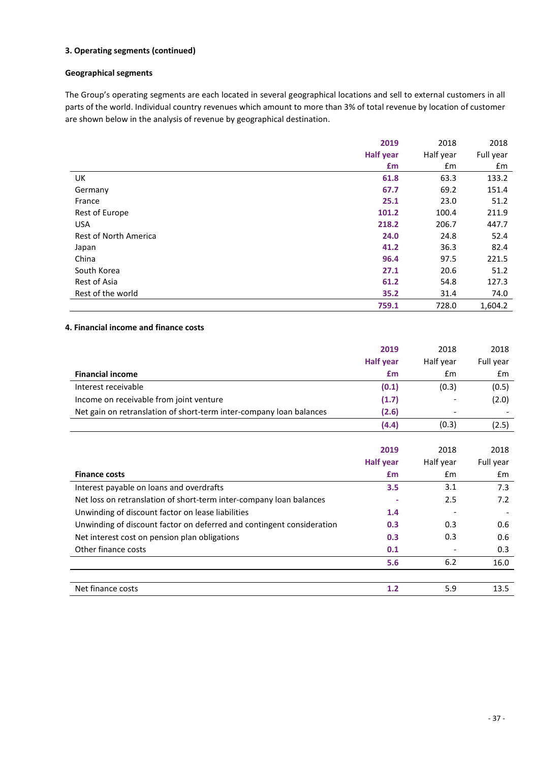### 3. Operating segments (continued)

#### Geographical segments

The Group's operating segments are each located in several geographical locations and sell to external customers in all parts of the world. Individual country revenues which amount to more than 3% of total revenue by location of customer are shown below in the analysis of revenue by geographical destination.

| | **2019 Half year £m** | 2018 Half year £m | 2018 Full year £m |
|---|---|---|---|
| UK | **61.8** | 63.3 | 133.2 |
| Germany | **67.7** | 69.2 | 151.4 |
| France | **25.1** | 23.0 | 51.2 |
| Rest of Europe | **101.2** | 100.4 | 211.9 |
| USA | **218.2** | 206.7 | 447.7 |
| Rest of North America | **24.0** | 24.8 | 52.4 |
| Japan | **41.2** | 36.3 | 82.4 |
| China | **96.4** | 97.5 | 221.5 |
| South Korea | **27.1** | 20.6 | 51.2 |
| Rest of Asia | **61.2** | 54.8 | 127.3 |
| Rest of the world | **35.2** | 31.4 | 74.0 |
| | **759.1** | 728.0 | 1,604.2 |

### 4. Financial income and finance costs

| **Financial income** | **2019 Half year £m** | 2018 Half year £m | 2018 Full year £m |
|---|---|---|---|
| Interest receivable | **(0.1)** | (0.3) | (0.5) |
| Income on receivable from joint venture | **(1.7)** | - | (2.0) |
| Net gain on retranslation of short-term inter-company loan balances | **(2.6)** | - | - |
| | **(4.4)** | (0.3) | (2.5) |

| **Finance costs** | **2019 Half year £m** | 2018 Half year £m | 2018 Full year £m |
|---|---|---|---|
| Interest payable on loans and overdrafts | **3.5** | 3.1 | 7.3 |
| Net loss on retranslation of short-term inter-company loan balances | **-** | 2.5 | 7.2 |
| Unwinding of discount factor on lease liabilities | **1.4** | - | - |
| Unwinding of discount factor on deferred and contingent consideration | **0.3** | 0.3 | 0.6 |
| Net interest cost on pension plan obligations | **0.3** | 0.3 | 0.6 |
| Other finance costs | **0.1** | - | 0.3 |
| | **5.6** | 6.2 | 16.0 |
| | | | |
| Net finance costs | **1.2** | 5.9 | 13.5 |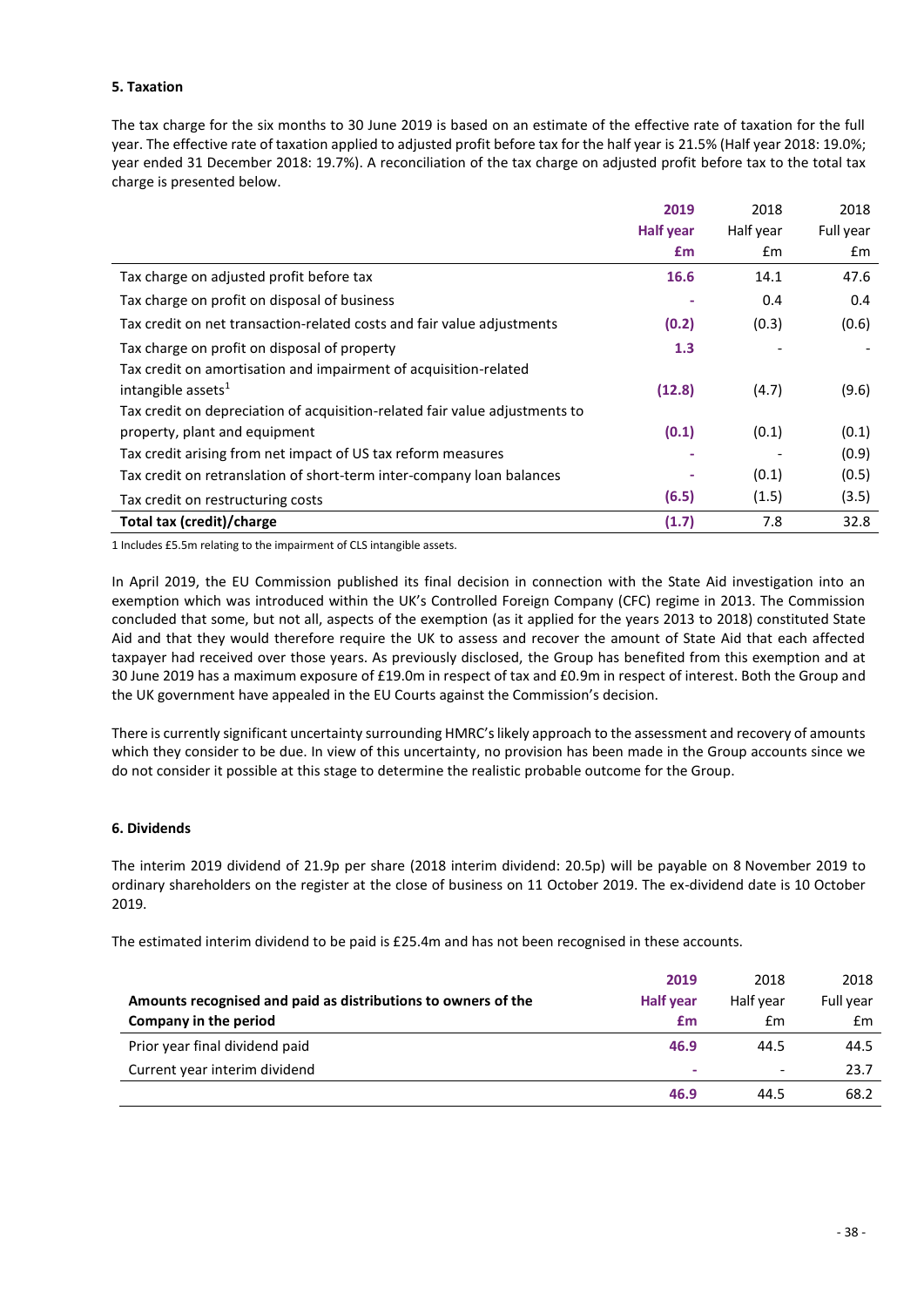**5. Taxation**

The tax charge for the six months to 30 June 2019 is based on an estimate of the effective rate of taxation for the full year. The effective rate of taxation applied to adjusted profit before tax for the half year is 21.5% (Half year 2018: 19.0%; year ended 31 December 2018: 19.7%). A reconciliation of the tax charge on adjusted profit before tax to the total tax charge is presented below.

| | 2019 Half year £m | 2018 Half year £m | 2018 Full year £m |
|---|---|---|---|
| Tax charge on adjusted profit before tax | **16.6** | 14.1 | 47.6 |
| Tax charge on profit on disposal of business | **-** | 0.4 | 0.4 |
| Tax credit on net transaction-related costs and fair value adjustments | **(0.2)** | (0.3) | (0.6) |
| Tax charge on profit on disposal of property | **1.3** | - | - |
| Tax credit on amortisation and impairment of acquisition-related intangible assets[1] | **(12.8)** | (4.7) | (9.6) |
| Tax credit on depreciation of acquisition-related fair value adjustments to property, plant and equipment | **(0.1)** | (0.1) | (0.1) |
| Tax credit arising from net impact of US tax reform measures | **-** | - | (0.9) |
| Tax credit on retranslation of short-term inter-company loan balances | **-** | (0.1) | (0.5) |
| Tax credit on restructuring costs | **(6.5)** | (1.5) | (3.5) |
| **Total tax (credit)/charge** | **(1.7)** | 7.8 | 32.8 |

1 Includes £5.5m relating to the impairment of CLS intangible assets.

In April 2019, the EU Commission published its final decision in connection with the State Aid investigation into an exemption which was introduced within the UK's Controlled Foreign Company (CFC) regime in 2013. The Commission concluded that some, but not all, aspects of the exemption (as it applied for the years 2013 to 2018) constituted State Aid and that they would therefore require the UK to assess and recover the amount of State Aid that each affected taxpayer had received over those years. As previously disclosed, the Group has benefited from this exemption and at 30 June 2019 has a maximum exposure of £19.0m in respect of tax and £0.9m in respect of interest. Both the Group and the UK government have appealed in the EU Courts against the Commission's decision.

There is currently significant uncertainty surrounding HMRC's likely approach to the assessment and recovery of amounts which they consider to be due. In view of this uncertainty, no provision has been made in the Group accounts since we do not consider it possible at this stage to determine the realistic probable outcome for the Group.

**6. Dividends**

The interim 2019 dividend of 21.9p per share (2018 interim dividend: 20.5p) will be payable on 8 November 2019 to ordinary shareholders on the register at the close of business on 11 October 2019. The ex-dividend date is 10 October 2019.

The estimated interim dividend to be paid is £25.4m and has not been recognised in these accounts.

| **Amounts recognised and paid as distributions to owners of the Company in the period** | 2019 Half year £m | 2018 Half year £m | 2018 Full year £m |
|---|---|---|---|
| Prior year final dividend paid | **46.9** | 44.5 | 44.5 |
| Current year interim dividend | **-** | - | 23.7 |
| | **46.9** | 44.5 | 68.2 |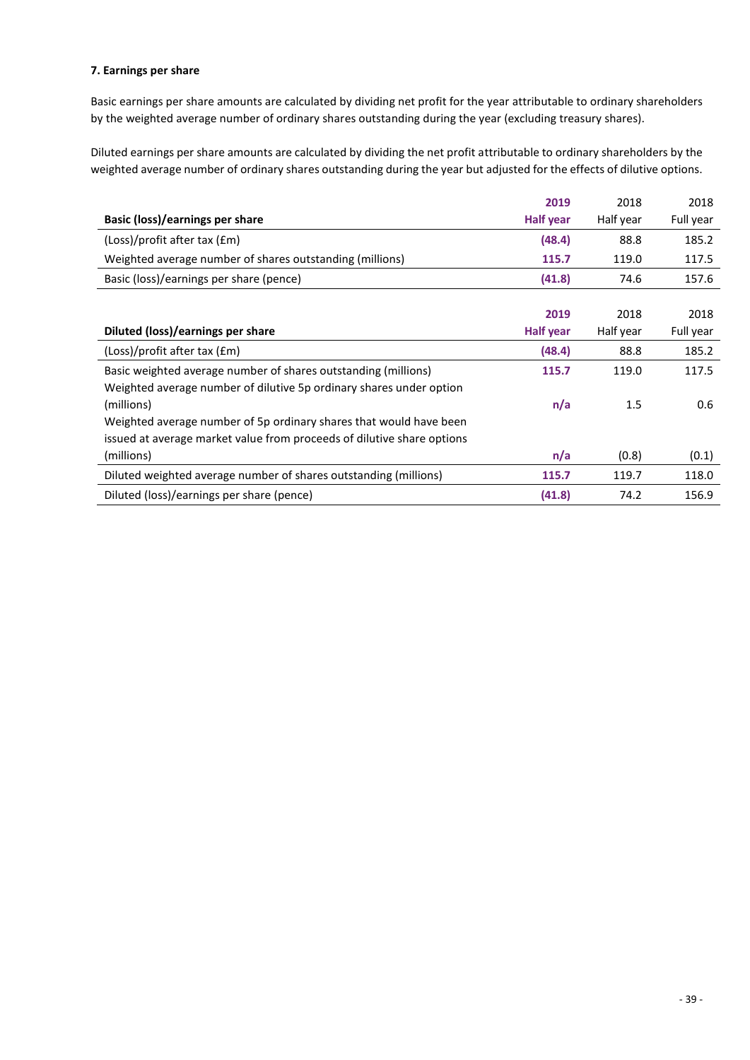### 7. Earnings per share

Basic earnings per share amounts are calculated by dividing net profit for the year attributable to ordinary shareholders by the weighted average number of ordinary shares outstanding during the year (excluding treasury shares).

Diluted earnings per share amounts are calculated by dividing the net profit attributable to ordinary shareholders by the weighted average number of ordinary shares outstanding during the year but adjusted for the effects of dilutive options.

| Basic (loss)/earnings per share | 2019 Half year | 2018 Half year | 2018 Full year |
|---|---|---|---|
| (Loss)/profit after tax (£m) | (48.4) | 88.8 | 185.2 |
| Weighted average number of shares outstanding (millions) | 115.7 | 119.0 | 117.5 |
| Basic (loss)/earnings per share (pence) | (41.8) | 74.6 | 157.6 |

| Diluted (loss)/earnings per share | 2019 Half year | 2018 Half year | 2018 Full year |
|---|---|---|---|
| (Loss)/profit after tax (£m) | (48.4) | 88.8 | 185.2 |
| Basic weighted average number of shares outstanding (millions) | 115.7 | 119.0 | 117.5 |
| Weighted average number of dilutive 5p ordinary shares under option (millions) | n/a | 1.5 | 0.6 |
| Weighted average number of 5p ordinary shares that would have been issued at average market value from proceeds of dilutive share options (millions) | n/a | (0.8) | (0.1) |
| Diluted weighted average number of shares outstanding (millions) | 115.7 | 119.7 | 118.0 |
| Diluted (loss)/earnings per share (pence) | (41.8) | 74.2 | 156.9 |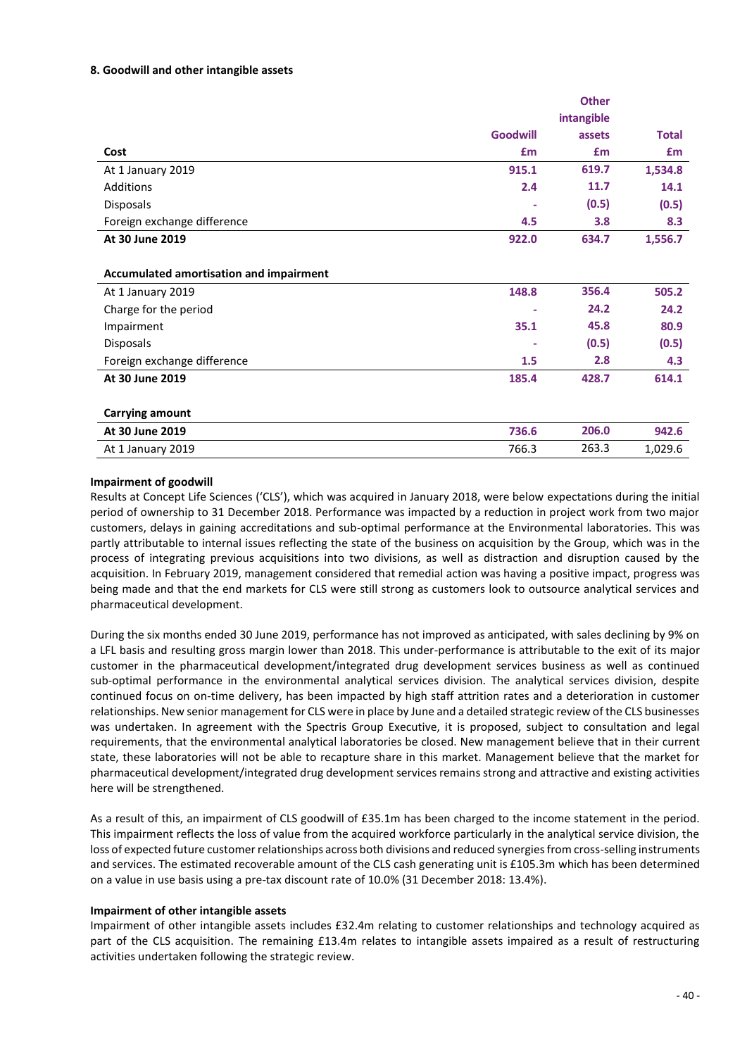### 8. Goodwill and other intangible assets

| | Goodwill | Other intangible assets | Total |
|---|---|---|---|
| **Cost** | **£m** | **£m** | **£m** |
| At 1 January 2019 | 915.1 | 619.7 | 1,534.8 |
| Additions | 2.4 | 11.7 | 14.1 |
| Disposals | - | (0.5) | (0.5) |
| Foreign exchange difference | 4.5 | 3.8 | 8.3 |
| **At 30 June 2019** | **922.0** | **634.7** | **1,556.7** |
| | | | |
| **Accumulated amortisation and impairment** | | | |
| At 1 January 2019 | 148.8 | 356.4 | 505.2 |
| Charge for the period | - | 24.2 | 24.2 |
| Impairment | 35.1 | 45.8 | 80.9 |
| Disposals | - | (0.5) | (0.5) |
| Foreign exchange difference | 1.5 | 2.8 | 4.3 |
| **At 30 June 2019** | **185.4** | **428.7** | **614.1** |
| | | | |
| **Carrying amount** | | | |
| **At 30 June 2019** | **736.6** | **206.0** | **942.6** |
| At 1 January 2019 | 766.3 | 263.3 | 1,029.6 |

**Impairment of goodwill**

Results at Concept Life Sciences ('CLS'), which was acquired in January 2018, were below expectations during the initial period of ownership to 31 December 2018. Performance was impacted by a reduction in project work from two major customers, delays in gaining accreditations and sub-optimal performance at the Environmental laboratories. This was partly attributable to internal issues reflecting the state of the business on acquisition by the Group, which was in the process of integrating previous acquisitions into two divisions, as well as distraction and disruption caused by the acquisition. In February 2019, management considered that remedial action was having a positive impact, progress was being made and that the end markets for CLS were still strong as customers look to outsource analytical services and pharmaceutical development.

During the six months ended 30 June 2019, performance has not improved as anticipated, with sales declining by 9% on a LFL basis and resulting gross margin lower than 2018. This under-performance is attributable to the exit of its major customer in the pharmaceutical development/integrated drug development services business as well as continued sub-optimal performance in the environmental analytical services division. The analytical services division, despite continued focus on on-time delivery, has been impacted by high staff attrition rates and a deterioration in customer relationships. New senior management for CLS were in place by June and a detailed strategic review of the CLS businesses was undertaken. In agreement with the Spectris Group Executive, it is proposed, subject to consultation and legal requirements, that the environmental analytical laboratories be closed. New management believe that in their current state, these laboratories will not be able to recapture share in this market. Management believe that the market for pharmaceutical development/integrated drug development services remains strong and attractive and existing activities here will be strengthened.

As a result of this, an impairment of CLS goodwill of £35.1m has been charged to the income statement in the period. This impairment reflects the loss of value from the acquired workforce particularly in the analytical service division, the loss of expected future customer relationships across both divisions and reduced synergies from cross-selling instruments and services. The estimated recoverable amount of the CLS cash generating unit is £105.3m which has been determined on a value in use basis using a pre-tax discount rate of 10.0% (31 December 2018: 13.4%).

**Impairment of other intangible assets**

Impairment of other intangible assets includes £32.4m relating to customer relationships and technology acquired as part of the CLS acquisition. The remaining £13.4m relates to intangible assets impaired as a result of restructuring activities undertaken following the strategic review.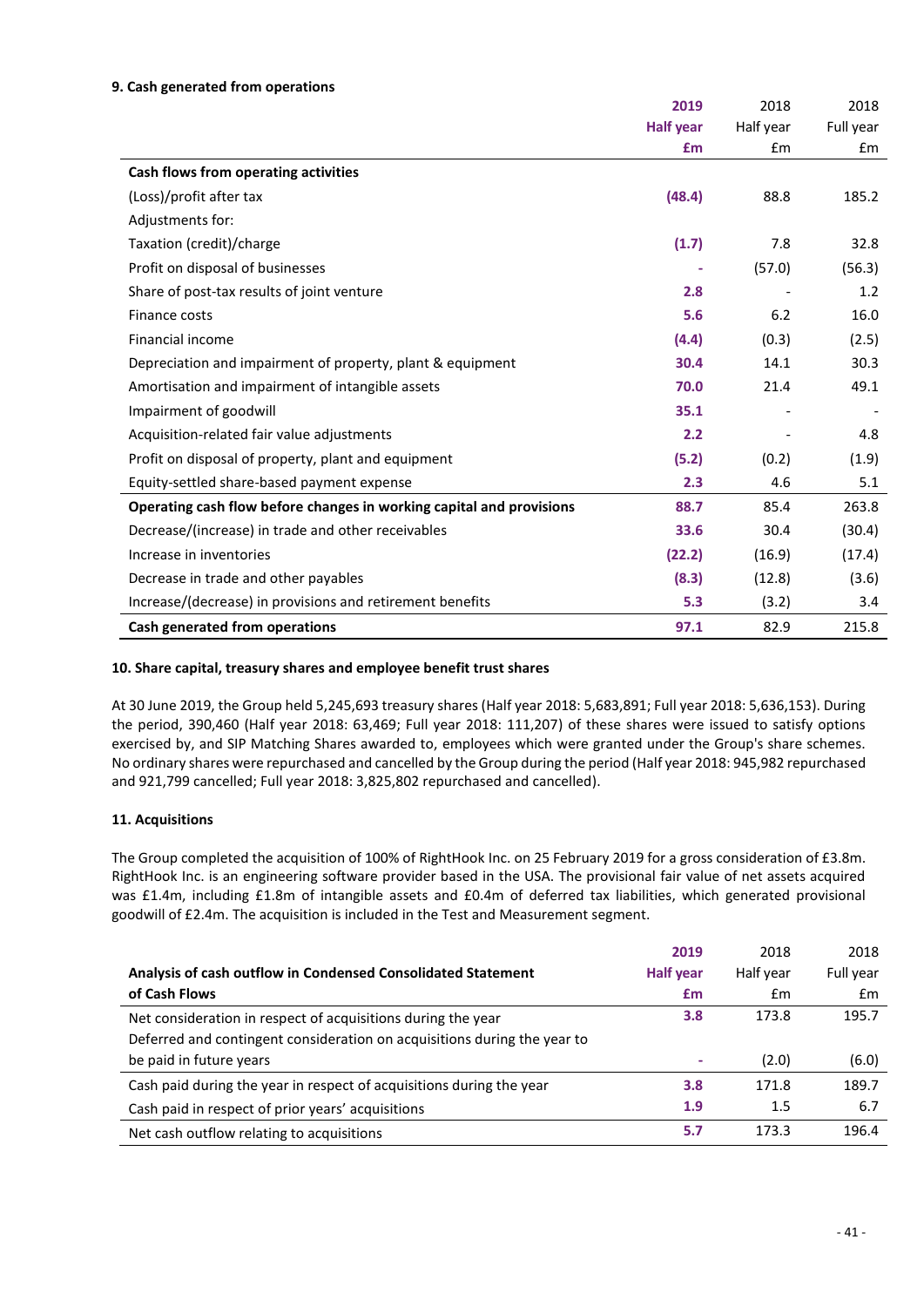### 9. Cash generated from operations

| | 2019 Half year £m | 2018 Half year £m | 2018 Full year £m |
|---|---|---|---|
| **Cash flows from operating activities** | | | |
| (Loss)/profit after tax | **(48.4)** | 88.8 | 185.2 |
| Adjustments for: | | | |
| Taxation (credit)/charge | **(1.7)** | 7.8 | 32.8 |
| Profit on disposal of businesses | **-** | (57.0) | (56.3) |
| Share of post-tax results of joint venture | **2.8** | - | 1.2 |
| Finance costs | **5.6** | 6.2 | 16.0 |
| Financial income | **(4.4)** | (0.3) | (2.5) |
| Depreciation and impairment of property, plant & equipment | **30.4** | 14.1 | 30.3 |
| Amortisation and impairment of intangible assets | **70.0** | 21.4 | 49.1 |
| Impairment of goodwill | **35.1** | - | - |
| Acquisition-related fair value adjustments | **2.2** | - | 4.8 |
| Profit on disposal of property, plant and equipment | **(5.2)** | (0.2) | (1.9) |
| Equity-settled share-based payment expense | **2.3** | 4.6 | 5.1 |
| **Operating cash flow before changes in working capital and provisions** | **88.7** | 85.4 | 263.8 |
| Decrease/(increase) in trade and other receivables | **33.6** | 30.4 | (30.4) |
| Increase in inventories | **(22.2)** | (16.9) | (17.4) |
| Decrease in trade and other payables | **(8.3)** | (12.8) | (3.6) |
| Increase/(decrease) in provisions and retirement benefits | **5.3** | (3.2) | 3.4 |
| **Cash generated from operations** | **97.1** | 82.9 | 215.8 |

### 10. Share capital, treasury shares and employee benefit trust shares

At 30 June 2019, the Group held 5,245,693 treasury shares (Half year 2018: 5,683,891; Full year 2018: 5,636,153). During the period, 390,460 (Half year 2018: 63,469; Full year 2018: 111,207) of these shares were issued to satisfy options exercised by, and SIP Matching Shares awarded to, employees which were granted under the Group's share schemes. No ordinary shares were repurchased and cancelled by the Group during the period (Half year 2018: 945,982 repurchased and 921,799 cancelled; Full year 2018: 3,825,802 repurchased and cancelled).

### 11. Acquisitions

The Group completed the acquisition of 100% of RightHook Inc. on 25 February 2019 for a gross consideration of £3.8m. RightHook Inc. is an engineering software provider based in the USA. The provisional fair value of net assets acquired was £1.4m, including £1.8m of intangible assets and £0.4m of deferred tax liabilities, which generated provisional goodwill of £2.4m. The acquisition is included in the Test and Measurement segment.

| **Analysis of cash outflow in Condensed Consolidated Statement of Cash Flows** | 2019 Half year £m | 2018 Half year £m | 2018 Full year £m |
|---|---|---|---|
| Net consideration in respect of acquisitions during the year | **3.8** | 173.8 | 195.7 |
| Deferred and contingent consideration on acquisitions during the year to be paid in future years | **-** | (2.0) | (6.0) |
| Cash paid during the year in respect of acquisitions during the year | **3.8** | 171.8 | 189.7 |
| Cash paid in respect of prior years' acquisitions | **1.9** | 1.5 | 6.7 |
| Net cash outflow relating to acquisitions | **5.7** | 173.3 | 196.4 |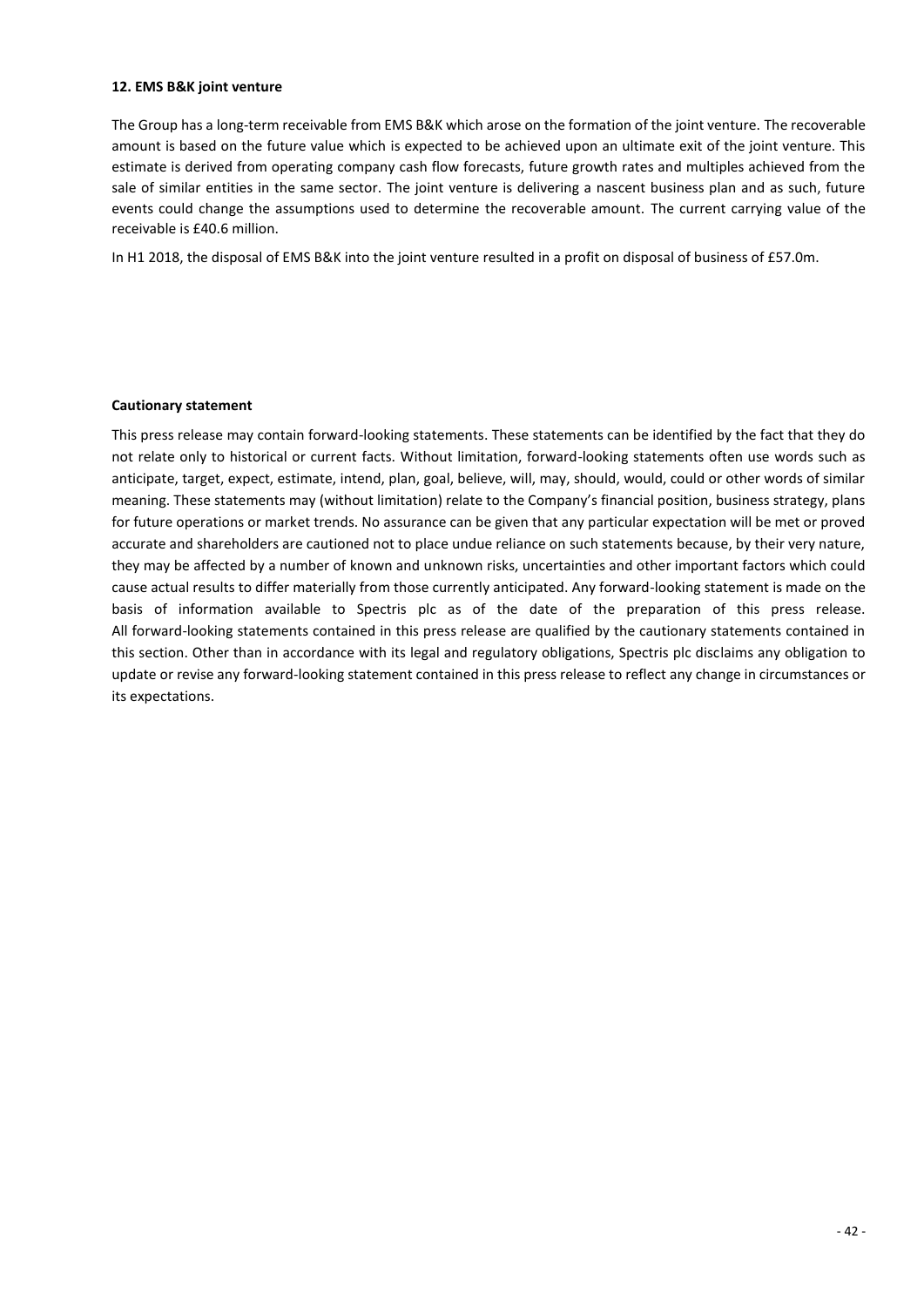### 12. EMS B&K joint venture

The Group has a long-term receivable from EMS B&K which arose on the formation of the joint venture. The recoverable amount is based on the future value which is expected to be achieved upon an ultimate exit of the joint venture. This estimate is derived from operating company cash flow forecasts, future growth rates and multiples achieved from the sale of similar entities in the same sector. The joint venture is delivering a nascent business plan and as such, future events could change the assumptions used to determine the recoverable amount. The current carrying value of the receivable is £40.6 million.

In H1 2018, the disposal of EMS B&K into the joint venture resulted in a profit on disposal of business of £57.0m.

### Cautionary statement

This press release may contain forward-looking statements. These statements can be identified by the fact that they do not relate only to historical or current facts. Without limitation, forward-looking statements often use words such as anticipate, target, expect, estimate, intend, plan, goal, believe, will, may, should, would, could or other words of similar meaning. These statements may (without limitation) relate to the Company's financial position, business strategy, plans for future operations or market trends. No assurance can be given that any particular expectation will be met or proved accurate and shareholders are cautioned not to place undue reliance on such statements because, by their very nature, they may be affected by a number of known and unknown risks, uncertainties and other important factors which could cause actual results to differ materially from those currently anticipated. Any forward-looking statement is made on the basis of information available to Spectris plc as of the date of the preparation of this press release. All forward-looking statements contained in this press release are qualified by the cautionary statements contained in this section. Other than in accordance with its legal and regulatory obligations, Spectris plc disclaims any obligation to update or revise any forward-looking statement contained in this press release to reflect any change in circumstances or its expectations.